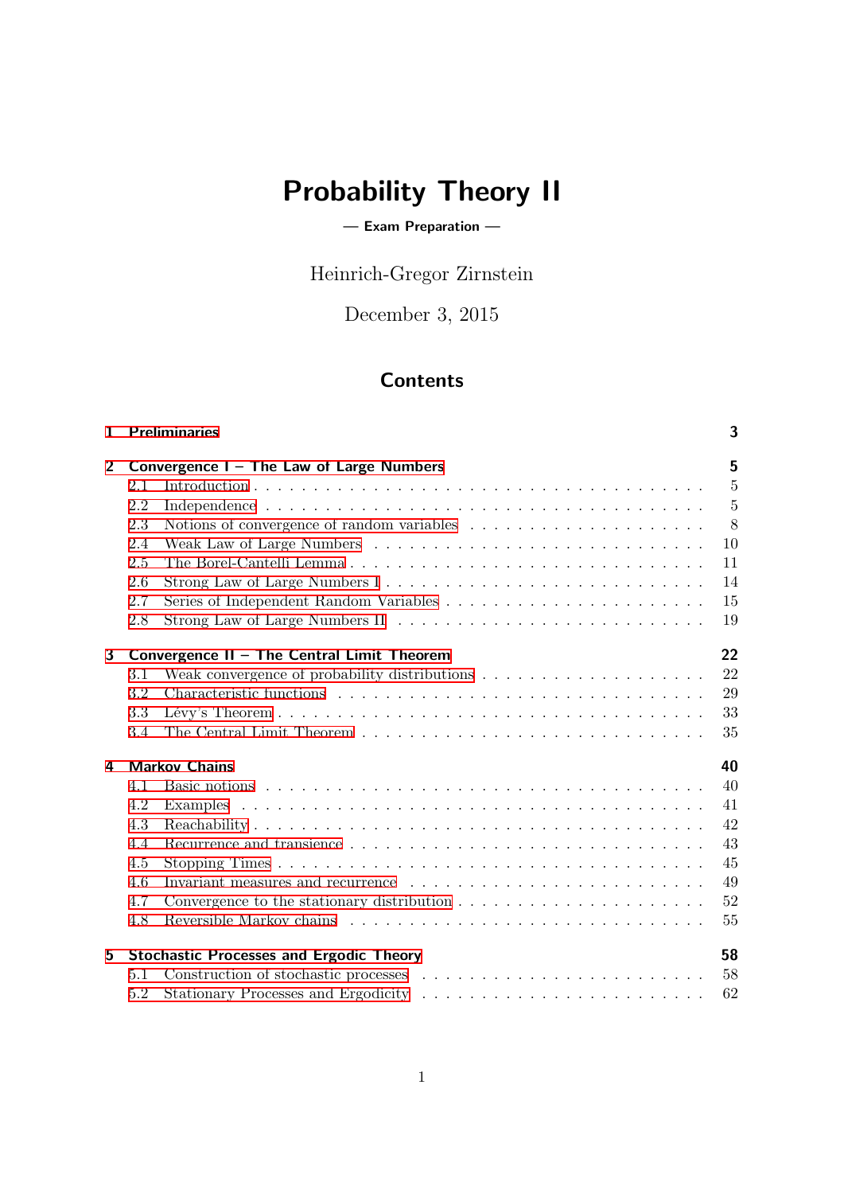# Probability Theory II

**— Exam Preparation —**

Heinrich-Gregor Zirnstein

December 3, 2015

## Contents

**1 Preliminaries** — 3

**2 Convergence I – The Law of Large Numbers** — 5

- 2.1 Introduction — 5
- 2.2 Independence — 5
- 2.3 Notions of convergence of random variables — 8
- 2.4 Weak Law of Large Numbers — 10
- 2.5 The Borel-Cantelli Lemma — 11
- 2.6 Strong Law of Large Numbers I — 14
- 2.7 Series of Independent Random Variables — 15
- 2.8 Strong Law of Large Numbers II — 19

**3 Convergence II – The Central Limit Theorem** — 22

- 3.1 Weak convergence of probability distributions — 22
- 3.2 Characteristic functions — 29
- 3.3 Lévy's Theorem — 33
- 3.4 The Central Limit Theorem — 35

**4 Markov Chains** — 40

- 4.1 Basic notions — 40
- 4.2 Examples — 41
- 4.3 Reachability — 42
- 4.4 Recurrence and transience — 43
- 4.5 Stopping Times — 45
- 4.6 Invariant measures and recurrence — 49
- 4.7 Convergence to the stationary distribution — 52
- 4.8 Reversible Markov chains — 55

**5 Stochastic Processes and Ergodic Theory** — 58

- 5.1 Construction of stochastic processes — 58
- 5.2 Stationary Processes and Ergodicity — 62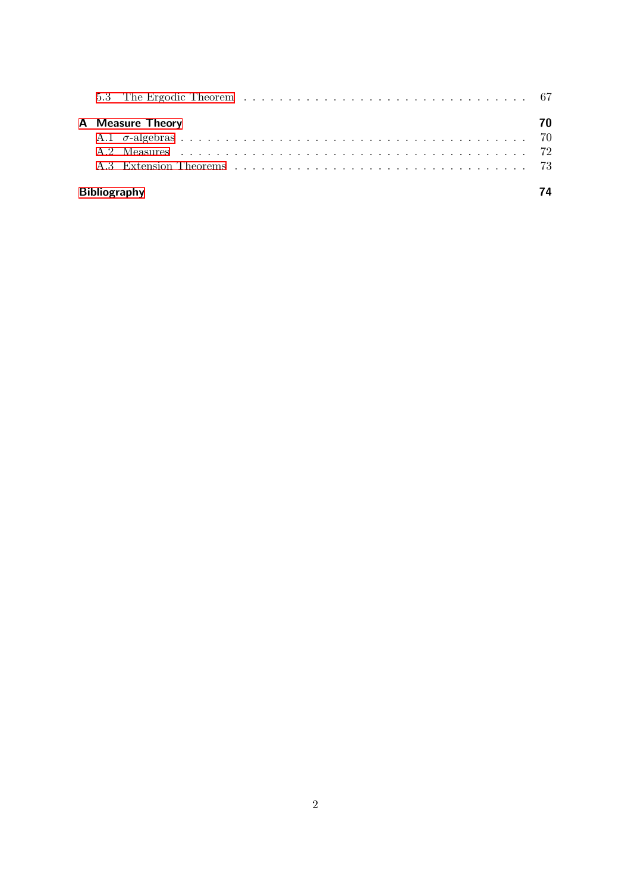5.3 The Ergodic Theorem . . . . . . . . . . 67

**A Measure Theory** **70**

A.1 $\sigma$-algebras . . . . . . . . . . 70

A.2 Measures . . . . . . . . . . 72

A.3 Extension Theorems . . . . . . . . . . 73

**Bibliography** **74**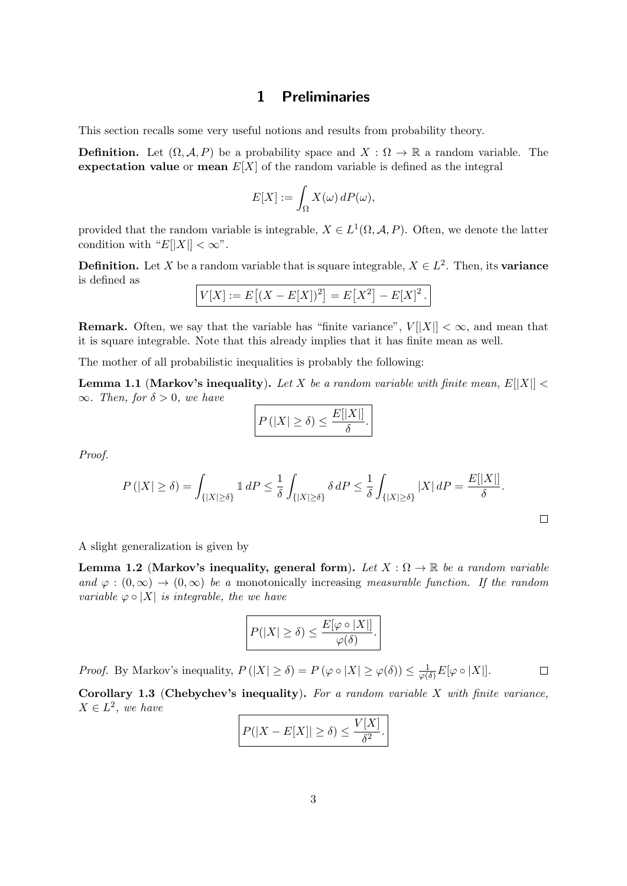# 1 Preliminaries

This section recalls some very useful notions and results from probability theory.

**Definition.** Let $(\Omega, \mathcal{A}, P)$ be a probability space and $X : \Omega \to \mathbb{R}$ a random variable. The **expectation value** or **mean** $E[X]$ of the random variable is defined as the integral

$$E[X] := \int_\Omega X(\omega)\, dP(\omega),$$

provided that the random variable is integrable, $X \in L^1(\Omega, \mathcal{A}, P)$. Often, we denote the latter condition with "$E[|X|] < \infty$".

**Definition.** Let $X$ be a random variable that is square integrable, $X \in L^2$. Then, its **variance** is defined as

$$\boxed{V[X] := E\big[(X - E[X])^2\big] = E\big[X^2\big] - E[X]^2\,.}$$

**Remark.** Often, we say that the variable has "finite variance", $V[|X|] < \infty$, and mean that it is square integrable. Note that this already implies that it has finite mean as well.

The mother of all probabilistic inequalities is probably the following:

**Lemma 1.1** (**Markov's inequality**)**.** *Let $X$ be a random variable with finite mean, $E[|X|] < \infty$. Then, for $\delta > 0$, we have*

$$\boxed{P\left(|X| \geq \delta\right) \leq \frac{E[|X|]}{\delta}.}$$

*Proof.*

$$P\left(|X| \geq \delta\right) = \int_{\{|X| \geq \delta\}} \mathbb{1}\, dP \leq \frac{1}{\delta} \int_{\{|X| \geq \delta\}} \delta\, dP \leq \frac{1}{\delta} \int_{\{|X| \geq \delta\}} |X|\, dP = \frac{E[|X|]}{\delta}.$$

□

A slight generalization is given by

**Lemma 1.2** (**Markov's inequality, general form**)**.** *Let $X : \Omega \to \mathbb{R}$ be a random variable and $\varphi : (0, \infty) \to (0, \infty)$ be a* monotonically increasing *measurable function. If the random variable $\varphi \circ |X|$ is integrable, the we have*

$$\boxed{P(|X| \geq \delta) \leq \frac{E[\varphi \circ |X|]}{\varphi(\delta)}.}$$

*Proof.* By Markov's inequality, $P\left(|X| \geq \delta\right) = P\left(\varphi \circ |X| \geq \varphi(\delta)\right) \leq \frac{1}{\varphi(\delta)} E[\varphi \circ |X|]$. □

**Corollary 1.3** (**Chebychev's inequality**)**.** *For a random variable $X$ with finite variance, $X \in L^2$, we have*

$$\boxed{P(|X - E[X]| \geq \delta) \leq \frac{V[X]}{\delta^2}.}$$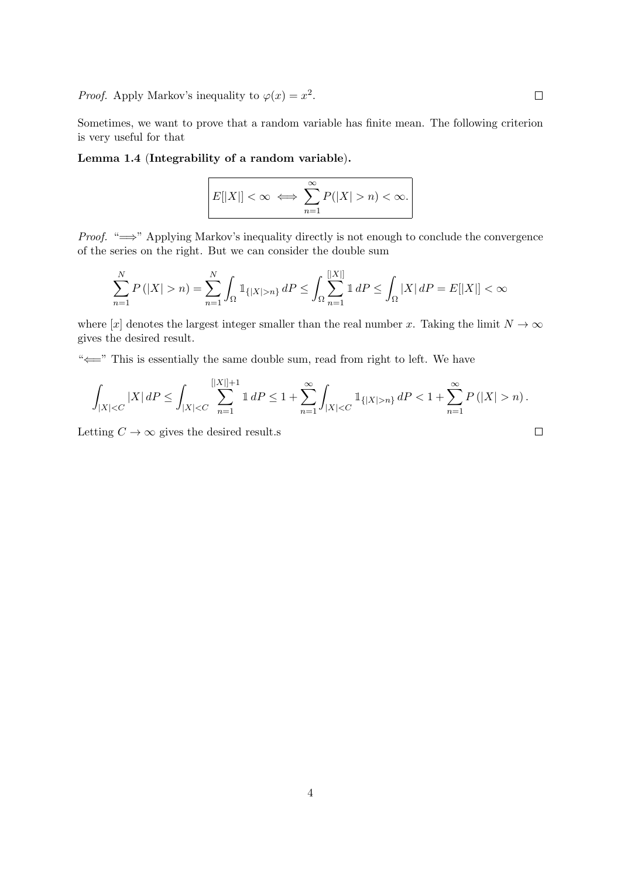*Proof.* Apply Markov's inequality to $\varphi(x) = x^2$. □

Sometimes, we want to prove that a random variable has finite mean. The following criterion is very useful for that

**Lemma 1.4 (Integrability of a random variable).**

$$\boxed{E[|X|] < \infty \iff \sum_{n=1}^{\infty} P(|X| > n) < \infty.}$$

*Proof.* "$\Longrightarrow$" Applying Markov's inequality directly is not enough to conclude the convergence of the series on the right. But we can consider the double sum

$$\sum_{n=1}^{N} P\left(|X| > n\right) = \sum_{n=1}^{N} \int_{\Omega} \mathbb{1}_{\{|X|>n\}} \, dP \leq \int_{\Omega} \sum_{n=1}^{[|X|]} \mathbb{1} \, dP \leq \int_{\Omega} |X| \, dP = E[|X|] < \infty$$

where $[x]$ denotes the largest integer smaller than the real number $x$. Taking the limit $N \to \infty$ gives the desired result.

"$\Longleftarrow$" This is essentially the same double sum, read from right to left. We have

$$\int_{|X|<C} |X| \, dP \leq \int_{|X|<C} \sum_{n=1}^{[|X|]+1} \mathbb{1} \, dP \leq 1 + \sum_{n=1}^{\infty} \int_{|X|<C} \mathbb{1}_{\{|X|>n\}} \, dP < 1 + \sum_{n=1}^{\infty} P\left(|X| > n\right).$$

Letting $C \to \infty$ gives the desired result.s □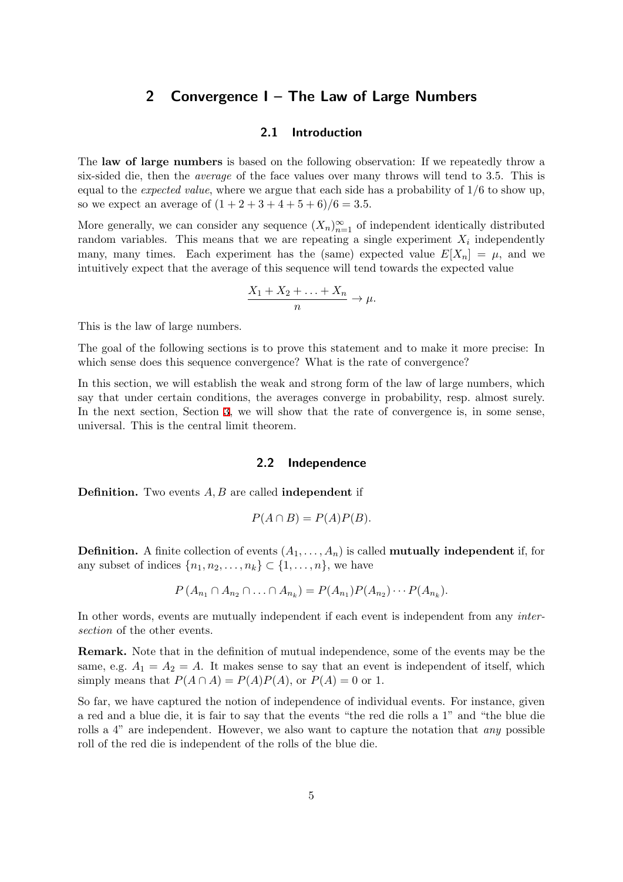## 2 Convergence I – The Law of Large Numbers

### 2.1 Introduction

The **law of large numbers** is based on the following observation: If we repeatedly throw a six-sided die, then the *average* of the face values over many throws will tend to 3.5. This is equal to the *expected value*, where we argue that each side has a probability of 1/6 to show up, so we expect an average of $(1 + 2 + 3 + 4 + 5 + 6)/6 = 3.5$.

More generally, we can consider any sequence $(X_n)_{n=1}^{\infty}$ of independent identically distributed random variables. This means that we are repeating a single experiment $X_i$ independently many, many times. Each experiment has the (same) expected value $E[X_n] = \mu$, and we intuitively expect that the average of this sequence will tend towards the expected value

$$\frac{X_1 + X_2 + \ldots + X_n}{n} \to \mu.$$

This is the law of large numbers.

The goal of the following sections is to prove this statement and to make it more precise: In which sense does this sequence convergence? What is the rate of convergence?

In this section, we will establish the weak and strong form of the law of large numbers, which say that under certain conditions, the averages converge in probability, resp. almost surely. In the next section, Section 3, we will show that the rate of convergence is, in some sense, universal. This is the central limit theorem.

### 2.2 Independence

**Definition.** Two events $A, B$ are called **independent** if

$$P(A \cap B) = P(A)P(B).$$

**Definition.** A finite collection of events $(A_1, \ldots, A_n)$ is called **mutually independent** if, for any subset of indices $\{n_1, n_2, \ldots, n_k\} \subset \{1, \ldots, n\}$, we have

$$P(A_{n_1} \cap A_{n_2} \cap \ldots \cap A_{n_k}) = P(A_{n_1})P(A_{n_2}) \cdots P(A_{n_k}).$$

In other words, events are mutually independent if each event is independent from any *intersection* of the other events.

**Remark.** Note that in the definition of mutual independence, some of the events may be the same, e.g. $A_1 = A_2 = A$. It makes sense to say that an event is independent of itself, which simply means that $P(A \cap A) = P(A)P(A)$, or $P(A) = 0$ or 1.

So far, we have captured the notion of independence of individual events. For instance, given a red and a blue die, it is fair to say that the events "the red die rolls a 1" and "the blue die rolls a 4" are independent. However, we also want to capture the notation that *any* possible roll of the red die is independent of the rolls of the blue die.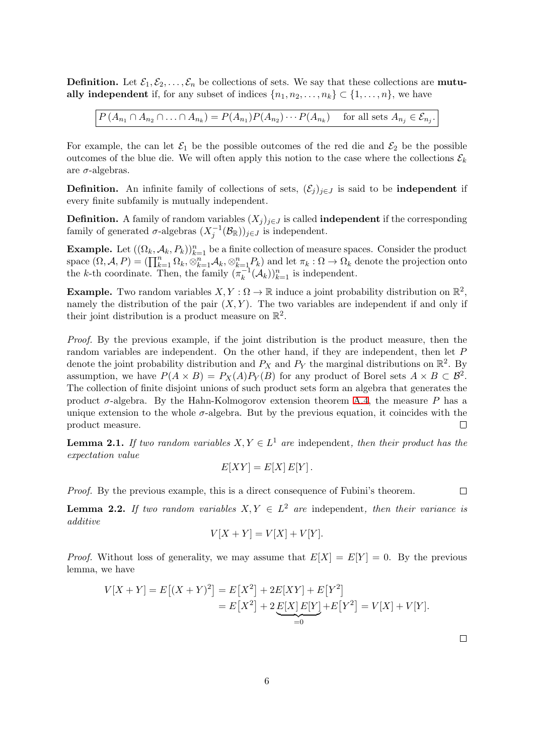**Definition.** Let $\mathcal{E}_1, \mathcal{E}_2, \ldots, \mathcal{E}_n$ be collections of sets. We say that these collections are **mutually independent** if, for any subset of indices $\{n_1, n_2, \ldots, n_k\} \subset \{1, \ldots, n\}$, we have

$$\boxed{P\left(A_{n_1} \cap A_{n_2} \cap \ldots \cap A_{n_k}\right) = P(A_{n_1})P(A_{n_2}) \cdots P(A_{n_k}) \quad \text{for all sets } A_{n_j} \in \mathcal{E}_{n_j}.}$$

For example, the can let $\mathcal{E}_1$ be the possible outcomes of the red die and $\mathcal{E}_2$ be the possible outcomes of the blue die. We will often apply this notion to the case where the collections $\mathcal{E}_k$ are $\sigma$-algebras.

**Definition.** An infinite family of collections of sets, $(\mathcal{E}_j)_{j \in J}$ is said to be **independent** if every finite subfamily is mutually independent.

**Definition.** A family of random variables $(X_j)_{j \in J}$ is called **independent** if the corresponding family of generated $\sigma$-algebras $(X_j^{-1}(\mathcal{B}_{\mathbb{R}}))_{j \in J}$ is independent.

**Example.** Let $((\Omega_k, \mathcal{A}_k, P_k))_{k=1}^n$ be a finite collection of measure spaces. Consider the product space $(\Omega, \mathcal{A}, P) = (\prod_{k=1}^n \Omega_k, \otimes_{k=1}^n \mathcal{A}_k, \otimes_{k=1}^n P_k)$ and let $\pi_k : \Omega \to \Omega_k$ denote the projection onto the $k$-th coordinate. Then, the family $(\pi_k^{-1}(\mathcal{A}_k))_{k=1}^n$ is independent.

**Example.** Two random variables $X, Y : \Omega \to \mathbb{R}$ induce a joint probability distribution on $\mathbb{R}^2$, namely the distribution of the pair $(X, Y)$. The two variables are independent if and only if their joint distribution is a product measure on $\mathbb{R}^2$.

*Proof.* By the previous example, if the joint distribution is the product measure, then the random variables are independent. On the other hand, if they are independent, then let $P$ denote the joint probability distribution and $P_X$ and $P_Y$ the marginal distributions on $\mathbb{R}^2$. By assumption, we have $P(A \times B) = P_X(A)P_Y(B)$ for any product of Borel sets $A \times B \subset \mathcal{B}^2$. The collection of finite disjoint unions of such product sets form an algebra that generates the product $\sigma$-algebra. By the Hahn-Kolmogorov extension theorem A.4, the measure $P$ has a unique extension to the whole $\sigma$-algebra. But by the previous equation, it coincides with the product measure. $\square$

**Lemma 2.1.** *If two random variables $X, Y \in L^1$ are* independent*, then their product has the expectation value*

$$E[XY] = E[X]\, E[Y]\,.$$

*Proof.* By the previous example, this is a direct consequence of Fubini's theorem. $\square$

**Lemma 2.2.** *If two random variables $X, Y \in L^2$ are* independent*, then their variance is additive*

$$V[X + Y] = V[X] + V[Y].$$

*Proof.* Without loss of generality, we may assume that $E[X] = E[Y] = 0$. By the previous lemma, we have

$$\begin{aligned} V[X+Y] = E\big[(X+Y)^2\big] &= E\big[X^2\big] + 2E[XY] + E\big[Y^2\big] \\ &= E\big[X^2\big] + 2\underbrace{E[X]\,E[Y]}_{=0} + E\big[Y^2\big] = V[X] + V[Y]. \end{aligned}$$

$\square$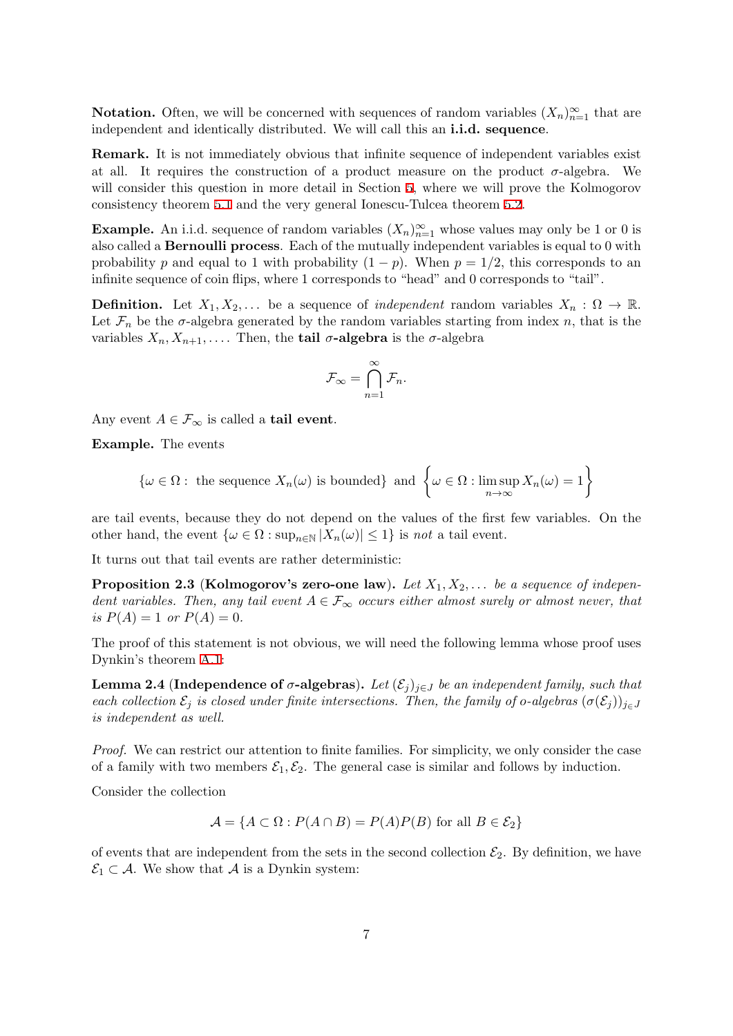**Notation.** Often, we will be concerned with sequences of random variables $(X_n)_{n=1}^{\infty}$ that are independent and identically distributed. We will call this an **i.i.d. sequence**.

**Remark.** It is not immediately obvious that infinite sequence of independent variables exist at all. It requires the construction of a product measure on the product $\sigma$-algebra. We will consider this question in more detail in Section 5, where we will prove the Kolmogorov consistency theorem 5.1 and the very general Ionescu-Tulcea theorem 5.2.

**Example.** An i.i.d. sequence of random variables $(X_n)_{n=1}^{\infty}$ whose values may only be 1 or 0 is also called a **Bernoulli process**. Each of the mutually independent variables is equal to 0 with probability $p$ and equal to 1 with probability $(1-p)$. When $p = 1/2$, this corresponds to an infinite sequence of coin flips, where 1 corresponds to "head" and 0 corresponds to "tail".

**Definition.** Let $X_1, X_2, \dots$ be a sequence of *independent* random variables $X_n : \Omega \to \mathbb{R}$. Let $\mathcal{F}_n$ be the $\sigma$-algebra generated by the random variables starting from index $n$, that is the variables $X_n, X_{n+1}, \dots$. Then, the **tail $\sigma$-algebra** is the $\sigma$-algebra

$$\mathcal{F}_\infty = \bigcap_{n=1}^{\infty} \mathcal{F}_n.$$

Any event $A \in \mathcal{F}_\infty$ is called a **tail event**.

**Example.** The events

$$\{\omega \in \Omega : \text{ the sequence } X_n(\omega) \text{ is bounded}\} \text{ and } \left\{\omega \in \Omega : \limsup_{n\to\infty} X_n(\omega) = 1\right\}$$

are tail events, because they do not depend on the values of the first few variables. On the other hand, the event $\{\omega \in \Omega : \sup_{n\in\mathbb{N}} |X_n(\omega)| \leq 1\}$ is *not* a tail event.

It turns out that tail events are rather deterministic:

**Proposition 2.3 (Kolmogorov's zero-one law).** *Let $X_1, X_2, \dots$ be a sequence of independent variables. Then, any tail event $A \in \mathcal{F}_\infty$ occurs either almost surely or almost never, that is $P(A) = 1$ or $P(A) = 0$.*

The proof of this statement is not obvious, we will need the following lemma whose proof uses Dynkin's theorem A.1:

**Lemma 2.4 (Independence of $\sigma$-algebras).** *Let $(\mathcal{E}_j)_{j\in J}$ be an independent family, such that each collection $\mathcal{E}_j$ is closed under finite intersections. Then, the family of o-algebras $(\sigma(\mathcal{E}_j))_{j\in J}$ is independent as well.*

*Proof.* We can restrict our attention to finite families. For simplicity, we only consider the case of a family with two members $\mathcal{E}_1, \mathcal{E}_2$. The general case is similar and follows by induction.

Consider the collection

$$\mathcal{A} = \{A \subset \Omega : P(A \cap B) = P(A)P(B) \text{ for all } B \in \mathcal{E}_2\}$$

of events that are independent from the sets in the second collection $\mathcal{E}_2$. By definition, we have $\mathcal{E}_1 \subset \mathcal{A}$. We show that $\mathcal{A}$ is a Dynkin system: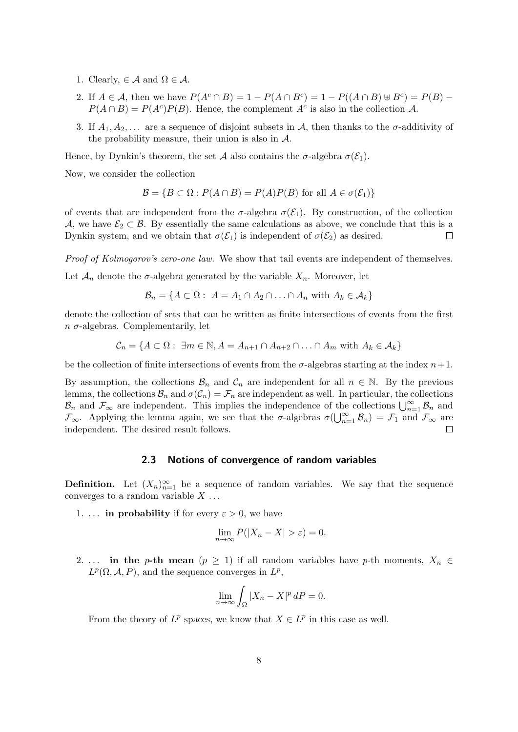1. Clearly, $\in \mathcal{A}$ and $\Omega \in \mathcal{A}$.
2. If $A \in \mathcal{A}$, then we have $P(A^c \cap B) = 1 - P(A \cap B^c) = 1 - P((A \cap B) \uplus B^c) = P(B) - P(A \cap B) = P(A^c)P(B)$. Hence, the complement $A^c$ is also in the collection $\mathcal{A}$.
3. If $A_1, A_2, \ldots$ are a sequence of disjoint subsets in $\mathcal{A}$, then thanks to the $\sigma$-additivity of the probability measure, their union is also in $\mathcal{A}$.

Hence, by Dynkin's theorem, the set $\mathcal{A}$ also contains the $\sigma$-algebra $\sigma(\mathcal{E}_1)$.

Now, we consider the collection

$$\mathcal{B} = \{B \subset \Omega : P(A \cap B) = P(A)P(B) \text{ for all } A \in \sigma(\mathcal{E}_1)\}$$

of events that are independent from the $\sigma$-algebra $\sigma(\mathcal{E}_1)$. By construction, of the collection $\mathcal{A}$, we have $\mathcal{E}_2 \subset \mathcal{B}$. By essentially the same calculations as above, we conclude that this is a Dynkin system, and we obtain that $\sigma(\mathcal{E}_1)$ is independent of $\sigma(\mathcal{E}_2)$ as desired. □

*Proof of Kolmogorov's zero-one law.* We show that tail events are independent of themselves.

Let $\mathcal{A}_n$ denote the $\sigma$-algebra generated by the variable $X_n$. Moreover, let

$$\mathcal{B}_n = \{A \subset \Omega : \ A = A_1 \cap A_2 \cap \ldots \cap A_n \text{ with } A_k \in \mathcal{A}_k\}$$

denote the collection of sets that can be written as finite intersections of events from the first $n$ $\sigma$-algebras. Complementarily, let

$$\mathcal{C}_n = \{A \subset \Omega : \ \exists m \in \mathbb{N}, A = A_{n+1} \cap A_{n+2} \cap \ldots \cap A_m \text{ with } A_k \in \mathcal{A}_k\}$$

be the collection of finite intersections of events from the $\sigma$-algebras starting at the index $n+1$.

By assumption, the collections $\mathcal{B}_n$ and $\mathcal{C}_n$ are independent for all $n \in \mathbb{N}$. By the previous lemma, the collections $\mathcal{B}_n$ and $\sigma(\mathcal{C}_n) = \mathcal{F}_n$ are independent as well. In particular, the collections $\mathcal{B}_n$ and $\mathcal{F}_\infty$ are independent. This implies the independence of the collections $\bigcup_{n=1}^\infty \mathcal{B}_n$ and $\mathcal{F}_\infty$. Applying the lemma again, we see that the $\sigma$-algebras $\sigma(\bigcup_{n=1}^\infty \mathcal{B}_n) = \mathcal{F}_1$ and $\mathcal{F}_\infty$ are independent. The desired result follows. □

### 2.3 Notions of convergence of random variables

**Definition.** Let $(X_n)_{n=1}^\infty$ be a sequence of random variables. We say that the sequence converges to a random variable $X$ ...

1. ... **in probability** if for every $\varepsilon > 0$, we have

$$\lim_{n\to\infty} P(|X_n - X| > \varepsilon) = 0.$$

2. ... **in the $p$-th mean** ($p \geq 1$) if all random variables have $p$-th moments, $X_n \in L^p(\Omega, \mathcal{A}, P)$, and the sequence converges in $L^p$,

$$\lim_{n\to\infty} \int_\Omega |X_n - X|^p \, dP = 0.$$

From the theory of $L^p$ spaces, we know that $X \in L^p$ in this case as well.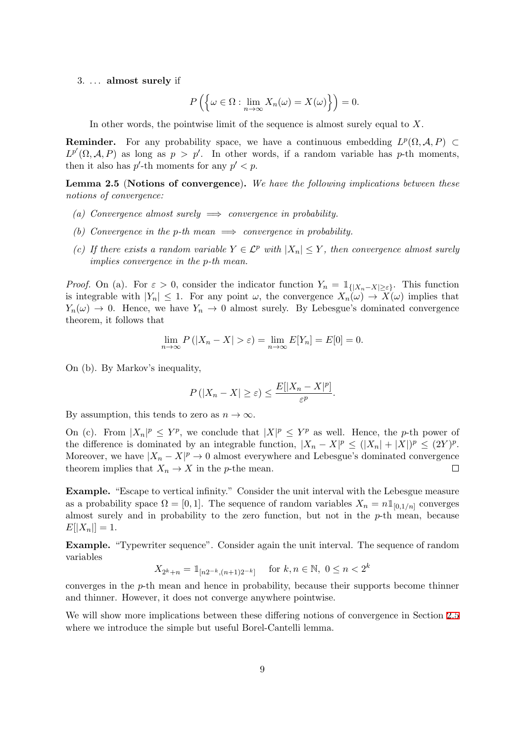3. … **almost surely** if

$$P\left(\left\{\omega \in \Omega : \lim_{n\to\infty} X_n(\omega) = X(\omega)\right\}\right) = 0.$$

In other words, the pointwise limit of the sequence is almost surely equal to $X$.

**Reminder.** For any probability space, we have a continuous embedding $L^p(\Omega, \mathcal{A}, P) \subset L^{p'}(\Omega, \mathcal{A}, P)$ as long as $p > p'$. In other words, if a random variable has $p$-th moments, then it also has $p'$-th moments for any $p' < p$.

**Lemma 2.5** (**Notions of convergence**). *We have the following implications between these notions of convergence:*

*(a) Convergence almost surely $\implies$ convergence in probability.*

*(b) Convergence in the p-th mean $\implies$ convergence in probability.*

*(c) If there exists a random variable $Y \in \mathcal{L}^p$ with $|X_n| \leq Y$, then convergence almost surely implies convergence in the p-th mean.*

*Proof.* On (a). For $\varepsilon > 0$, consider the indicator function $Y_n = \mathbb{1}_{\{|X_n - X| \geq \varepsilon\}}$. This function is integrable with $|Y_n| \leq 1$. For any point $\omega$, the convergence $X_n(\omega) \to X(\omega)$ implies that $Y_n(\omega) \to 0$. Hence, we have $Y_n \to 0$ almost surely. By Lebesgue's dominated convergence theorem, it follows that

$$\lim_{n\to\infty} P\left(|X_n - X| > \varepsilon\right) = \lim_{n\to\infty} E[Y_n] = E[0] = 0.$$

On (b). By Markov's inequality,

$$P\left(|X_n - X| \geq \varepsilon\right) \leq \frac{E[|X_n - X|^p]}{\varepsilon^p}.$$

By assumption, this tends to zero as $n \to \infty$.

On (c). From $|X_n|^p \leq Y^p$, we conclude that $|X|^p \leq Y^p$ as well. Hence, the $p$-th power of the difference is dominated by an integrable function, $|X_n - X|^p \leq (|X_n| + |X|)^p \leq (2Y)^p$. Moreover, we have $|X_n - X|^p \to 0$ almost everywhere and Lebesgue's dominated convergence theorem implies that $X_n \to X$ in the $p$-the mean. ∎

**Example.** "Escape to vertical infinity." Consider the unit interval with the Lebesgue measure as a probability space $\Omega = [0, 1]$. The sequence of random variables $X_n = n\mathbb{1}_{[0,1/n]}$ converges almost surely and in probability to the zero function, but not in the $p$-th mean, because $E[|X_n|] = 1$.

**Example.** "Typewriter sequence". Consider again the unit interval. The sequence of random variables

$$X_{2^k+n} = \mathbb{1}_{[n2^{-k},(n+1)2^{-k}]} \quad \text{for } k, n \in \mathbb{N},\ 0 \leq n < 2^k$$

converges in the $p$-th mean and hence in probability, because their supports become thinner and thinner. However, it does not converge anywhere pointwise.

We will show more implications between these differing notions of convergence in Section 2.5 where we introduce the simple but useful Borel-Cantelli lemma.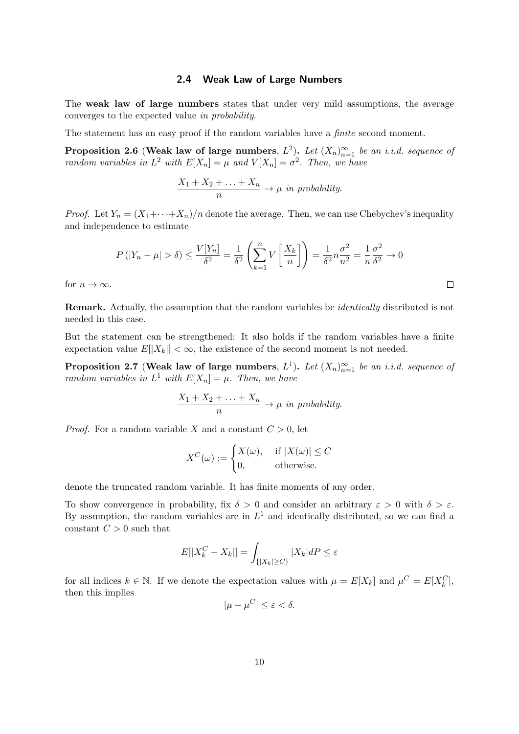### 2.4 Weak Law of Large Numbers

The **weak law of large numbers** states that under very mild assumptions, the average converges to the expected value *in probability*.

The statement has an easy proof if the random variables have a *finite* second moment.

**Proposition 2.6** (**Weak law of large numbers**, $L^2$)**.** *Let $(X_n)_{n=1}^\infty$ be an i.i.d. sequence of random variables in $L^2$ with $E[X_n] = \mu$ and $V[X_n] = \sigma^2$. Then, we have*

$$\frac{X_1 + X_2 + \ldots + X_n}{n} \to \mu \text{ in probability.}$$

*Proof.* Let $Y_n = (X_1 + \cdots + X_n)/n$ denote the average. Then, we can use Chebychev's inequality and independence to estimate

$$P\left(|Y_n - \mu| > \delta\right) \leq \frac{V[Y_n]}{\delta^2} = \frac{1}{\delta^2}\left(\sum_{k=1}^{n} V\left[\frac{X_k}{n}\right]\right) = \frac{1}{\delta^2} n \frac{\sigma^2}{n^2} = \frac{1}{n}\frac{\sigma^2}{\delta^2} \to 0$$

for $n \to \infty$. □

**Remark.** Actually, the assumption that the random variables be *identically* distributed is not needed in this case.

But the statement can be strengthened: It also holds if the random variables have a finite expectation value $E[|X_k|] < \infty$, the existence of the second moment is not needed.

**Proposition 2.7** (**Weak law of large numbers**, $L^1$)**.** *Let $(X_n)_{n=1}^\infty$ be an i.i.d. sequence of random variables in $L^1$ with $E[X_n] = \mu$. Then, we have*

$$\frac{X_1 + X_2 + \ldots + X_n}{n} \to \mu \text{ in probability.}$$

*Proof.* For a random variable $X$ and a constant $C > 0$, let

$$X^C(\omega) := \begin{cases} X(\omega), & \text{if } |X(\omega)| \leq C \\ 0, & \text{otherwise.} \end{cases}$$

denote the truncated random variable. It has finite moments of any order.

To show convergence in probability, fix $\delta > 0$ and consider an arbitrary $\varepsilon > 0$ with $\delta > \varepsilon$. By assumption, the random variables are in $L^1$ and identically distributed, so we can find a constant $C > 0$ such that

$$E[|X_k^C - X_k|] = \int_{\{|X_k| \geq C\}} |X_k| dP \leq \varepsilon$$

for all indices $k \in \mathbb{N}$. If we denote the expectation values with $\mu = E[X_k]$ and $\mu^C = E[X_k^C]$, then this implies

$$|\mu - \mu^C| \leq \varepsilon < \delta.$$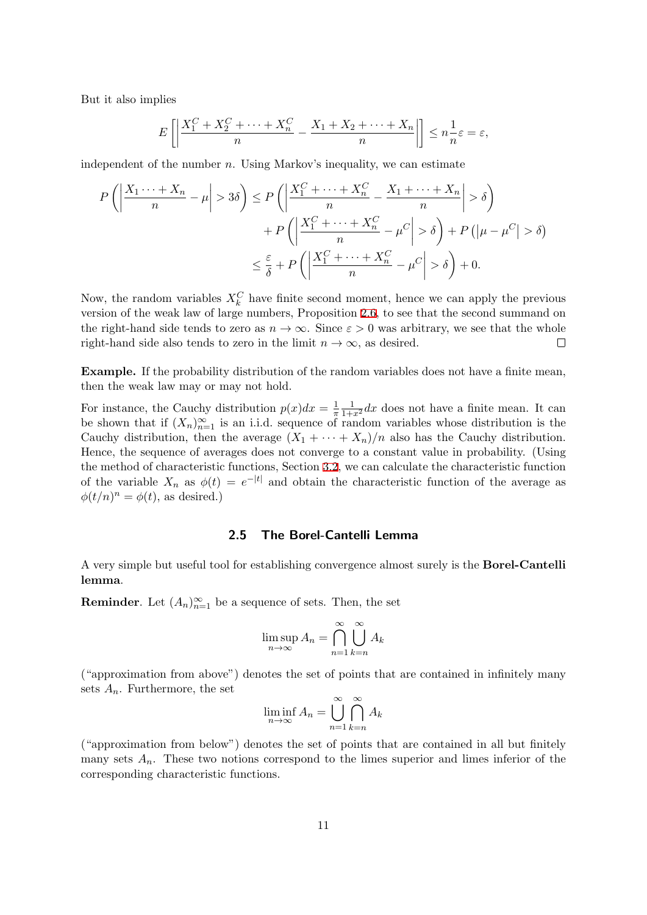But it also implies

$$E\left[\left|\frac{X_1^C + X_2^C + \cdots + X_n^C}{n} - \frac{X_1 + X_2 + \cdots + X_n}{n}\right|\right] \leq n\frac{1}{n}\varepsilon = \varepsilon,$$

independent of the number $n$. Using Markov's inequality, we can estimate

$$\begin{aligned}
P\left(\left|\frac{X_1 \cdots + X_n}{n} - \mu\right| > 3\delta\right) &\leq P\left(\left|\frac{X_1^C + \cdots + X_n^C}{n} - \frac{X_1 + \cdots + X_n}{n}\right| > \delta\right) \\
&\quad + P\left(\left|\frac{X_1^C + \cdots + X_n^C}{n} - \mu^C\right| > \delta\right) + P\left(\left|\mu - \mu^C\right| > \delta\right) \\
&\leq \frac{\varepsilon}{\delta} + P\left(\left|\frac{X_1^C + \cdots + X_n^C}{n} - \mu^C\right| > \delta\right) + 0.
\end{aligned}$$

Now, the random variables $X_k^C$ have finite second moment, hence we can apply the previous version of the weak law of large numbers, Proposition 2.6, to see that the second summand on the right-hand side tends to zero as $n \to \infty$. Since $\varepsilon > 0$ was arbitrary, we see that the whole right-hand side also tends to zero in the limit $n \to \infty$, as desired. □

**Example.** If the probability distribution of the random variables does not have a finite mean, then the weak law may or may not hold.

For instance, the Cauchy distribution $p(x)dx = \frac{1}{\pi}\frac{1}{1+x^2}dx$ does not have a finite mean. It can be shown that if $(X_n)_{n=1}^{\infty}$ is an i.i.d. sequence of random variables whose distribution is the Cauchy distribution, then the average $(X_1 + \cdots + X_n)/n$ also has the Cauchy distribution. Hence, the sequence of averages does not converge to a constant value in probability. (Using the method of characteristic functions, Section 3.2, we can calculate the characteristic function of the variable $X_n$ as $\phi(t) = e^{-|t|}$ and obtain the characteristic function of the average as $\phi(t/n)^n = \phi(t)$, as desired.)

### 2.5 The Borel-Cantelli Lemma

A very simple but useful tool for establishing convergence almost surely is the **Borel-Cantelli lemma**.

**Reminder**. Let $(A_n)_{n=1}^{\infty}$ be a sequence of sets. Then, the set

$$\limsup_{n\to\infty} A_n = \bigcap_{n=1}^{\infty} \bigcup_{k=n}^{\infty} A_k$$

("approximation from above") denotes the set of points that are contained in infinitely many sets $A_n$. Furthermore, the set

$$\liminf_{n\to\infty} A_n = \bigcup_{n=1}^{\infty} \bigcap_{k=n}^{\infty} A_k$$

("approximation from below") denotes the set of points that are contained in all but finitely many sets $A_n$. These two notions correspond to the limes superior and limes inferior of the corresponding characteristic functions.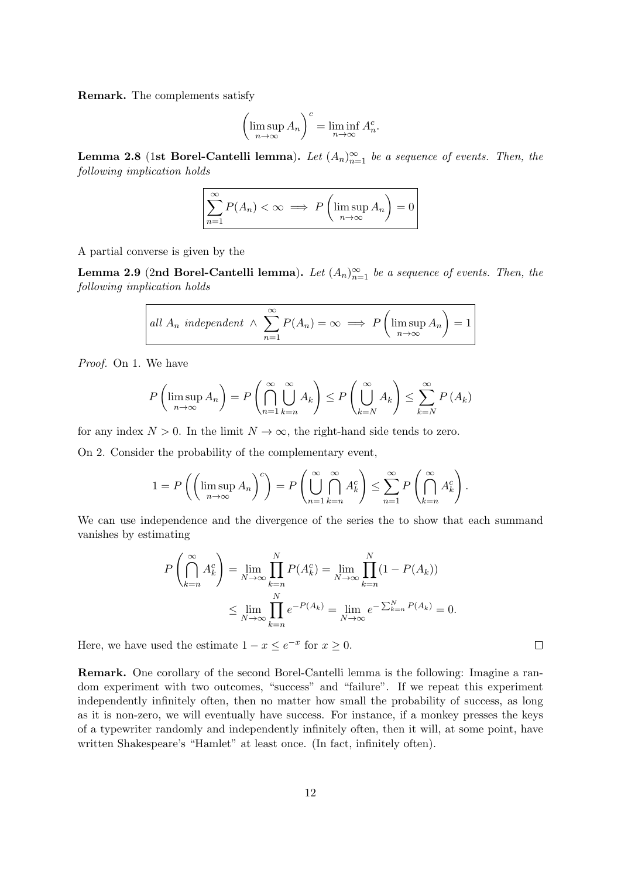**Remark.** The complements satisfy

$$\left(\limsup_{n\to\infty} A_n\right)^c = \liminf_{n\to\infty} A_n^c.$$

**Lemma 2.8** (**1st Borel-Cantelli lemma**)**.** *Let $(A_n)_{n=1}^\infty$ be a sequence of events. Then, the following implication holds*

$$\boxed{\sum_{n=1}^{\infty} P(A_n) < \infty \implies P\left(\limsup_{n\to\infty} A_n\right) = 0}$$

A partial converse is given by the

**Lemma 2.9** (**2nd Borel-Cantelli lemma**)**.** *Let $(A_n)_{n=1}^\infty$ be a sequence of events. Then, the following implication holds*

$$\boxed{\text{all } A_n \text{ independent } \wedge \sum_{n=1}^{\infty} P(A_n) = \infty \implies P\left(\limsup_{n\to\infty} A_n\right) = 1}$$

*Proof.* On 1. We have

$$P\left(\limsup_{n\to\infty} A_n\right) = P\left(\bigcap_{n=1}^{\infty}\bigcup_{k=n}^{\infty} A_k\right) \le P\left(\bigcup_{k=N}^{\infty} A_k\right) \le \sum_{k=N}^{\infty} P\left(A_k\right)$$

for any index $N > 0$. In the limit $N \to \infty$, the right-hand side tends to zero.

On 2. Consider the probability of the complementary event,

$$1 = P\left(\left(\limsup_{n\to\infty} A_n\right)^c\right) = P\left(\bigcup_{n=1}^{\infty}\bigcap_{k=n}^{\infty} A_k^c\right) \le \sum_{n=1}^{\infty} P\left(\bigcap_{k=n}^{\infty} A_k^c\right).$$

We can use independence and the divergence of the series the to show that each summand vanishes by estimating

$$\begin{aligned}
P\left(\bigcap_{k=n}^{\infty} A_k^c\right) &= \lim_{N\to\infty}\prod_{k=n}^{N} P(A_k^c) = \lim_{N\to\infty}\prod_{k=n}^{N}(1 - P(A_k)) \\
&\le \lim_{N\to\infty}\prod_{k=n}^{N} e^{-P(A_k)} = \lim_{N\to\infty} e^{-\sum_{k=n}^{N} P(A_k)} = 0.
\end{aligned}$$

Here, we have used the estimate $1 - x \le e^{-x}$ for $x \ge 0$. $\square$

**Remark.** One corollary of the second Borel-Cantelli lemma is the following: Imagine a random experiment with two outcomes, "success" and "failure". If we repeat this experiment independently infinitely often, then no matter how small the probability of success, as long as it is non-zero, we will eventually have success. For instance, if a monkey presses the keys of a typewriter randomly and independently infinitely often, then it will, at some point, have written Shakespeare's "Hamlet" at least once. (In fact, infinitely often).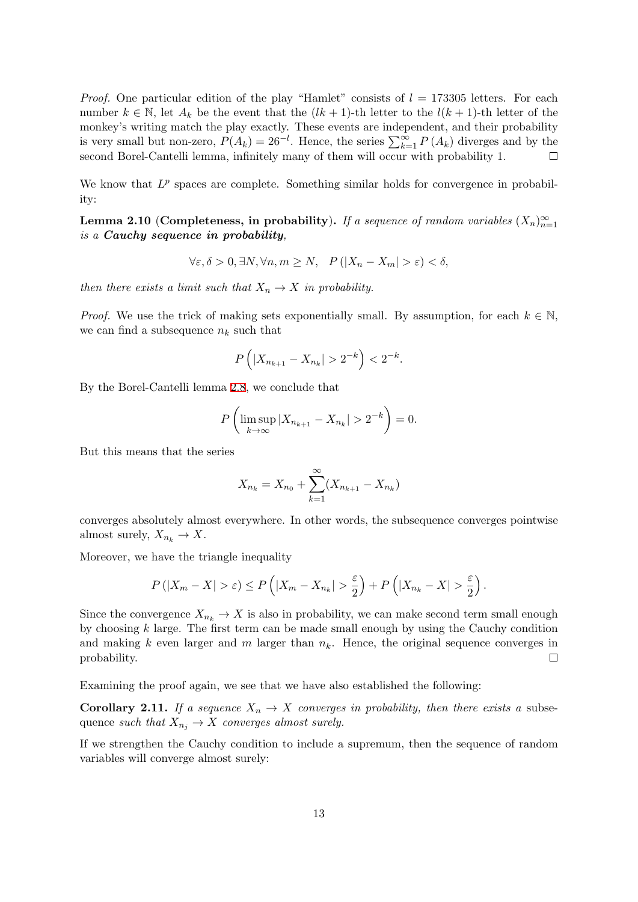*Proof.* One particular edition of the play "Hamlet" consists of $l = 173305$ letters. For each number $k \in \mathbb{N}$, let $A_k$ be the event that the $(lk+1)$-th letter to the $l(k+1)$-th letter of the monkey's writing match the play exactly. These events are independent, and their probability is very small but non-zero, $P(A_k) = 26^{-l}$. Hence, the series $\sum_{k=1}^{\infty} P(A_k)$ diverges and by the second Borel-Cantelli lemma, infinitely many of them will occur with probability 1. ◻

We know that $L^p$ spaces are complete. Something similar holds for convergence in probability:

**Lemma 2.10** (**Completeness, in probability**). *If a sequence of random variables $(X_n)_{n=1}^{\infty}$ is a **Cauchy sequence in probability**,*

$$\forall \varepsilon, \delta > 0, \exists N, \forall n, m \geq N, \quad P(|X_n - X_m| > \varepsilon) < \delta,$$

*then there exists a limit such that $X_n \to X$ in probability.*

*Proof.* We use the trick of making sets exponentially small. By assumption, for each $k \in \mathbb{N}$, we can find a subsequence $n_k$ such that

$$P\left(|X_{n_{k+1}} - X_{n_k}| > 2^{-k}\right) < 2^{-k}.$$

By the Borel-Cantelli lemma 2.8, we conclude that

$$P\left(\limsup_{k\to\infty} |X_{n_{k+1}} - X_{n_k}| > 2^{-k}\right) = 0.$$

But this means that the series

$$X_{n_k} = X_{n_0} + \sum_{k=1}^{\infty} (X_{n_{k+1}} - X_{n_k})$$

converges absolutely almost everywhere. In other words, the subsequence converges pointwise almost surely, $X_{n_k} \to X$.

Moreover, we have the triangle inequality

$$P(|X_m - X| > \varepsilon) \leq P\left(|X_m - X_{n_k}| > \frac{\varepsilon}{2}\right) + P\left(|X_{n_k} - X| > \frac{\varepsilon}{2}\right).$$

Since the convergence $X_{n_k} \to X$ is also in probability, we can make second term small enough by choosing $k$ large. The first term can be made small enough by using the Cauchy condition and making $k$ even larger and $m$ larger than $n_k$. Hence, the original sequence converges in probability. ◻

Examining the proof again, we see that we have also established the following:

**Corollary 2.11.** *If a sequence $X_n \to X$ converges in probability, then there exists a* subsequence *such that $X_{n_j} \to X$ converges almost surely.*

If we strengthen the Cauchy condition to include a supremum, then the sequence of random variables will converge almost surely: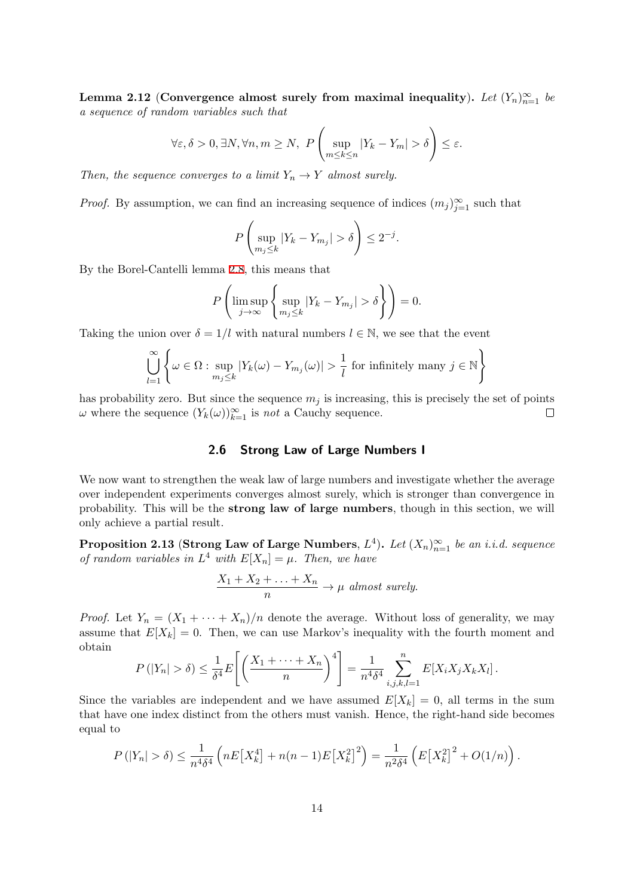**Lemma 2.12** (**Convergence almost surely from maximal inequality**)**.** *Let $(Y_n)_{n=1}^\infty$ be a sequence of random variables such that*

$$\forall \varepsilon, \delta > 0, \exists N, \forall n, m \geq N, \; P\left(\sup_{m \leq k \leq n} |Y_k - Y_m| > \delta\right) \leq \varepsilon.$$

*Then, the sequence converges to a limit $Y_n \to Y$ almost surely.*

*Proof.* By assumption, we can find an increasing sequence of indices $(m_j)_{j=1}^\infty$ such that

$$P\left(\sup_{m_j \leq k} |Y_k - Y_{m_j}| > \delta\right) \leq 2^{-j}.$$

By the Borel-Cantelli lemma 2.8, this means that

$$P\left(\limsup_{j\to\infty} \left\{\sup_{m_j \leq k} |Y_k - Y_{m_j}| > \delta\right\}\right) = 0.$$

Taking the union over $\delta = 1/l$ with natural numbers $l \in \mathbb{N}$, we see that the event

$$\bigcup_{l=1}^{\infty} \left\{\omega \in \Omega : \sup_{m_j \leq k} |Y_k(\omega) - Y_{m_j}(\omega)| > \frac{1}{l} \text{ for infinitely many } j \in \mathbb{N}\right\}$$

has probability zero. But since the sequence $m_j$ is increasing, this is precisely the set of points $\omega$ where the sequence $(Y_k(\omega))_{k=1}^\infty$ is *not* a Cauchy sequence. □

### 2.6 Strong Law of Large Numbers I

We now want to strengthen the weak law of large numbers and investigate whether the average over independent experiments converges almost surely, which is stronger than convergence in probability. This will be the **strong law of large numbers**, though in this section, we will only achieve a partial result.

**Proposition 2.13** (**Strong Law of Large Numbers**, $L^4$)**.** *Let $(X_n)_{n=1}^\infty$ be an i.i.d. sequence of random variables in $L^4$ with $E[X_n] = \mu$. Then, we have*

$$\frac{X_1 + X_2 + \ldots + X_n}{n} \to \mu \text{ almost surely.}$$

*Proof.* Let $Y_n = (X_1 + \cdots + X_n)/n$ denote the average. Without loss of generality, we may assume that $E[X_k] = 0$. Then, we can use Markov's inequality with the fourth moment and obtain

$$P\left(|Y_n| > \delta\right) \leq \frac{1}{\delta^4} E\left[\left(\frac{X_1 + \cdots + X_n}{n}\right)^4\right] = \frac{1}{n^4 \delta^4} \sum_{i,j,k,l=1}^{n} E[X_i X_j X_k X_l].$$

Since the variables are independent and we have assumed $E[X_k] = 0$, all terms in the sum that have one index distinct from the others must vanish. Hence, the right-hand side becomes equal to

$$P\left(|Y_n| > \delta\right) \leq \frac{1}{n^4 \delta^4}\left(nE\big[X_k^4\big] + n(n-1)E\big[X_k^2\big]^2\right) = \frac{1}{n^2\delta^4}\left(E\big[X_k^2\big]^2 + O(1/n)\right).$$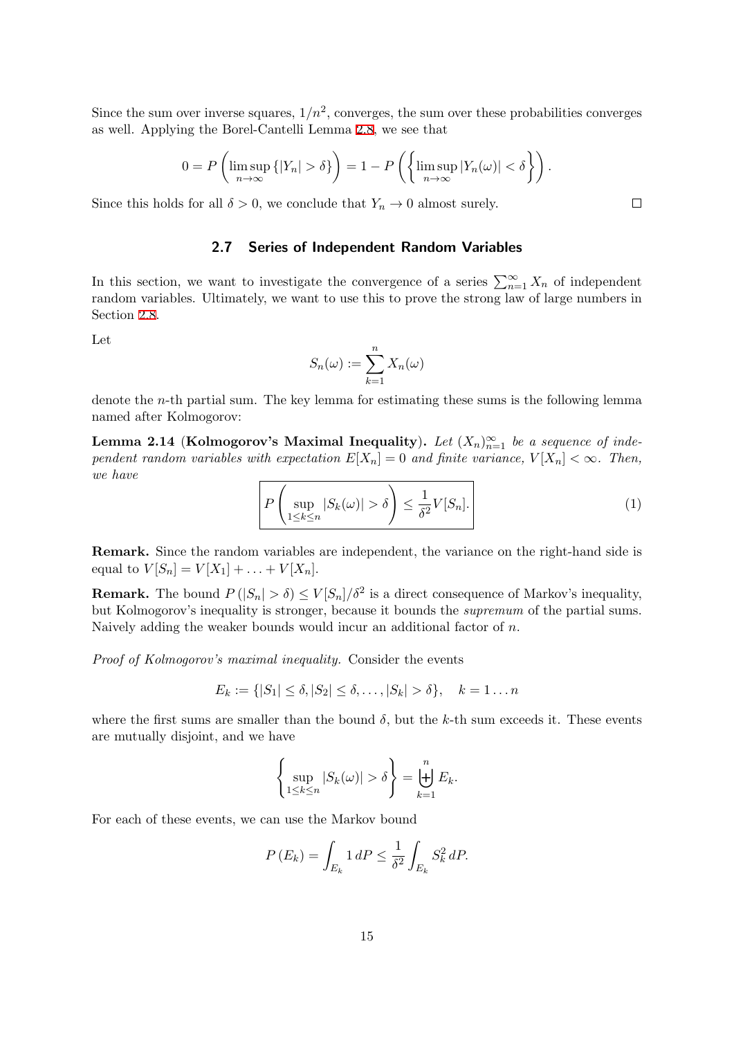Since the sum over inverse squares, $1/n^2$, converges, the sum over these probabilities converges as well. Applying the Borel-Cantelli Lemma 2.8, we see that

$$0 = P\left(\limsup_{n\to\infty} \{|Y_n| > \delta\}\right) = 1 - P\left(\left\{\limsup_{n\to\infty} |Y_n(\omega)| < \delta\right\}\right).$$

Since this holds for all $\delta > 0$, we conclude that $Y_n \to 0$ almost surely. □

## 2.7 Series of Independent Random Variables

In this section, we want to investigate the convergence of a series $\sum_{n=1}^{\infty} X_n$ of independent random variables. Ultimately, we want to use this to prove the strong law of large numbers in Section 2.8.

Let

$$S_n(\omega) := \sum_{k=1}^{n} X_n(\omega)$$

denote the $n$-th partial sum. The key lemma for estimating these sums is the following lemma named after Kolmogorov:

**Lemma 2.14 (Kolmogorov's Maximal Inequality).** *Let $(X_n)_{n=1}^{\infty}$ be a sequence of independent random variables with expectation $E[X_n] = 0$ and finite variance, $V[X_n] < \infty$. Then, we have*

$$\boxed{P\left(\sup_{1\le k\le n} |S_k(\omega)| > \delta\right) \le \frac{1}{\delta^2} V[S_n].} \tag{1}$$

**Remark.** Since the random variables are independent, the variance on the right-hand side is equal to $V[S_n] = V[X_1] + \ldots + V[X_n]$.

**Remark.** The bound $P(|S_n| > \delta) \le V[S_n]/\delta^2$ is a direct consequence of Markov's inequality, but Kolmogorov's inequality is stronger, because it bounds the *supremum* of the partial sums. Naively adding the weaker bounds would incur an additional factor of $n$.

*Proof of Kolmogorov's maximal inequality.* Consider the events

$$E_k := \{|S_1| \le \delta, |S_2| \le \delta, \ldots, |S_k| > \delta\}, \quad k = 1 \ldots n$$

where the first sums are smaller than the bound $\delta$, but the $k$-th sum exceeds it. These events are mutually disjoint, and we have

$$\left\{\sup_{1\le k\le n} |S_k(\omega)| > \delta\right\} = \biguplus_{k=1}^{n} E_k.$$

For each of these events, we can use the Markov bound

$$P(E_k) = \int_{E_k} 1\, dP \le \frac{1}{\delta^2} \int_{E_k} S_k^2\, dP.$$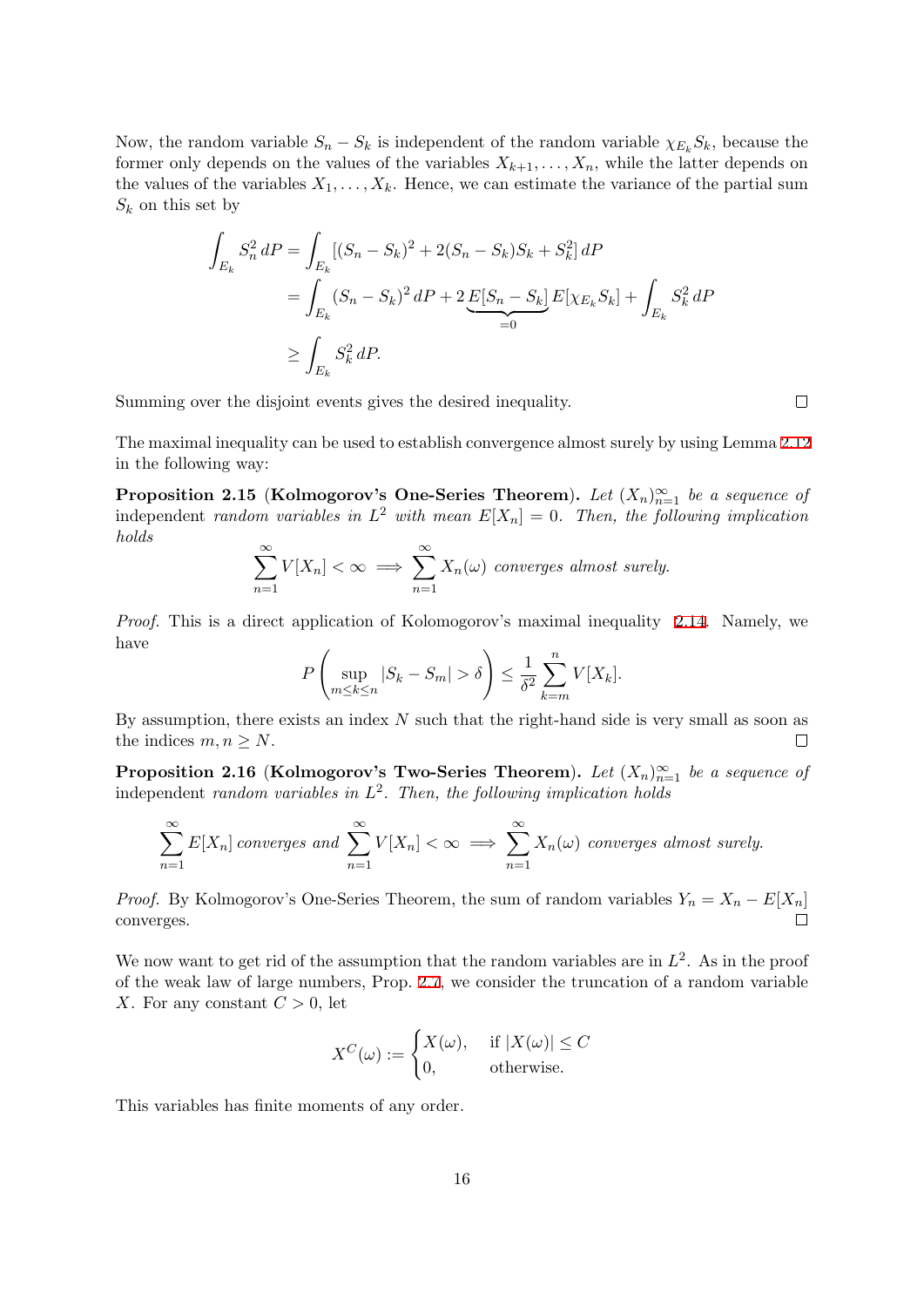Now, the random variable $S_n - S_k$ is independent of the random variable $\chi_{E_k} S_k$, because the former only depends on the values of the variables $X_{k+1}, \dots, X_n$, while the latter depends on the values of the variables $X_1, \dots, X_k$. Hence, we can estimate the variance of the partial sum $S_k$ on this set by

$$
\begin{aligned}
\int_{E_k} S_n^2 \, dP &= \int_{E_k} [(S_n - S_k)^2 + 2(S_n - S_k)S_k + S_k^2] \, dP \\
&= \int_{E_k} (S_n - S_k)^2 \, dP + 2 \underbrace{E[S_n - S_k]}_{=0} E[\chi_{E_k} S_k] + \int_{E_k} S_k^2 \, dP \\
&\geq \int_{E_k} S_k^2 \, dP.
\end{aligned}
$$

Summing over the disjoint events gives the desired inequality. □

The maximal inequality can be used to establish convergence almost surely by using Lemma 2.12 in the following way:

**Proposition 2.15** (**Kolmogorov's One-Series Theorem**). *Let $(X_n)_{n=1}^{\infty}$ be a sequence of* independent *random variables in $L^2$ with mean $E[X_n] = 0$. Then, the following implication holds*

$$
\sum_{n=1}^{\infty} V[X_n] < \infty \implies \sum_{n=1}^{\infty} X_n(\omega) \text{ converges almost surely.}
$$

*Proof.* This is a direct application of Kolomogorov's maximal inequality 2.14. Namely, we have

$$
P\left( \sup_{m \leq k \leq n} |S_k - S_m| > \delta \right) \leq \frac{1}{\delta^2} \sum_{k=m}^{n} V[X_k].
$$

By assumption, there exists an index $N$ such that the right-hand side is very small as soon as the indices $m, n \geq N$. □

**Proposition 2.16** (**Kolmogorov's Two-Series Theorem**). *Let $(X_n)_{n=1}^{\infty}$ be a sequence of* independent *random variables in $L^2$. Then, the following implication holds*

$$
\sum_{n=1}^{\infty} E[X_n] \text{ converges and } \sum_{n=1}^{\infty} V[X_n] < \infty \implies \sum_{n=1}^{\infty} X_n(\omega) \text{ converges almost surely.}
$$

*Proof.* By Kolmogorov's One-Series Theorem, the sum of random variables $Y_n = X_n - E[X_n]$ converges. □

We now want to get rid of the assumption that the random variables are in $L^2$. As in the proof of the weak law of large numbers, Prop. 2.7, we consider the truncation of a random variable $X$. For any constant $C > 0$, let

$$
X^C(\omega) := \begin{cases} X(\omega), & \text{if } |X(\omega)| \leq C \\ 0, & \text{otherwise.} \end{cases}
$$

This variables has finite moments of any order.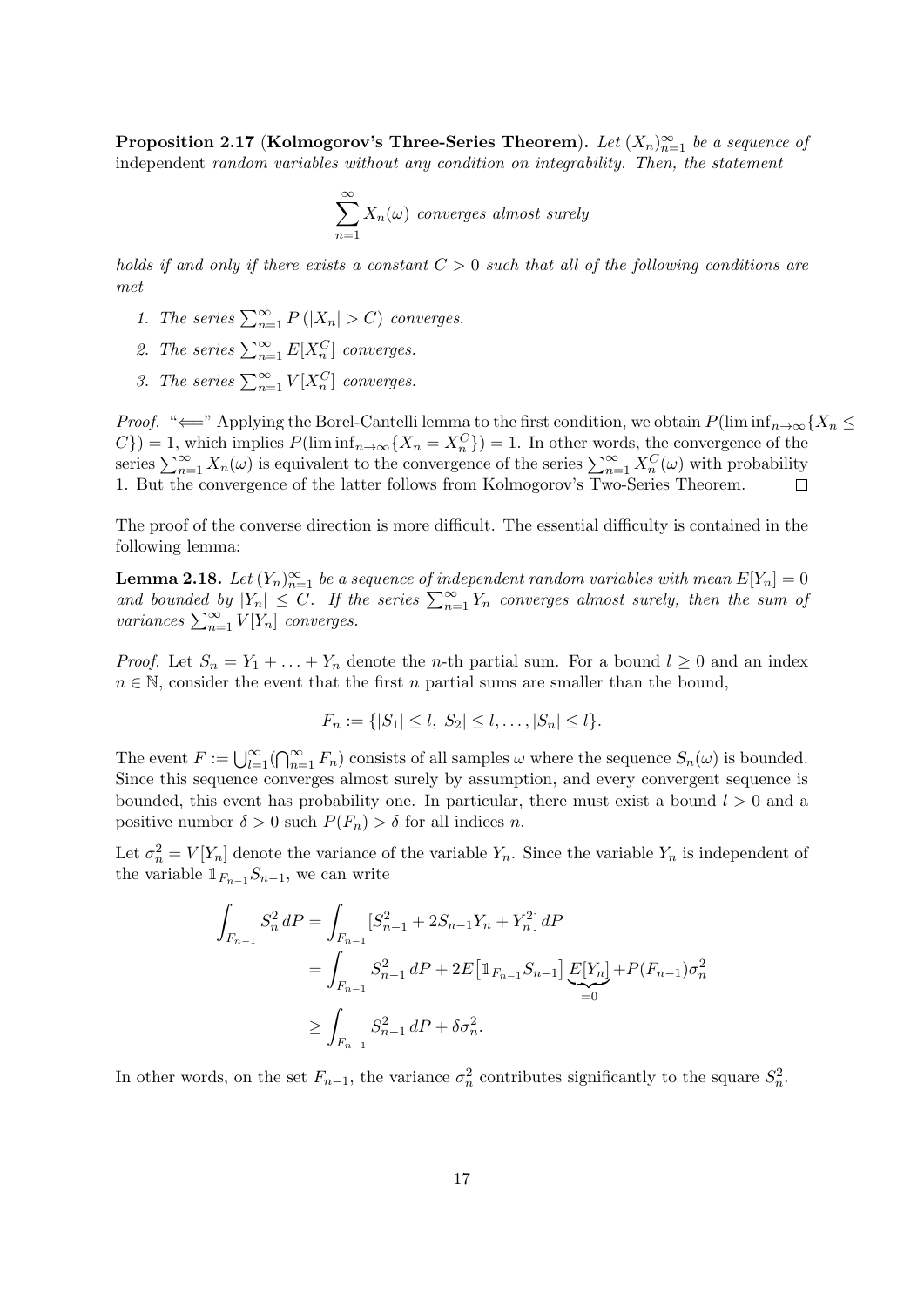**Proposition 2.17 (Kolmogorov's Three-Series Theorem).** *Let $(X_n)_{n=1}^\infty$ be a sequence of* independent *random variables without any condition on integrability. Then, the statement*

$$\sum_{n=1}^\infty X_n(\omega) \text{ converges almost surely}$$

*holds if and only if there exists a constant $C > 0$ such that all of the following conditions are met*

1. *The series $\sum_{n=1}^\infty P(|X_n| > C)$ converges.*
2. *The series $\sum_{n=1}^\infty E[X_n^C]$ converges.*
3. *The series $\sum_{n=1}^\infty V[X_n^C]$ converges.*

*Proof.* "$\Longleftarrow$" Applying the Borel-Cantelli lemma to the first condition, we obtain $P(\liminf_{n\to\infty}\{X_n \leq C\}) = 1$, which implies $P(\liminf_{n\to\infty}\{X_n = X_n^C\}) = 1$. In other words, the convergence of the series $\sum_{n=1}^\infty X_n(\omega)$ is equivalent to the convergence of the series $\sum_{n=1}^\infty X_n^C(\omega)$ with probability 1. But the convergence of the latter follows from Kolmogorov's Two-Series Theorem. $\square$

The proof of the converse direction is more difficult. The essential difficulty is contained in the following lemma:

**Lemma 2.18.** *Let $(Y_n)_{n=1}^\infty$ be a sequence of independent random variables with mean $E[Y_n] = 0$ and bounded by $|Y_n| \leq C$. If the series $\sum_{n=1}^\infty Y_n$ converges almost surely, then the sum of variances $\sum_{n=1}^\infty V[Y_n]$ converges.*

*Proof.* Let $S_n = Y_1 + \ldots + Y_n$ denote the $n$-th partial sum. For a bound $l \geq 0$ and an index $n \in \mathbb{N}$, consider the event that the first $n$ partial sums are smaller than the bound,

$$F_n := \{|S_1| \leq l, |S_2| \leq l, \ldots, |S_n| \leq l\}.$$

The event $F := \bigcup_{l=1}^\infty (\bigcap_{n=1}^\infty F_n)$ consists of all samples $\omega$ where the sequence $S_n(\omega)$ is bounded. Since this sequence converges almost surely by assumption, and every convergent sequence is bounded, this event has probability one. In particular, there must exist a bound $l > 0$ and a positive number $\delta > 0$ such $P(F_n) > \delta$ for all indices $n$.

Let $\sigma_n^2 = V[Y_n]$ denote the variance of the variable $Y_n$. Since the variable $Y_n$ is independent of the variable $\mathbb{1}_{F_{n-1}} S_{n-1}$, we can write

$$\begin{aligned}
\int_{F_{n-1}} S_n^2 \, dP &= \int_{F_{n-1}} [S_{n-1}^2 + 2S_{n-1}Y_n + Y_n^2] \, dP \\
&= \int_{F_{n-1}} S_{n-1}^2 \, dP + 2E\big[\mathbb{1}_{F_{n-1}} S_{n-1}\big] \underbrace{E[Y_n]}_{=0} + P(F_{n-1})\sigma_n^2 \\
&\geq \int_{F_{n-1}} S_{n-1}^2 \, dP + \delta\sigma_n^2.
\end{aligned}$$

In other words, on the set $F_{n-1}$, the variance $\sigma_n^2$ contributes significantly to the square $S_n^2$.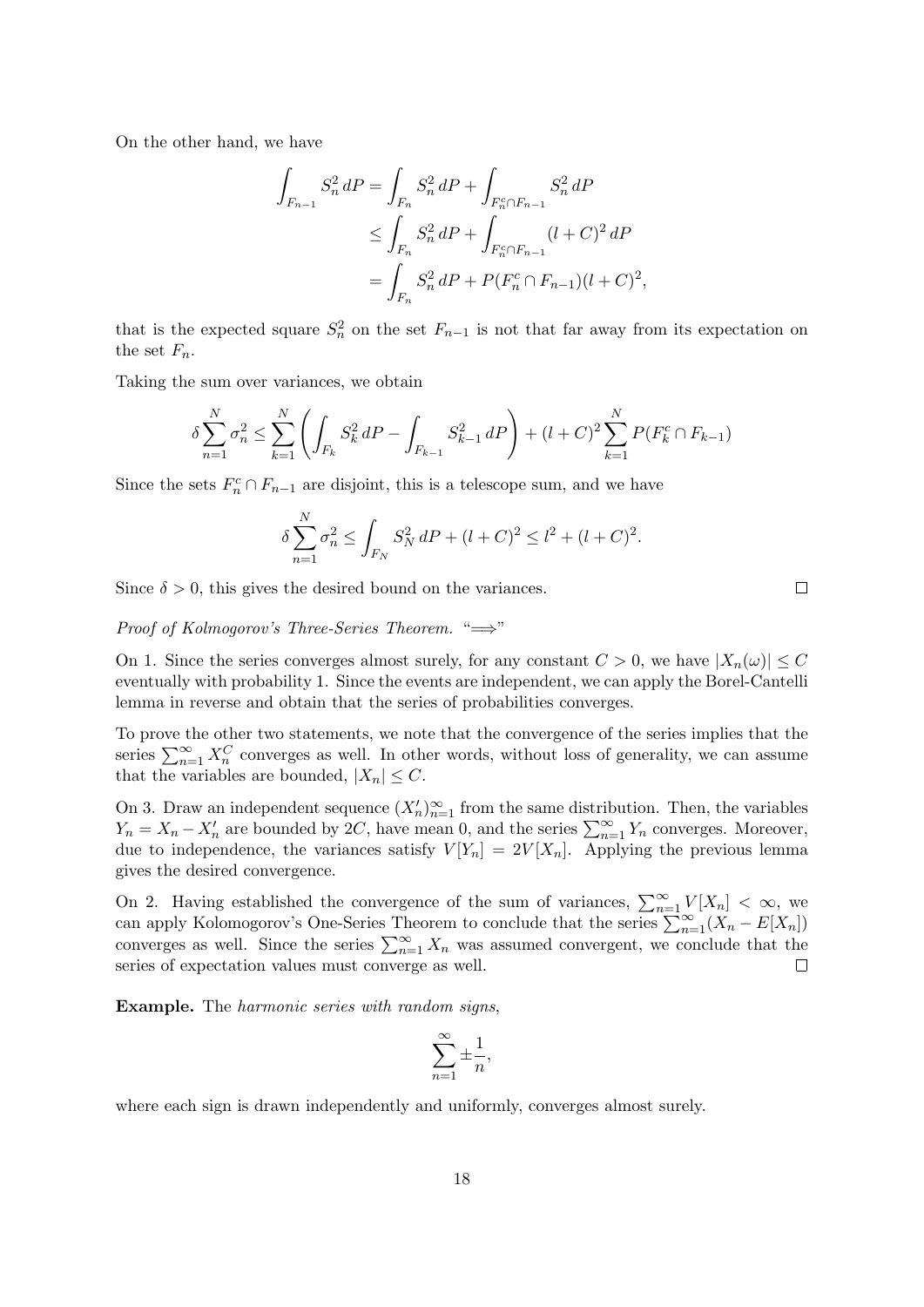On the other hand, we have

$$
\begin{aligned}
\int_{F_{n-1}} S_n^2 \, dP &= \int_{F_n} S_n^2 \, dP + \int_{F_n^c \cap F_{n-1}} S_n^2 \, dP \\
&\leq \int_{F_n} S_n^2 \, dP + \int_{F_n^c \cap F_{n-1}} (l + C)^2 \, dP \\
&= \int_{F_n} S_n^2 \, dP + P(F_n^c \cap F_{n-1})(l + C)^2,
\end{aligned}
$$

that is the expected square $S_n^2$ on the set $F_{n-1}$ is not that far away from its expectation on the set $F_n$.

Taking the sum over variances, we obtain

$$
\delta \sum_{n=1}^{N} \sigma_n^2 \leq \sum_{k=1}^{N} \left( \int_{F_k} S_k^2 \, dP - \int_{F_{k-1}} S_{k-1}^2 \, dP \right) + (l + C)^2 \sum_{k=1}^{N} P(F_k^c \cap F_{k-1})
$$

Since the sets $F_n^c \cap F_{n-1}$ are disjoint, this is a telescope sum, and we have

$$
\delta \sum_{n=1}^{N} \sigma_n^2 \leq \int_{F_N} S_N^2 \, dP + (l + C)^2 \leq l^2 + (l + C)^2.
$$

Since $\delta > 0$, this gives the desired bound on the variances. □

*Proof of Kolmogorov's Three-Series Theorem.* "$\Longrightarrow$"

On 1. Since the series converges almost surely, for any constant $C > 0$, we have $|X_n(\omega)| \leq C$ eventually with probability 1. Since the events are independent, we can apply the Borel-Cantelli lemma in reverse and obtain that the series of probabilities converges.

To prove the other two statements, we note that the convergence of the series implies that the series $\sum_{n=1}^{\infty} X_n^C$ converges as well. In other words, without loss of generality, we can assume that the variables are bounded, $|X_n| \leq C$.

On 3. Draw an independent sequence $(X_n')_{n=1}^{\infty}$ from the same distribution. Then, the variables $Y_n = X_n - X_n'$ are bounded by $2C$, have mean 0, and the series $\sum_{n=1}^{\infty} Y_n$ converges. Moreover, due to independence, the variances satisfy $V[Y_n] = 2V[X_n]$. Applying the previous lemma gives the desired convergence.

On 2. Having established the convergence of the sum of variances, $\sum_{n=1}^{\infty} V[X_n] < \infty$, we can apply Kolomogorov's One-Series Theorem to conclude that the series $\sum_{n=1}^{\infty}(X_n - E[X_n])$ converges as well. Since the series $\sum_{n=1}^{\infty} X_n$ was assumed convergent, we conclude that the series of expectation values must converge as well. □

**Example.** The *harmonic series with random signs*,

$$
\sum_{n=1}^{\infty} \pm \frac{1}{n},
$$

where each sign is drawn independently and uniformly, converges almost surely.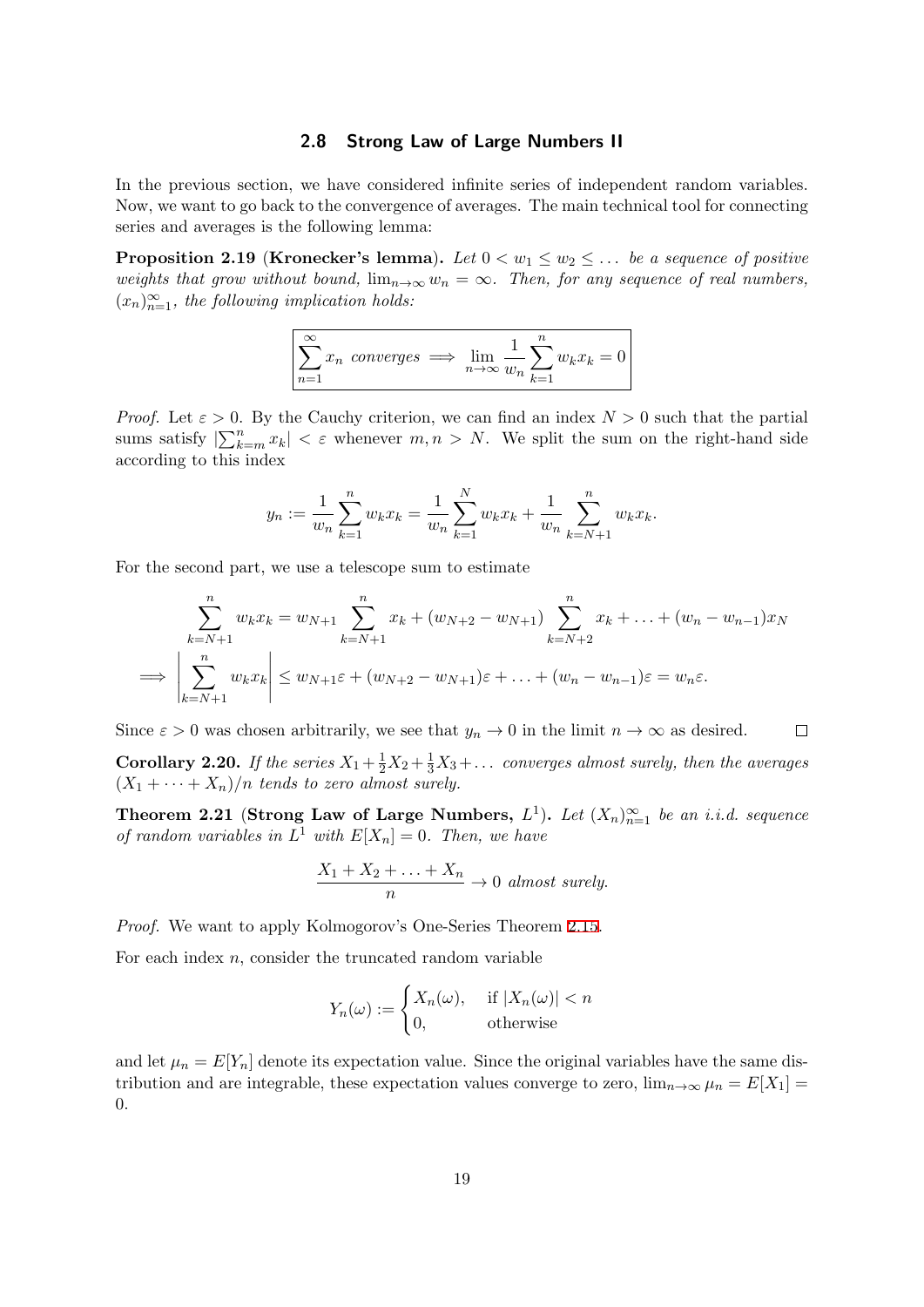### 2.8 Strong Law of Large Numbers II

In the previous section, we have considered infinite series of independent random variables. Now, we want to go back to the convergence of averages. The main technical tool for connecting series and averages is the following lemma:

**Proposition 2.19** (**Kronecker's lemma**). *Let $0 < w_1 \le w_2 \le \dots$ be a sequence of positive weights that grow without bound, $\lim_{n\to\infty} w_n = \infty$. Then, for any sequence of real numbers, $(x_n)_{n=1}^{\infty}$, the following implication holds:*

$$\boxed{\sum_{n=1}^{\infty} x_n \text{ converges} \implies \lim_{n\to\infty} \frac{1}{w_n} \sum_{k=1}^{n} w_k x_k = 0}$$

*Proof.* Let $\varepsilon > 0$. By the Cauchy criterion, we can find an index $N > 0$ such that the partial sums satisfy $|\sum_{k=m}^{n} x_k| < \varepsilon$ whenever $m, n > N$. We split the sum on the right-hand side according to this index

$$y_n := \frac{1}{w_n} \sum_{k=1}^{n} w_k x_k = \frac{1}{w_n} \sum_{k=1}^{N} w_k x_k + \frac{1}{w_n} \sum_{k=N+1}^{n} w_k x_k.$$

For the second part, we use a telescope sum to estimate

$$\sum_{k=N+1}^{n} w_k x_k = w_{N+1} \sum_{k=N+1}^{n} x_k + (w_{N+2} - w_{N+1}) \sum_{k=N+2}^{n} x_k + \ldots + (w_n - w_{n-1}) x_N$$

$$\implies \left| \sum_{k=N+1}^{n} w_k x_k \right| \le w_{N+1}\varepsilon + (w_{N+2} - w_{N+1})\varepsilon + \ldots + (w_n - w_{n-1})\varepsilon = w_n \varepsilon.$$

Since $\varepsilon > 0$ was chosen arbitrarily, we see that $y_n \to 0$ in the limit $n \to \infty$ as desired. □

**Corollary 2.20.** *If the series $X_1 + \frac{1}{2}X_2 + \frac{1}{3}X_3 + \ldots$ converges almost surely, then the averages $(X_1 + \cdots + X_n)/n$ tends to zero almost surely.*

**Theorem 2.21** (**Strong Law of Large Numbers, $L^1$**). *Let $(X_n)_{n=1}^{\infty}$ be an i.i.d. sequence of random variables in $L^1$ with $E[X_n] = 0$. Then, we have*

$$\frac{X_1 + X_2 + \ldots + X_n}{n} \to 0 \text{ almost surely.}$$

*Proof.* We want to apply Kolmogorov's One-Series Theorem 2.15.

For each index $n$, consider the truncated random variable

$$Y_n(\omega) := \begin{cases} X_n(\omega), & \text{if } |X_n(\omega)| < n \\ 0, & \text{otherwise} \end{cases}$$

and let $\mu_n = E[Y_n]$ denote its expectation value. Since the original variables have the same distribution and are integrable, these expectation values converge to zero, $\lim_{n\to\infty} \mu_n = E[X_1] = 0$.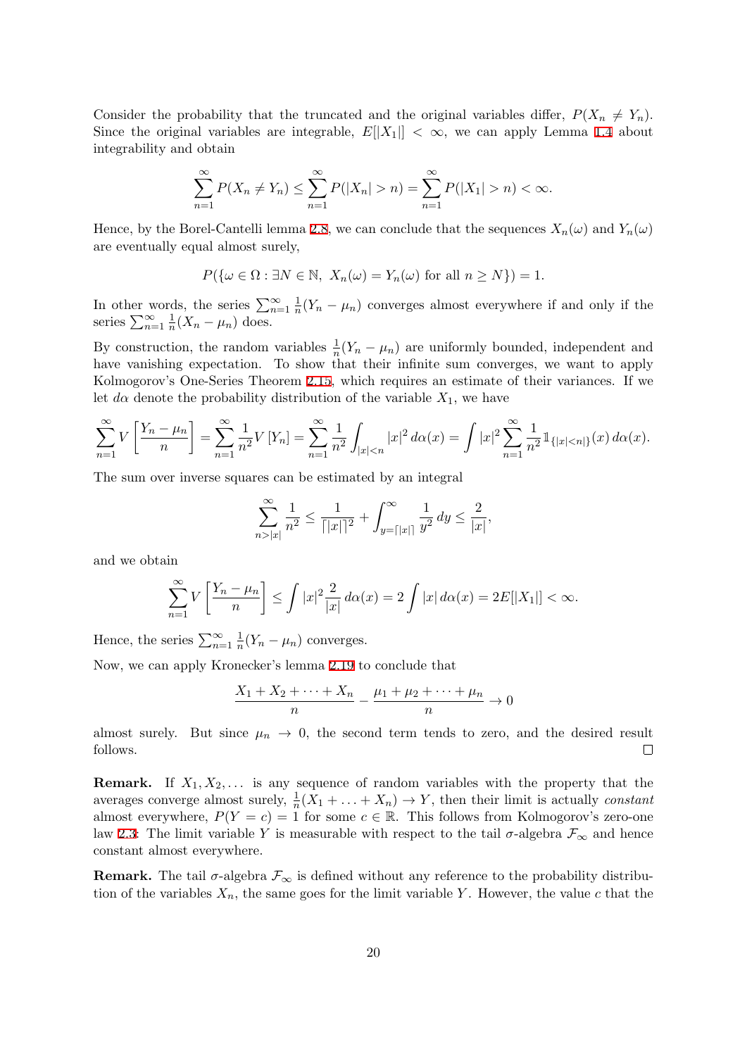Consider the probability that the truncated and the original variables differ, $P(X_n \neq Y_n)$. Since the original variables are integrable, $E[|X_1|] < \infty$, we can apply Lemma 1.4 about integrability and obtain

$$\sum_{n=1}^{\infty} P(X_n \neq Y_n) \leq \sum_{n=1}^{\infty} P(|X_n| > n) = \sum_{n=1}^{\infty} P(|X_1| > n) < \infty.$$

Hence, by the Borel-Cantelli lemma 2.8, we can conclude that the sequences $X_n(\omega)$ and $Y_n(\omega)$ are eventually equal almost surely,

$$P(\{\omega \in \Omega : \exists N \in \mathbb{N},\ X_n(\omega) = Y_n(\omega) \text{ for all } n \geq N\}) = 1.$$

In other words, the series $\sum_{n=1}^{\infty} \frac{1}{n}(Y_n - \mu_n)$ converges almost everywhere if and only if the series $\sum_{n=1}^{\infty} \frac{1}{n}(X_n - \mu_n)$ does.

By construction, the random variables $\frac{1}{n}(Y_n - \mu_n)$ are uniformly bounded, independent and have vanishing expectation. To show that their infinite sum converges, we want to apply Kolmogorov's One-Series Theorem 2.15, which requires an estimate of their variances. If we let $d\alpha$ denote the probability distribution of the variable $X_1$, we have

$$\sum_{n=1}^{\infty} V\left[\frac{Y_n - \mu_n}{n}\right] = \sum_{n=1}^{\infty} \frac{1}{n^2} V\left[Y_n\right] = \sum_{n=1}^{\infty} \frac{1}{n^2} \int_{|x|<n} |x|^2 \, d\alpha(x) = \int |x|^2 \sum_{n=1}^{\infty} \frac{1}{n^2} \mathbb{1}_{\{|x|<n|\}}(x) \, d\alpha(x).$$

The sum over inverse squares can be estimated by an integral

$$\sum_{n>|x|}^{\infty} \frac{1}{n^2} \leq \frac{1}{\lceil |x| \rceil^2} + \int_{y=\lceil |x| \rceil}^{\infty} \frac{1}{y^2} \, dy \leq \frac{2}{|x|},$$

and we obtain

$$\sum_{n=1}^{\infty} V\left[\frac{Y_n - \mu_n}{n}\right] \leq \int |x|^2 \frac{2}{|x|} \, d\alpha(x) = 2 \int |x| \, d\alpha(x) = 2E[|X_1|] < \infty.$$

Hence, the series $\sum_{n=1}^{\infty} \frac{1}{n}(Y_n - \mu_n)$ converges.

Now, we can apply Kronecker's lemma 2.19 to conclude that

$$\frac{X_1 + X_2 + \cdots + X_n}{n} - \frac{\mu_1 + \mu_2 + \cdots + \mu_n}{n} \to 0$$

almost surely. But since $\mu_n \to 0$, the second term tends to zero, and the desired result follows. $\square$

**Remark.** If $X_1, X_2, \ldots$ is any sequence of random variables with the property that the averages converge almost surely, $\frac{1}{n}(X_1 + \ldots + X_n) \to Y$, then their limit is actually *constant* almost everywhere, $P(Y = c) = 1$ for some $c \in \mathbb{R}$. This follows from Kolmogorov's zero-one law 2.3: The limit variable $Y$ is measurable with respect to the tail $\sigma$-algebra $\mathcal{F}_\infty$ and hence constant almost everywhere.

**Remark.** The tail $\sigma$-algebra $\mathcal{F}_\infty$ is defined without any reference to the probability distribution of the variables $X_n$, the same goes for the limit variable $Y$. However, the value $c$ that the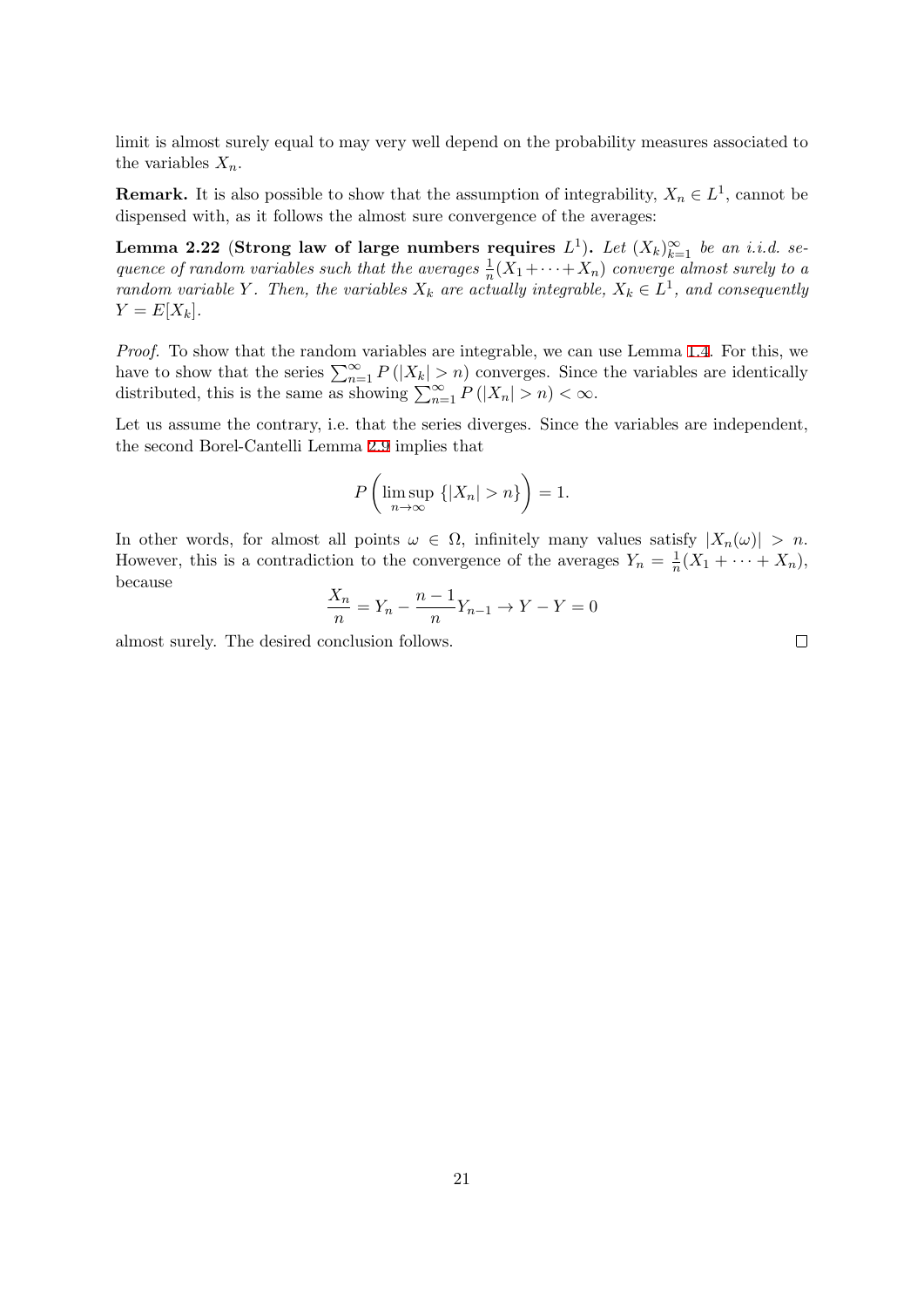limit is almost surely equal to may very well depend on the probability measures associated to the variables $X_n$.

**Remark.** It is also possible to show that the assumption of integrability, $X_n \in L^1$, cannot be dispensed with, as it follows the almost sure convergence of the averages:

**Lemma 2.22 (Strong law of large numbers requires $L^1$).** *Let $(X_k)_{k=1}^\infty$ be an i.i.d. sequence of random variables such that the averages $\frac{1}{n}(X_1+\cdots+X_n)$ converge almost surely to a random variable $Y$. Then, the variables $X_k$ are actually integrable, $X_k \in L^1$, and consequently $Y = E[X_k]$.*

*Proof.* To show that the random variables are integrable, we can use Lemma 1.4. For this, we have to show that the series $\sum_{n=1}^\infty P(|X_k| > n)$ converges. Since the variables are identically distributed, this is the same as showing $\sum_{n=1}^\infty P(|X_n| > n) < \infty$.

Let us assume the contrary, i.e. that the series diverges. Since the variables are independent, the second Borel-Cantelli Lemma 2.9 implies that

$$P\left(\limsup_{n\to\infty} \{|X_n| > n\}\right) = 1.$$

In other words, for almost all points $\omega \in \Omega$, infinitely many values satisfy $|X_n(\omega)| > n$. However, this is a contradiction to the convergence of the averages $Y_n = \frac{1}{n}(X_1 + \cdots + X_n)$, because

$$\frac{X_n}{n} = Y_n - \frac{n-1}{n} Y_{n-1} \to Y - Y = 0$$

almost surely. The desired conclusion follows. ∎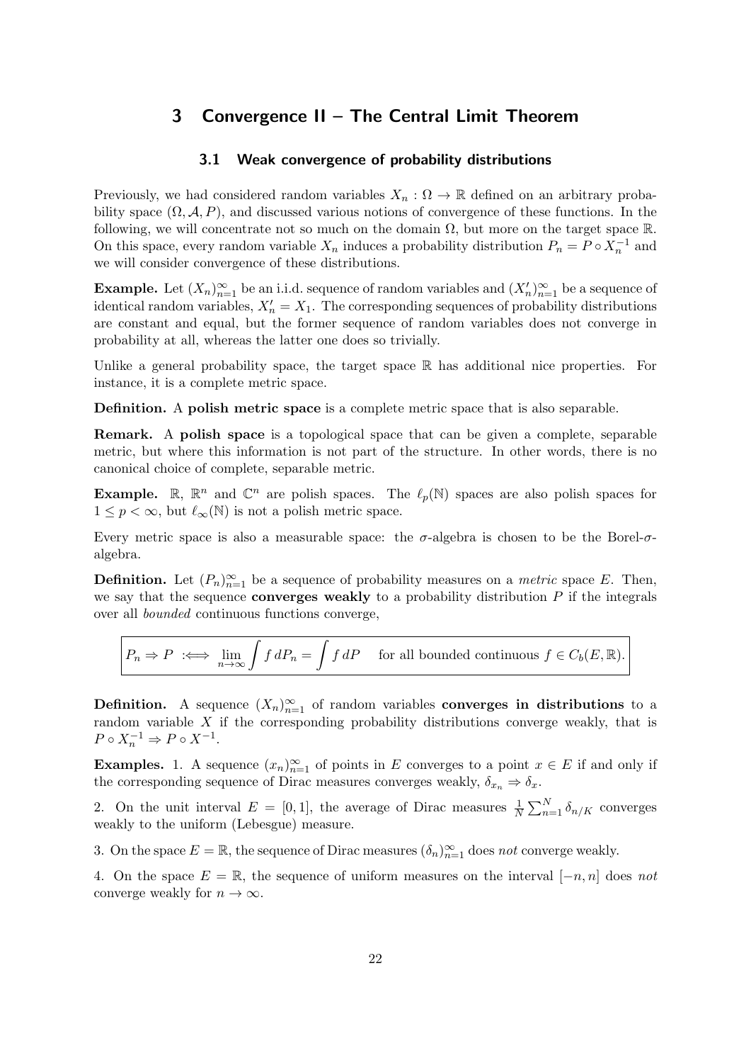# 3 Convergence II – The Central Limit Theorem

## 3.1 Weak convergence of probability distributions

Previously, we had considered random variables $X_n : \Omega \to \mathbb{R}$ defined on an arbitrary probability space $(\Omega, \mathcal{A}, P)$, and discussed various notions of convergence of these functions. In the following, we will concentrate not so much on the domain $\Omega$, but more on the target space $\mathbb{R}$. On this space, every random variable $X_n$ induces a probability distribution $P_n = P \circ X_n^{-1}$ and we will consider convergence of these distributions.

**Example.** Let $(X_n)_{n=1}^{\infty}$ be an i.i.d. sequence of random variables and $(X_n')_{n=1}^{\infty}$ be a sequence of identical random variables, $X_n' = X_1$. The corresponding sequences of probability distributions are constant and equal, but the former sequence of random variables does not converge in probability at all, whereas the latter one does so trivially.

Unlike a general probability space, the target space $\mathbb{R}$ has additional nice properties. For instance, it is a complete metric space.

**Definition.** A **polish metric space** is a complete metric space that is also separable.

**Remark.** A **polish space** is a topological space that can be given a complete, separable metric, but where this information is not part of the structure. In other words, there is no canonical choice of complete, separable metric.

**Example.** $\mathbb{R}$, $\mathbb{R}^n$ and $\mathbb{C}^n$ are polish spaces. The $\ell_p(\mathbb{N})$ spaces are also polish spaces for $1 \leq p < \infty$, but $\ell_\infty(\mathbb{N})$ is not a polish metric space.

Every metric space is also a measurable space: the $\sigma$-algebra is chosen to be the Borel-$\sigma$-algebra.

**Definition.** Let $(P_n)_{n=1}^{\infty}$ be a sequence of probability measures on a *metric* space $E$. Then, we say that the sequence **converges weakly** to a probability distribution $P$ if the integrals over all *bounded* continuous functions converge,

$$\boxed{P_n \Rightarrow P \;:\Longleftrightarrow\; \lim_{n\to\infty} \int f \, dP_n = \int f \, dP \quad \text{for all bounded continuous } f \in C_b(E, \mathbb{R}).}$$

**Definition.** A sequence $(X_n)_{n=1}^{\infty}$ of random variables **converges in distributions** to a random variable $X$ if the corresponding probability distributions converge weakly, that is $P \circ X_n^{-1} \Rightarrow P \circ X^{-1}$.

**Examples.** 1. A sequence $(x_n)_{n=1}^{\infty}$ of points in $E$ converges to a point $x \in E$ if and only if the corresponding sequence of Dirac measures converges weakly, $\delta_{x_n} \Rightarrow \delta_x$.

2. On the unit interval $E = [0, 1]$, the average of Dirac measures $\frac{1}{N} \sum_{n=1}^{N} \delta_{n/K}$ converges weakly to the uniform (Lebesgue) measure.

3. On the space $E = \mathbb{R}$, the sequence of Dirac measures $(\delta_n)_{n=1}^{\infty}$ does *not* converge weakly.

4. On the space $E = \mathbb{R}$, the sequence of uniform measures on the interval $[-n, n]$ does *not* converge weakly for $n \to \infty$.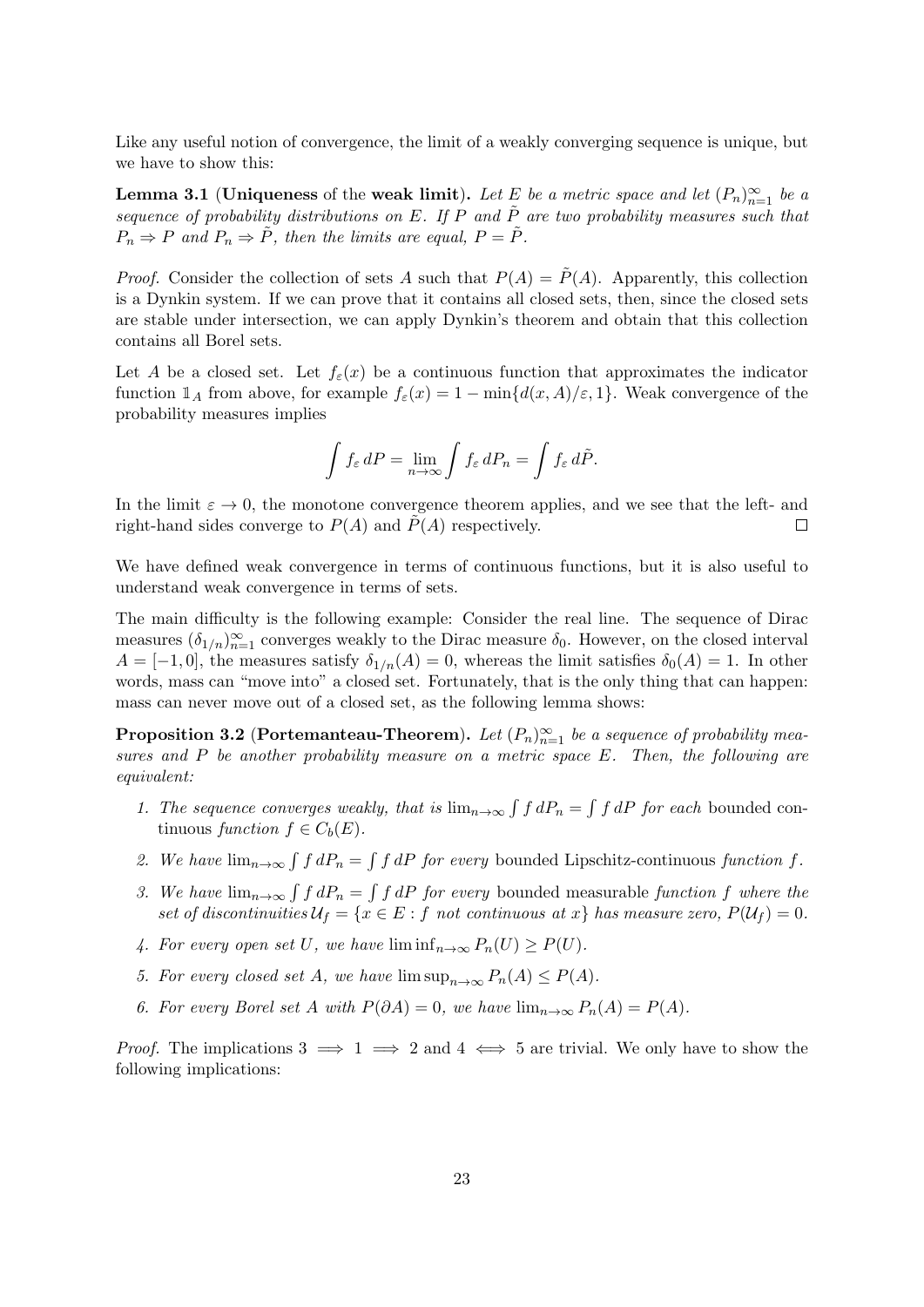Like any useful notion of convergence, the limit of a weakly converging sequence is unique, but we have to show this:

**Lemma 3.1** (**Uniqueness** of the **weak limit**)**.** *Let $E$ be a metric space and let $(P_n)_{n=1}^\infty$ be a sequence of probability distributions on $E$. If $P$ and $\tilde{P}$ are two probability measures such that $P_n \Rightarrow P$ and $P_n \Rightarrow \tilde{P}$, then the limits are equal, $P = \tilde{P}$.*

*Proof.* Consider the collection of sets $A$ such that $P(A) = \tilde{P}(A)$. Apparently, this collection is a Dynkin system. If we can prove that it contains all closed sets, then, since the closed sets are stable under intersection, we can apply Dynkin's theorem and obtain that this collection contains all Borel sets.

Let $A$ be a closed set. Let $f_\varepsilon(x)$ be a continuous function that approximates the indicator function $\mathbb{1}_A$ from above, for example $f_\varepsilon(x) = 1 - \min\{d(x, A)/\varepsilon, 1\}$. Weak convergence of the probability measures implies

$$\int f_\varepsilon \, dP = \lim_{n\to\infty} \int f_\varepsilon \, dP_n = \int f_\varepsilon \, d\tilde{P}.$$

In the limit $\varepsilon \to 0$, the monotone convergence theorem applies, and we see that the left- and right-hand sides converge to $P(A)$ and $\tilde{P}(A)$ respectively. $\square$

We have defined weak convergence in terms of continuous functions, but it is also useful to understand weak convergence in terms of sets.

The main difficulty is the following example: Consider the real line. The sequence of Dirac measures $(\delta_{1/n})_{n=1}^\infty$ converges weakly to the Dirac measure $\delta_0$. However, on the closed interval $A = [-1, 0]$, the measures satisfy $\delta_{1/n}(A) = 0$, whereas the limit satisfies $\delta_0(A) = 1$. In other words, mass can "move into" a closed set. Fortunately, that is the only thing that can happen: mass can never move out of a closed set, as the following lemma shows:

**Proposition 3.2** (**Portemanteau-Theorem**)**.** *Let $(P_n)_{n=1}^\infty$ be a sequence of probability measures and $P$ be another probability measure on a metric space $E$. Then, the following are equivalent:*

1. *The sequence converges weakly, that is $\lim_{n\to\infty} \int f \, dP_n = \int f \, dP$ for each* bounded continuous *function $f \in C_b(E)$.*
2. *We have $\lim_{n\to\infty} \int f \, dP_n = \int f \, dP$ for every* bounded Lipschitz-continuous *function $f$.*
3. *We have $\lim_{n\to\infty} \int f \, dP_n = \int f \, dP$ for every* bounded measurable *function $f$ where the set of discontinuities $\mathcal{U}_f = \{x \in E : f \text{ not continuous at } x\}$ has measure zero, $P(\mathcal{U}_f) = 0$.*
4. *For every open set $U$, we have $\liminf_{n\to\infty} P_n(U) \geq P(U)$.*
5. *For every closed set $A$, we have $\limsup_{n\to\infty} P_n(A) \leq P(A)$.*
6. *For every Borel set $A$ with $P(\partial A) = 0$, we have $\lim_{n\to\infty} P_n(A) = P(A)$.*

*Proof.* The implications $3 \implies 1 \implies 2$ and $4 \iff 5$ are trivial. We only have to show the following implications: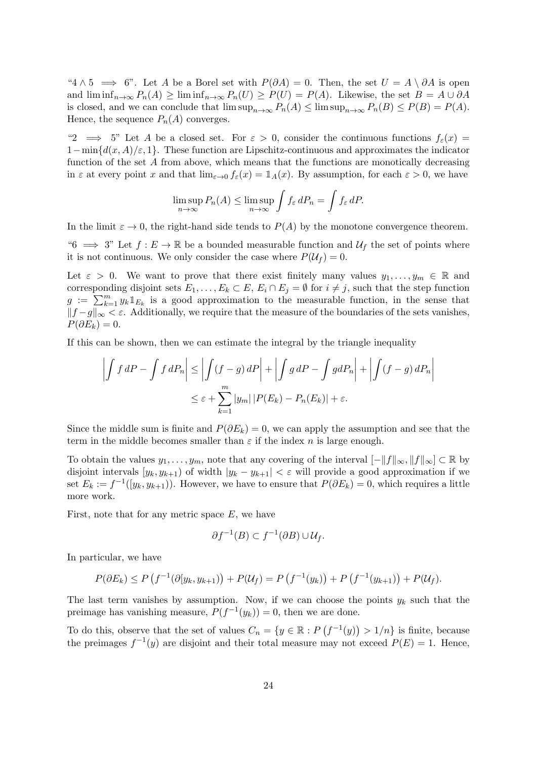"$4 \wedge 5 \implies 6$". Let $A$ be a Borel set with $P(\partial A) = 0$. Then, the set $U = A \setminus \partial A$ is open and $\liminf_{n\to\infty} P_n(A) \geq \liminf_{n\to\infty} P_n(U) \geq P(U) = P(A)$. Likewise, the set $B = A \cup \partial A$ is closed, and we can conclude that $\limsup_{n\to\infty} P_n(A) \leq \limsup_{n\to\infty} P_n(B) \leq P(B) = P(A)$. Hence, the sequence $P_n(A)$ converges.

"$2 \implies 5$" Let $A$ be a closed set. For $\varepsilon > 0$, consider the continuous functions $f_\varepsilon(x) = 1 - \min\{d(x, A)/\varepsilon, 1\}$. These function are Lipschitz-continuous and approximates the indicator function of the set $A$ from above, which means that the functions are monotonically decreasing in $\varepsilon$ at every point $x$ and that $\lim_{\varepsilon\to 0} f_\varepsilon(x) = \mathbb{1}_A(x)$. By assumption, for each $\varepsilon > 0$, we have

$$\limsup_{n\to\infty} P_n(A) \leq \limsup_{n\to\infty} \int f_\varepsilon \, dP_n = \int f_\varepsilon \, dP.$$

In the limit $\varepsilon \to 0$, the right-hand side tends to $P(A)$ by the monotone convergence theorem.

"$6 \implies 3$" Let $f : E \to \mathbb{R}$ be a bounded measurable function and $\mathcal{U}_f$ the set of points where it is not continuous. We only consider the case where $P(\mathcal{U}_f) = 0$.

Let $\varepsilon > 0$. We want to prove that there exist finitely many values $y_1, \dots, y_m \in \mathbb{R}$ and corresponding disjoint sets $E_1, \dots, E_k \subset E$, $E_i \cap E_j = \emptyset$ for $i \neq j$, such that the step function $g := \sum_{k=1}^m y_k \mathbb{1}_{E_k}$ is a good approximation to the measurable function, in the sense that $\|f - g\|_\infty < \varepsilon$. Additionally, we require that the measure of the boundaries of the sets vanishes, $P(\partial E_k) = 0$.

If this can be shown, then we can estimate the integral by the triangle inequality

$$\begin{aligned}
\left| \int f \, dP - \int f \, dP_n \right| &\leq \left| \int (f - g) \, dP \right| + \left| \int g \, dP - \int g dP_n \right| + \left| \int (f - g) \, dP_n \right| \\
&\leq \varepsilon + \sum_{k=1}^m |y_m| \, |P(E_k) - P_n(E_k)| + \varepsilon.
\end{aligned}$$

Since the middle sum is finite and $P(\partial E_k) = 0$, we can apply the assumption and see that the term in the middle becomes smaller than $\varepsilon$ if the index $n$ is large enough.

To obtain the values $y_1, \dots, y_m$, note that any covering of the interval $[-\|f\|_\infty, \|f\|_\infty] \subset \mathbb{R}$ by disjoint intervals $[y_k, y_{k+1})$ of width $|y_k - y_{k+1}| < \varepsilon$ will provide a good approximation if we set $E_k := f^{-1}([y_k, y_{k+1}))$. However, we have to ensure that $P(\partial E_k) = 0$, which requires a little more work.

First, note that for any metric space $E$, we have

$$\partial f^{-1}(B) \subset f^{-1}(\partial B) \cup \mathcal{U}_f.$$

In particular, we have

$$P(\partial E_k) \leq P\left(f^{-1}(\partial [y_k, y_{k+1})\right) + P(\mathcal{U}_f) = P\left(f^{-1}(y_k)\right) + P\left(f^{-1}(y_{k+1})\right) + P(\mathcal{U}_f).$$

The last term vanishes by assumption. Now, if we can choose the points $y_k$ such that the preimage has vanishing measure, $P(f^{-1}(y_k)) = 0$, then we are done.

To do this, observe that the set of values $C_n = \{y \in \mathbb{R} : P\left(f^{-1}(y)\right) > 1/n\}$ is finite, because the preimages $f^{-1}(y)$ are disjoint and their total measure may not exceed $P(E) = 1$. Hence,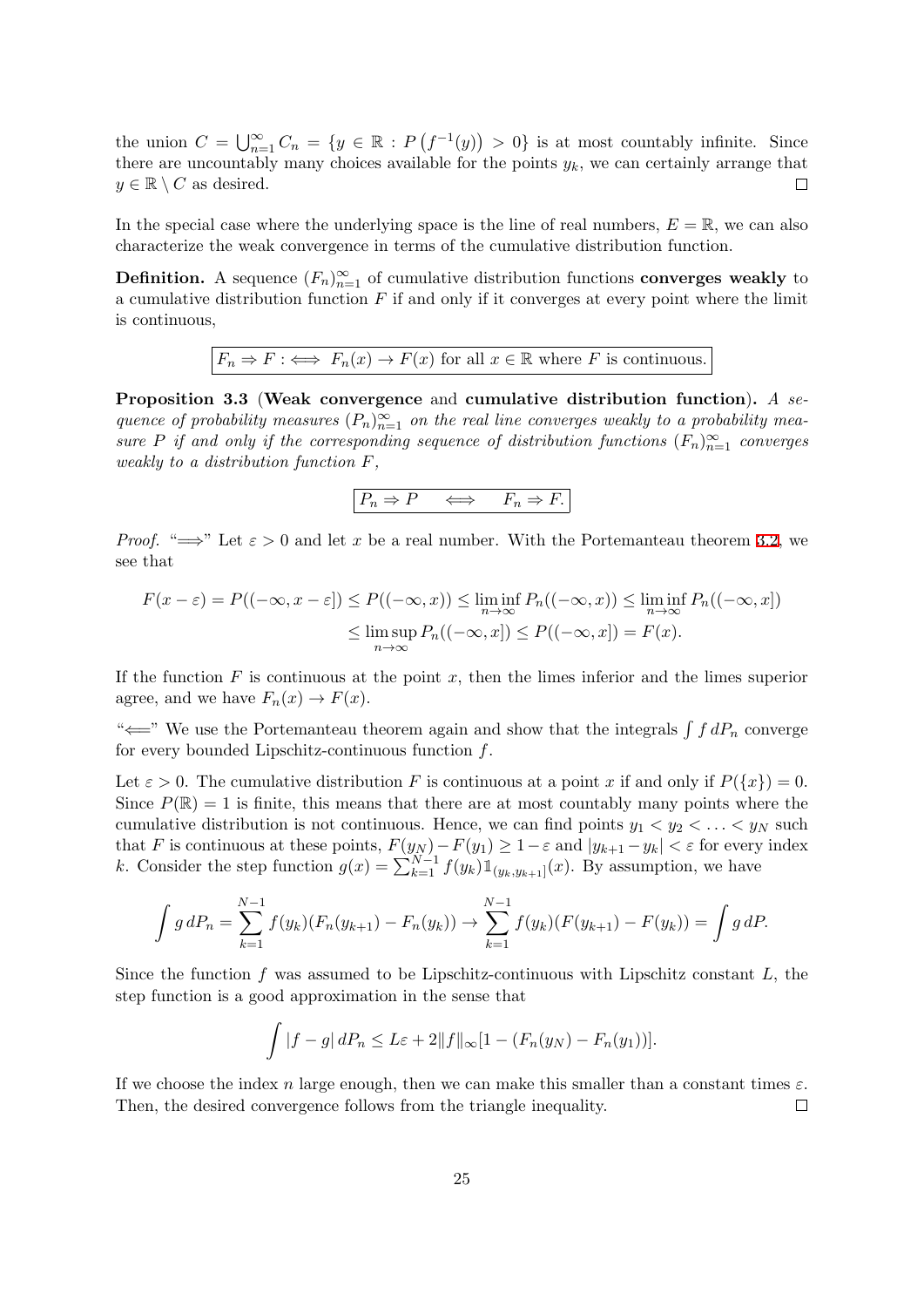the union $C = \bigcup_{n=1}^{\infty} C_n = \{y \in \mathbb{R} : P\left(f^{-1}(y)\right) > 0\}$ is at most countably infinite. Since there are uncountably many choices available for the points $y_k$, we can certainly arrange that $y \in \mathbb{R} \setminus C$ as desired. □

In the special case where the underlying space is the line of real numbers, $E = \mathbb{R}$, we can also characterize the weak convergence in terms of the cumulative distribution function.

**Definition.** A sequence $(F_n)_{n=1}^{\infty}$ of cumulative distribution functions **converges weakly** to a cumulative distribution function $F$ if and only if it converges at every point where the limit is continuous,

$$\boxed{F_n \Rightarrow F :\iff F_n(x) \to F(x) \text{ for all } x \in \mathbb{R} \text{ where } F \text{ is continuous.}}$$

**Proposition 3.3** (**Weak convergence** and **cumulative distribution function**). *A sequence of probability measures $(P_n)_{n=1}^{\infty}$ on the real line converges weakly to a probability measure $P$ if and only if the corresponding sequence of distribution functions $(F_n)_{n=1}^{\infty}$ converges weakly to a distribution function $F$,*

$$\boxed{P_n \Rightarrow P \quad \iff \quad F_n \Rightarrow F.}$$

*Proof.* "$\Longrightarrow$" Let $\varepsilon > 0$ and let $x$ be a real number. With the Portemanteau theorem 3.2, we see that

$$\begin{aligned} F(x-\varepsilon) = P((-\infty, x-\varepsilon]) \leq P((-\infty, x)) &\leq \liminf_{n\to\infty} P_n((-\infty, x)) \leq \liminf_{n\to\infty} P_n((-\infty, x]) \\ &\leq \limsup_{n\to\infty} P_n((-\infty, x]) \leq P((-\infty, x]) = F(x). \end{aligned}$$

If the function $F$ is continuous at the point $x$, then the limes inferior and the limes superior agree, and we have $F_n(x) \to F(x)$.

"$\Longleftarrow$" We use the Portemanteau theorem again and show that the integrals $\int f\, dP_n$ converge for every bounded Lipschitz-continuous function $f$.

Let $\varepsilon > 0$. The cumulative distribution $F$ is continuous at a point $x$ if and only if $P(\{x\}) = 0$. Since $P(\mathbb{R}) = 1$ is finite, this means that there are at most countably many points where the cumulative distribution is not continuous. Hence, we can find points $y_1 < y_2 < \ldots < y_N$ such that $F$ is continuous at these points, $F(y_N) - F(y_1) \geq 1 - \varepsilon$ and $|y_{k+1} - y_k| < \varepsilon$ for every index $k$. Consider the step function $g(x) = \sum_{k=1}^{N-1} f(y_k)\mathbb{1}_{(y_k, y_{k+1}]}(x)$. By assumption, we have

$$\int g\, dP_n = \sum_{k=1}^{N-1} f(y_k)(F_n(y_{k+1}) - F_n(y_k)) \to \sum_{k=1}^{N-1} f(y_k)(F(y_{k+1}) - F(y_k)) = \int g\, dP.$$

Since the function $f$ was assumed to be Lipschitz-continuous with Lipschitz constant $L$, the step function is a good approximation in the sense that

$$\int |f - g|\, dP_n \leq L\varepsilon + 2\|f\|_\infty [1 - (F_n(y_N) - F_n(y_1))].$$

If we choose the index $n$ large enough, then we can make this smaller than a constant times $\varepsilon$. Then, the desired convergence follows from the triangle inequality. □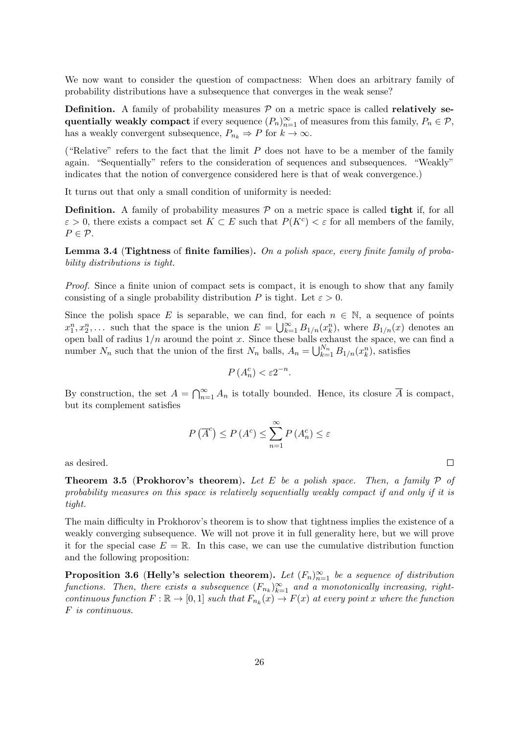We now want to consider the question of compactness: When does an arbitrary family of probability distributions have a subsequence that converges in the weak sense?

**Definition.** A family of probability measures $\mathcal{P}$ on a metric space is called **relatively sequentially weakly compact** if every sequence $(P_n)_{n=1}^{\infty}$ of measures from this family, $P_n \in \mathcal{P}$, has a weakly convergent subsequence, $P_{n_k} \Rightarrow P$ for $k \to \infty$.

("Relative" refers to the fact that the limit $P$ does not have to be a member of the family again. "Sequentially" refers to the consideration of sequences and subsequences. "Weakly" indicates that the notion of convergence considered here is that of weak convergence.)

It turns out that only a small condition of uniformity is needed:

**Definition.** A family of probability measures $\mathcal{P}$ on a metric space is called **tight** if, for all $\varepsilon > 0$, there exists a compact set $K \subset E$ such that $P(K^c) < \varepsilon$ for all members of the family, $P \in \mathcal{P}$.

**Lemma 3.4** (**Tightness of finite families**). *On a polish space, every finite family of probability distributions is tight.*

*Proof.* Since a finite union of compact sets is compact, it is enough to show that any family consisting of a single probability distribution $P$ is tight. Let $\varepsilon > 0$.

Since the polish space $E$ is separable, we can find, for each $n \in \mathbb{N}$, a sequence of points $x_1^n, x_2^n, \ldots$ such that the space is the union $E = \bigcup_{k=1}^{\infty} B_{1/n}(x_k^n)$, where $B_{1/n}(x)$ denotes an open ball of radius $1/n$ around the point $x$. Since these balls exhaust the space, we can find a number $N_n$ such that the union of the first $N_n$ balls, $A_n = \bigcup_{k=1}^{N_n} B_{1/n}(x_k^n)$, satisfies

$$P\left(A_n^c\right) < \varepsilon 2^{-n}.$$

By construction, the set $A = \bigcap_{n=1}^{\infty} A_n$ is totally bounded. Hence, its closure $\overline{A}$ is compact, but its complement satisfies

$$P\left(\overline{A}^c\right) \leq P\left(A^c\right) \leq \sum_{n=1}^{\infty} P\left(A_n^c\right) \leq \varepsilon$$

as desired. $\square$

**Theorem 3.5** (**Prokhorov's theorem**). *Let $E$ be a polish space. Then, a family $\mathcal{P}$ of probability measures on this space is relatively sequentially weakly compact if and only if it is tight.*

The main difficulty in Prokhorov's theorem is to show that tightness implies the existence of a weakly converging subsequence. We will not prove it in full generality here, but we will prove it for the special case $E = \mathbb{R}$. In this case, we can use the cumulative distribution function and the following proposition:

**Proposition 3.6** (**Helly's selection theorem**). *Let $(F_n)_{n=1}^{\infty}$ be a sequence of distribution functions. Then, there exists a subsequence $(F_{n_k})_{k=1}^{\infty}$ and a monotonically increasing, right-continuous function $F : \mathbb{R} \to [0, 1]$ such that $F_{n_k}(x) \to F(x)$ at every point $x$ where the function $F$ is continuous.*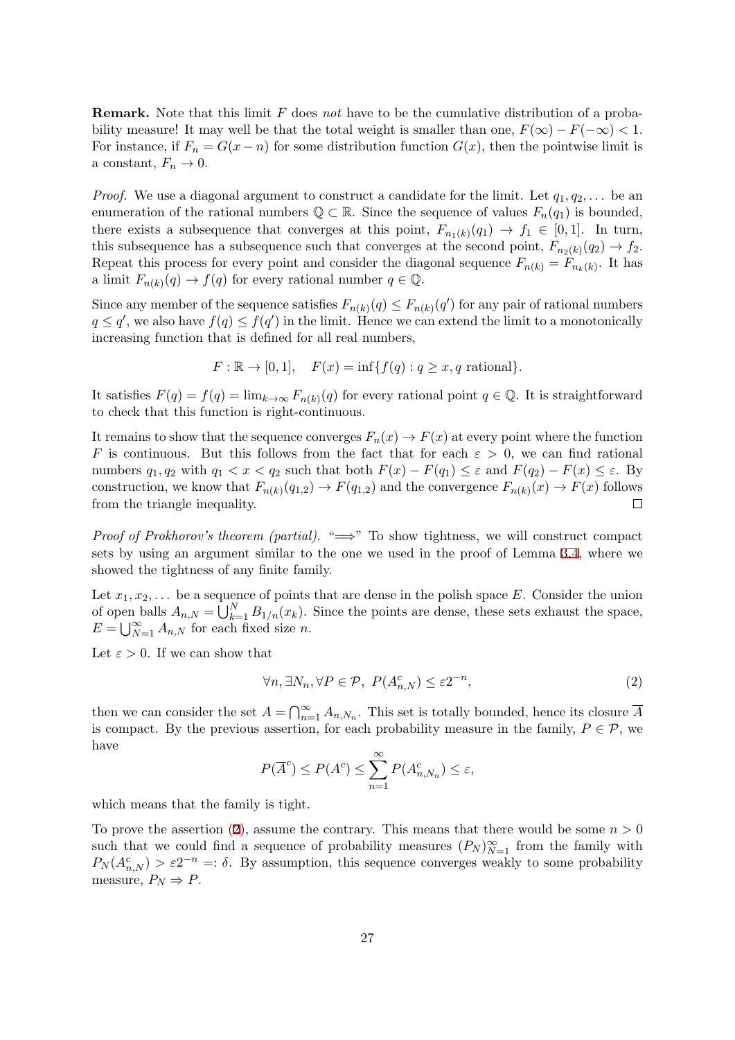**Remark.** Note that this limit $F$ does *not* have to be the cumulative distribution of a probability measure! It may well be that the total weight is smaller than one, $F(\infty) - F(-\infty) < 1$. For instance, if $F_n = G(x - n)$ for some distribution function $G(x)$, then the pointwise limit is a constant, $F_n \to 0$.

*Proof.* We use a diagonal argument to construct a candidate for the limit. Let $q_1, q_2, \dots$ be an enumeration of the rational numbers $\mathbb{Q} \subset \mathbb{R}$. Since the sequence of values $F_n(q_1)$ is bounded, there exists a subsequence that converges at this point, $F_{n_1(k)}(q_1) \to f_1 \in [0,1]$. In turn, this subsequence has a subsequence such that converges at the second point, $F_{n_2(k)}(q_2) \to f_2$. Repeat this process for every point and consider the diagonal sequence $F_{n(k)} = F_{n_k(k)}$. It has a limit $F_{n(k)}(q) \to f(q)$ for every rational number $q \in \mathbb{Q}$.

Since any member of the sequence satisfies $F_{n(k)}(q) \leq F_{n(k)}(q')$ for any pair of rational numbers $q \leq q'$, we also have $f(q) \leq f(q')$ in the limit. Hence we can extend the limit to a monotonically increasing function that is defined for all real numbers,

$$F : \mathbb{R} \to [0,1], \quad F(x) = \inf\{f(q) : q \geq x, q \text{ rational}\}.$$

It satisfies $F(q) = f(q) = \lim_{k\to\infty} F_{n(k)}(q)$ for every rational point $q \in \mathbb{Q}$. It is straightforward to check that this function is right-continuous.

It remains to show that the sequence converges $F_n(x) \to F(x)$ at every point where the function $F$ is continuous. But this follows from the fact that for each $\varepsilon > 0$, we can find rational numbers $q_1, q_2$ with $q_1 < x < q_2$ such that both $F(x) - F(q_1) \leq \varepsilon$ and $F(q_2) - F(x) \leq \varepsilon$. By construction, we know that $F_{n(k)}(q_{1,2}) \to F(q_{1,2})$ and the convergence $F_{n(k)}(x) \to F(x)$ follows from the triangle inequality. ∎

*Proof of Prokhorov's theorem (partial).* "$\Longrightarrow$" To show tightness, we will construct compact sets by using an argument similar to the one we used in the proof of Lemma 3.4, where we showed the tightness of any finite family.

Let $x_1, x_2, \dots$ be a sequence of points that are dense in the polish space $E$. Consider the union of open balls $A_{n,N} = \bigcup_{k=1}^{N} B_{1/n}(x_k)$. Since the points are dense, these sets exhaust the space, $E = \bigcup_{N=1}^{\infty} A_{n,N}$ for each fixed size $n$.

Let $\varepsilon > 0$. If we can show that

$$\forall n, \exists N_n, \forall P \in \mathcal{P},\ P(A_{n,N}^c) \leq \varepsilon 2^{-n}, \tag{2}$$

then we can consider the set $A = \bigcap_{n=1}^{\infty} A_{n,N_n}$. This set is totally bounded, hence its closure $\overline{A}$ is compact. By the previous assertion, for each probability measure in the family, $P \in \mathcal{P}$, we have

$$P(\overline{A}^c) \leq P(A^c) \leq \sum_{n=1}^{\infty} P(A_{n,N_n}^c) \leq \varepsilon,$$

which means that the family is tight.

To prove the assertion (2), assume the contrary. This means that there would be some $n > 0$ such that we could find a sequence of probability measures $(P_N)_{N=1}^{\infty}$ from the family with $P_N(A_{n,N}^c) > \varepsilon 2^{-n} =: \delta$. By assumption, this sequence converges weakly to some probability measure, $P_N \Rightarrow P$.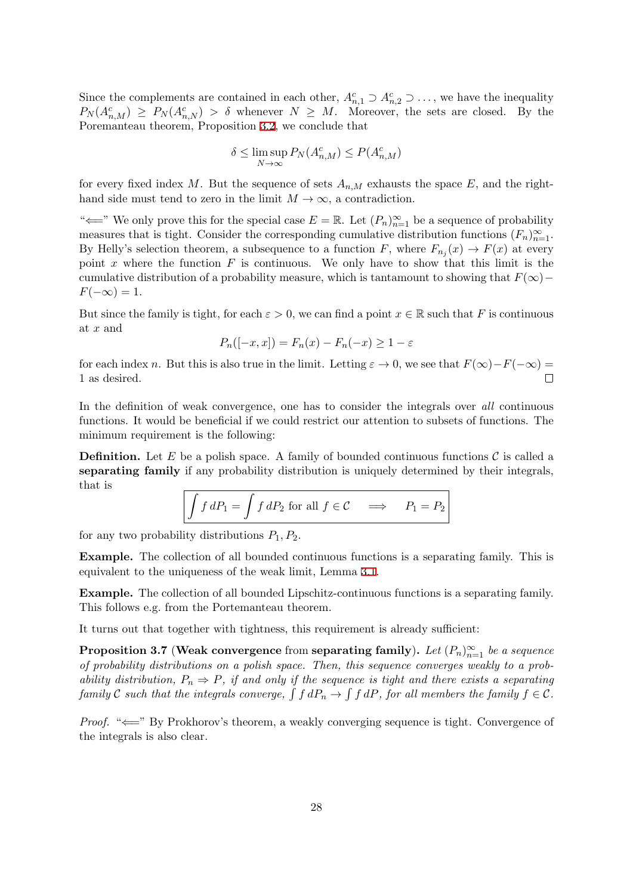Since the complements are contained in each other, $A^c_{n,1} \supset A^c_{n,2} \supset \dots$, we have the inequality $P_N(A^c_{n,M}) \geq P_N(A^c_{n,N}) > \delta$ whenever $N \geq M$. Moreover, the sets are closed. By the Poremanteau theorem, Proposition 3.2, we conclude that

$$\delta \leq \limsup_{N\to\infty} P_N(A^c_{n,M}) \leq P(A^c_{n,M})$$

for every fixed index $M$. But the sequence of sets $A_{n,M}$ exhausts the space $E$, and the right-hand side must tend to zero in the limit $M \to \infty$, a contradiction.

"$\Longleftarrow$" We only prove this for the special case $E = \mathbb{R}$. Let $(P_n)_{n=1}^\infty$ be a sequence of probability measures that is tight. Consider the corresponding cumulative distribution functions $(F_n)_{n=1}^\infty$. By Helly's selection theorem, a subsequence to a function $F$, where $F_{n_j}(x) \to F(x)$ at every point $x$ where the function $F$ is continuous. We only have to show that this limit is the cumulative distribution of a probability measure, which is tantamount to showing that $F(\infty) - F(-\infty) = 1$.

But since the family is tight, for each $\varepsilon > 0$, we can find a point $x \in \mathbb{R}$ such that $F$ is continuous at $x$ and

$$P_n([-x, x]) = F_n(x) - F_n(-x) \geq 1 - \varepsilon$$

for each index $n$. But this is also true in the limit. Letting $\varepsilon \to 0$, we see that $F(\infty) - F(-\infty) = 1$ as desired. □

In the definition of weak convergence, one has to consider the integrals over *all* continuous functions. It would be beneficial if we could restrict our attention to subsets of functions. The minimum requirement is the following:

**Definition.** Let $E$ be a polish space. A family of bounded continuous functions $\mathcal{C}$ is called a **separating family** if any probability distribution is uniquely determined by their integrals, that is

$$\boxed{\int f\, dP_1 = \int f\, dP_2 \text{ for all } f \in \mathcal{C} \quad \Longrightarrow \quad P_1 = P_2}$$

for any two probability distributions $P_1, P_2$.

**Example.** The collection of all bounded continuous functions is a separating family. This is equivalent to the uniqueness of the weak limit, Lemma 3.1.

**Example.** The collection of all bounded Lipschitz-continuous functions is a separating family. This follows e.g. from the Portemanteau theorem.

It turns out that together with tightness, this requirement is already sufficient:

**Proposition 3.7** (**Weak convergence** from **separating family**). *Let $(P_n)_{n=1}^\infty$ be a sequence of probability distributions on a polish space. Then, this sequence converges weakly to a probability distribution, $P_n \Rightarrow P$, if and only if the sequence is tight and there exists a separating family $\mathcal{C}$ such that the integrals converge, $\int f\, dP_n \to \int f\, dP$, for all members the family $f \in \mathcal{C}$.*

*Proof.* "$\Longleftarrow$" By Prokhorov's theorem, a weakly converging sequence is tight. Convergence of the integrals is also clear.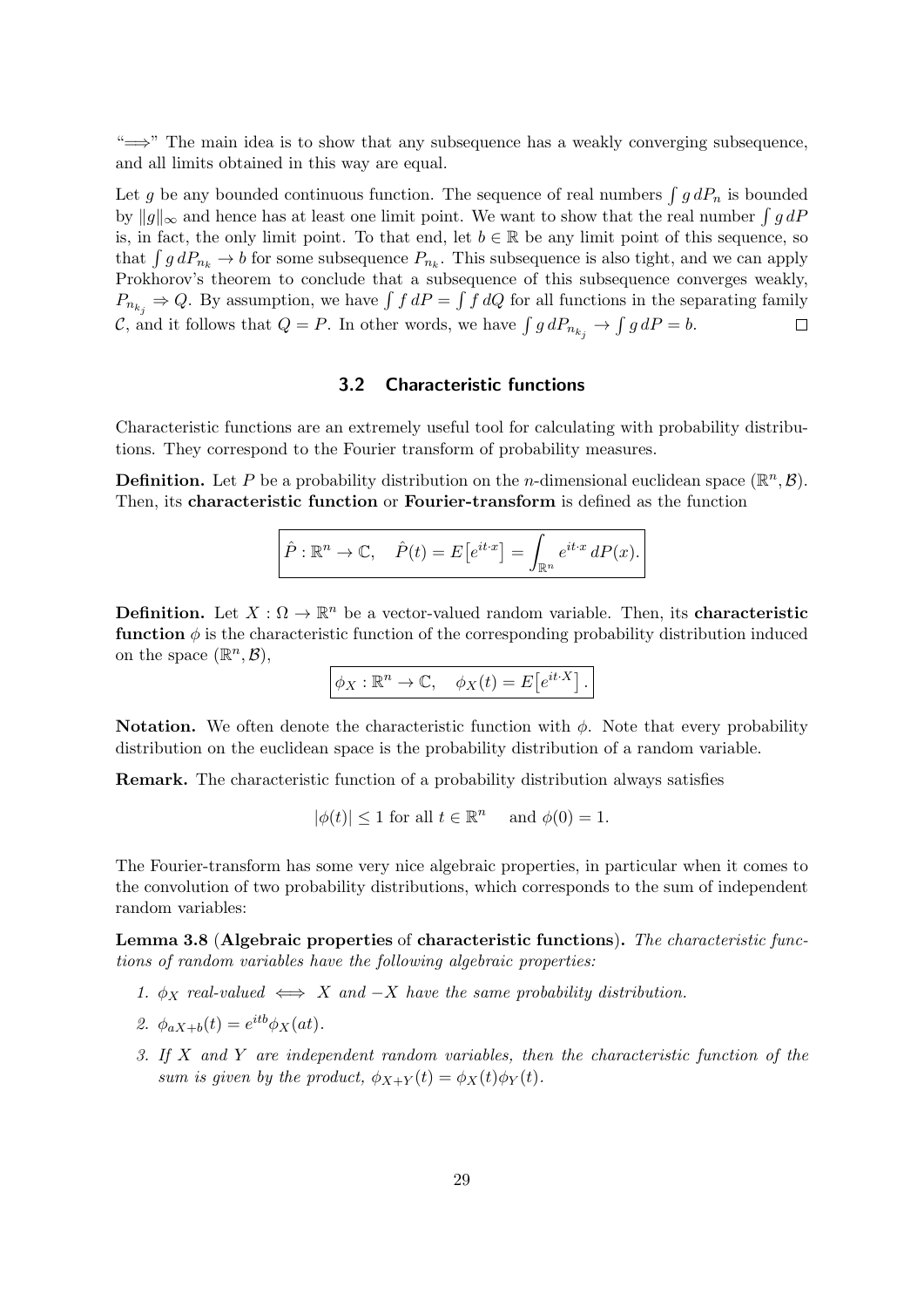"$\Longrightarrow$" The main idea is to show that any subsequence has a weakly converging subsequence, and all limits obtained in this way are equal.

Let $g$ be any bounded continuous function. The sequence of real numbers $\int g\,dP_n$ is bounded by $\|g\|_\infty$ and hence has at least one limit point. We want to show that the real number $\int g\,dP$ is, in fact, the only limit point. To that end, let $b \in \mathbb{R}$ be any limit point of this sequence, so that $\int g\,dP_{n_k} \to b$ for some subsequence $P_{n_k}$. This subsequence is also tight, and we can apply Prokhorov's theorem to conclude that a subsequence of this subsequence converges weakly, $P_{n_{k_j}} \Rightarrow Q$. By assumption, we have $\int f\,dP = \int f\,dQ$ for all functions in the separating family $\mathcal{C}$, and it follows that $Q = P$. In other words, we have $\int g\,dP_{n_{k_j}} \to \int g\,dP = b$. □

### 3.2 Characteristic functions

Characteristic functions are an extremely useful tool for calculating with probability distributions. They correspond to the Fourier transform of probability measures.

**Definition.** Let $P$ be a probability distribution on the $n$-dimensional euclidean space $(\mathbb{R}^n, \mathcal{B})$. Then, its **characteristic function** or **Fourier-transform** is defined as the function

$$\boxed{\hat{P} : \mathbb{R}^n \to \mathbb{C}, \quad \hat{P}(t) = E\big[e^{it\cdot x}\big] = \int_{\mathbb{R}^n} e^{it\cdot x}\,dP(x).}$$

**Definition.** Let $X : \Omega \to \mathbb{R}^n$ be a vector-valued random variable. Then, its **characteristic function** $\phi$ is the characteristic function of the corresponding probability distribution induced on the space $(\mathbb{R}^n, \mathcal{B})$,

$$\boxed{\phi_X : \mathbb{R}^n \to \mathbb{C}, \quad \phi_X(t) = E\big[e^{it\cdot X}\big].}$$

**Notation.** We often denote the characteristic function with $\phi$. Note that every probability distribution on the euclidean space is the probability distribution of a random variable.

**Remark.** The characteristic function of a probability distribution always satisfies

$$|\phi(t)| \leq 1 \text{ for all } t \in \mathbb{R}^n \quad \text{ and } \phi(0) = 1.$$

The Fourier-transform has some very nice algebraic properties, in particular when it comes to the convolution of two probability distributions, which corresponds to the sum of independent random variables:

**Lemma 3.8** (**Algebraic properties** of **characteristic functions**)**.** *The characteristic functions of random variables have the following algebraic properties:*

1. *$\phi_X$ real-valued $\iff$ $X$ and $-X$ have the same probability distribution.*
2. *$\phi_{aX+b}(t) = e^{itb}\phi_X(at)$.*
3. *If $X$ and $Y$ are independent random variables, then the characteristic function of the sum is given by the product, $\phi_{X+Y}(t) = \phi_X(t)\phi_Y(t)$.*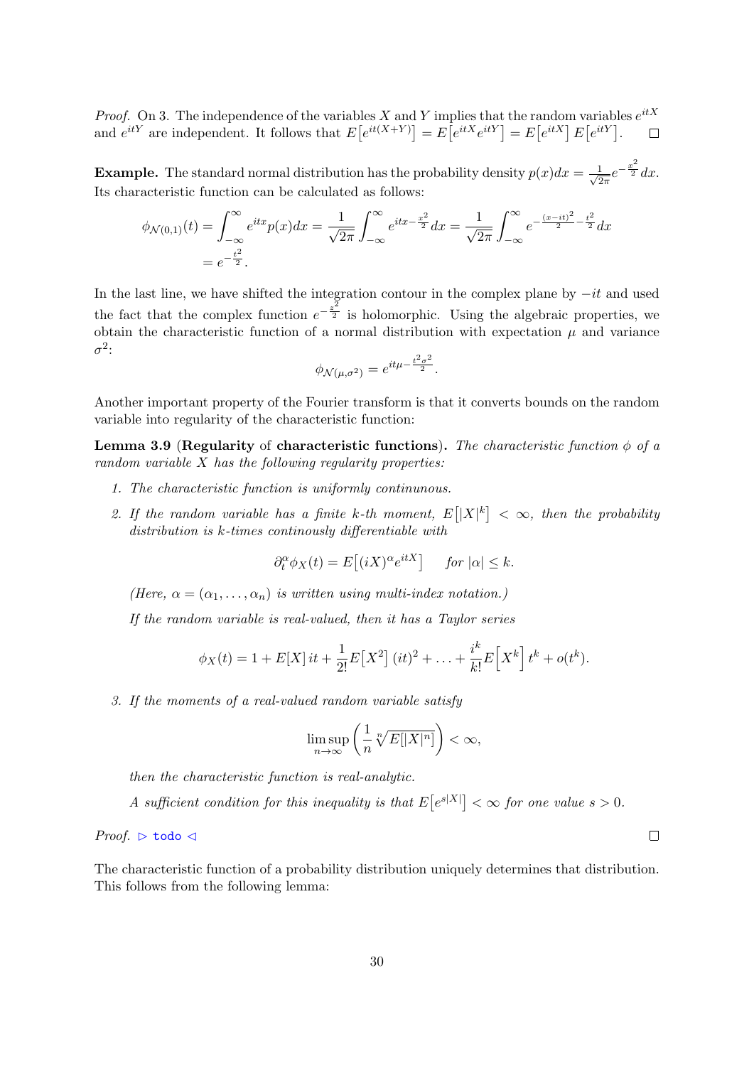*Proof.* On 3. The independence of the variables $X$ and $Y$ implies that the random variables $e^{itX}$ and $e^{itY}$ are independent. It follows that $E\left[e^{it(X+Y)}\right] = E\left[e^{itX}e^{itY}\right] = E\left[e^{itX}\right] E\left[e^{itY}\right]$. $\square$

**Example.** The standard normal distribution has the probability density $p(x)dx = \frac{1}{\sqrt{2\pi}} e^{-\frac{x^2}{2}} dx$. Its characteristic function can be calculated as follows:

$$\begin{aligned}
\phi_{\mathcal{N}(0,1)}(t) &= \int_{-\infty}^{\infty} e^{itx} p(x) dx = \frac{1}{\sqrt{2\pi}} \int_{-\infty}^{\infty} e^{itx - \frac{x^2}{2}} dx = \frac{1}{\sqrt{2\pi}} \int_{-\infty}^{\infty} e^{-\frac{(x-it)^2}{2} - \frac{t^2}{2}} dx \\
&= e^{-\frac{t^2}{2}}.
\end{aligned}$$

In the last line, we have shifted the integration contour in the complex plane by $-it$ and used the fact that the complex function $e^{-\frac{z^2}{2}}$ is holomorphic. Using the algebraic properties, we obtain the characteristic function of a normal distribution with expectation $\mu$ and variance $\sigma^2$:

$$\phi_{\mathcal{N}(\mu,\sigma^2)} = e^{it\mu - \frac{t^2\sigma^2}{2}}.$$

Another important property of the Fourier transform is that it converts bounds on the random variable into regularity of the characteristic function:

**Lemma 3.9** (**Regularity** of **characteristic functions**)**.** *The characteristic function $\phi$ of a random variable $X$ has the following regularity properties:*

1. *The characteristic function is uniformly continunous.*

2. *If the random variable has a finite $k$-th moment, $E\left[|X|^k\right] < \infty$, then the probability distribution is $k$-times continously differentiable with*

$$\partial_t^\alpha \phi_X(t) = E\left[(iX)^\alpha e^{itX}\right] \qquad \text{for } |\alpha| \leq k.$$

   *(Here, $\alpha = (\alpha_1, \ldots, \alpha_n)$ is written using multi-index notation.)*

   *If the random variable is real-valued, then it has a Taylor series*

$$\phi_X(t) = 1 + E[X]\, it + \frac{1}{2!} E\left[X^2\right] (it)^2 + \ldots + \frac{i^k}{k!} E\left[X^k\right] t^k + o(t^k).$$

3. *If the moments of a real-valued random variable satisfy*

$$\limsup_{n\to\infty} \left( \frac{1}{n} \sqrt[n]{E[|X|^n]} \right) < \infty,$$

   *then the characteristic function is real-analytic.*

   *A sufficient condition for this inequality is that $E\left[e^{s|X|}\right] < \infty$ for one value $s > 0$.*

*Proof.* ▷ todo ◁ $\square$

The characteristic function of a probability distribution uniquely determines that distribution. This follows from the following lemma: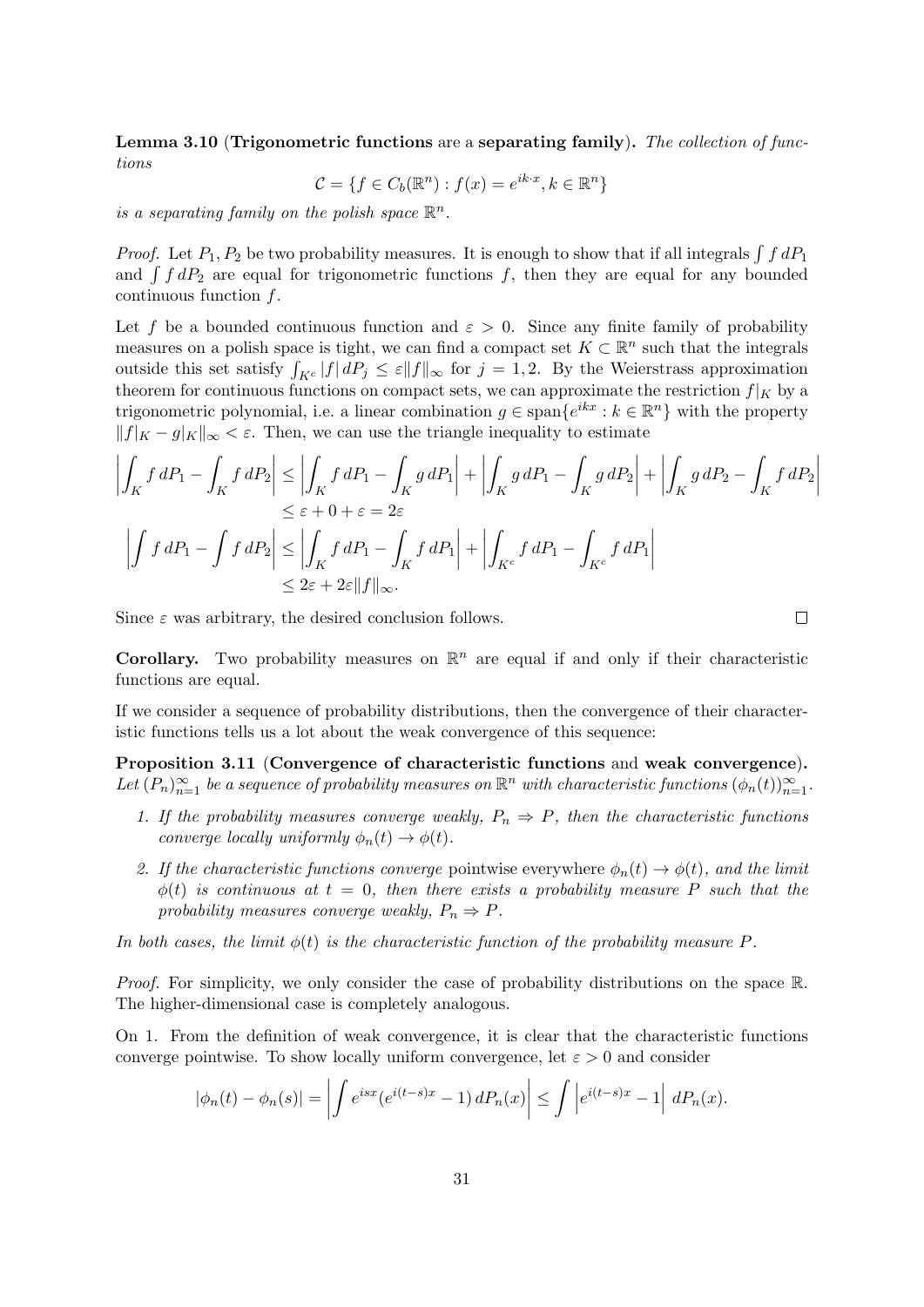**Lemma 3.10** (**Trigonometric functions** are a **separating family**). *The collection of functions*

$$\mathcal{C} = \{f \in C_b(\mathbb{R}^n) : f(x) = e^{ik\cdot x}, k \in \mathbb{R}^n\}$$

*is a separating family on the polish space* $\mathbb{R}^n$.

*Proof.* Let $P_1, P_2$ be two probability measures. It is enough to show that if all integrals $\int f\, dP_1$ and $\int f\, dP_2$ are equal for trigonometric functions $f$, then they are equal for any bounded continuous function $f$.

Let $f$ be a bounded continuous function and $\varepsilon > 0$. Since any finite family of probability measures on a polish space is tight, we can find a compact set $K \subset \mathbb{R}^n$ such that the integrals outside this set satisfy $\int_{K^c} |f|\, dP_j \le \varepsilon \|f\|_\infty$ for $j = 1, 2$. By the Weierstrass approximation theorem for continuous functions on compact sets, we can approximate the restriction $f|_K$ by a trigonometric polynomial, i.e. a linear combination $g \in \text{span}\{e^{ikx} : k \in \mathbb{R}^n\}$ with the property $\|f|_K - g|_K\|_\infty < \varepsilon$. Then, we can use the triangle inequality to estimate

$$\begin{aligned}
\left|\int_K f\, dP_1 - \int_K f\, dP_2\right| &\le \left|\int_K f\, dP_1 - \int_K g\, dP_1\right| + \left|\int_K g\, dP_1 - \int_K g\, dP_2\right| + \left|\int_K g\, dP_2 - \int_K f\, dP_2\right| \\
&\le \varepsilon + 0 + \varepsilon = 2\varepsilon \\
\left|\int f\, dP_1 - \int f\, dP_2\right| &\le \left|\int_K f\, dP_1 - \int_K f\, dP_1\right| + \left|\int_{K^c} f\, dP_1 - \int_{K^c} f\, dP_1\right| \\
&\le 2\varepsilon + 2\varepsilon \|f\|_\infty.
\end{aligned}$$

Since $\varepsilon$ was arbitrary, the desired conclusion follows. $\square$

**Corollary.** Two probability measures on $\mathbb{R}^n$ are equal if and only if their characteristic functions are equal.

If we consider a sequence of probability distributions, then the convergence of their characteristic functions tells us a lot about the weak convergence of this sequence:

**Proposition 3.11** (**Convergence of characteristic functions** and **weak convergence**). *Let* $(P_n)_{n=1}^\infty$ *be a sequence of probability measures on* $\mathbb{R}^n$ *with characteristic functions* $(\phi_n(t))_{n=1}^\infty$.

1. *If the probability measures converge weakly,* $P_n \Rightarrow P$*, then the characteristic functions converge locally uniformly* $\phi_n(t) \to \phi(t)$.
2. *If the characteristic functions converge* pointwise everywhere $\phi_n(t) \to \phi(t)$*, and the limit* $\phi(t)$ *is continuous at* $t = 0$*, then there exists a probability measure* $P$ *such that the probability measures converge weakly,* $P_n \Rightarrow P$.

*In both cases, the limit* $\phi(t)$ *is the characteristic function of the probability measure* $P$.

*Proof.* For simplicity, we only consider the case of probability distributions on the space $\mathbb{R}$. The higher-dimensional case is completely analogous.

On 1. From the definition of weak convergence, it is clear that the characteristic functions converge pointwise. To show locally uniform convergence, let $\varepsilon > 0$ and consider

$$|\phi_n(t) - \phi_n(s)| = \left|\int e^{isx}(e^{i(t-s)x} - 1)\, dP_n(x)\right| \le \int \left|e^{i(t-s)x} - 1\right|\, dP_n(x).$$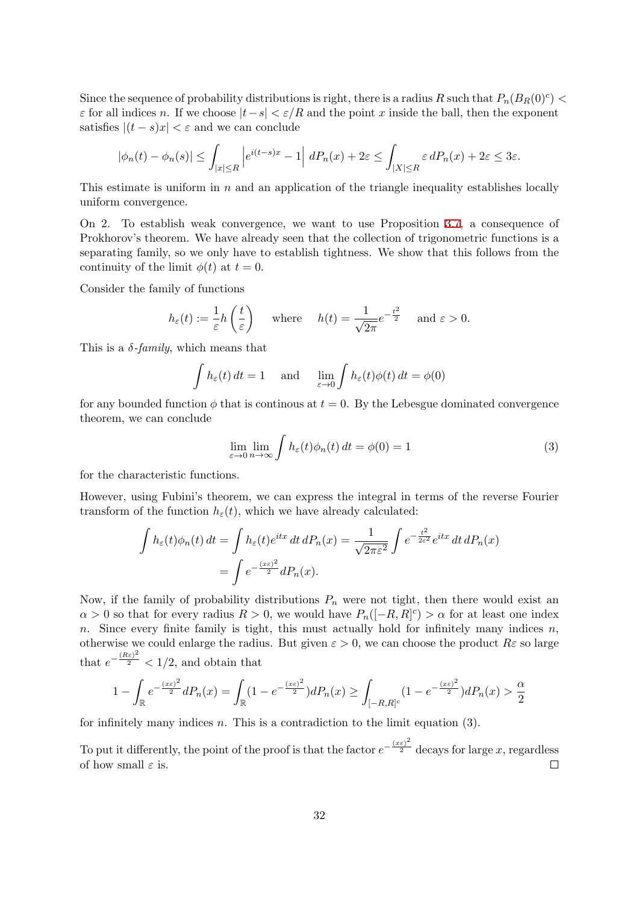Since the sequence of probability distributions is right, there is a radius $R$ such that $P_n(B_R(0)^c) < \varepsilon$ for all indices $n$. If we choose $|t - s| < \varepsilon/R$ and the point $x$ inside the ball, then the exponent satisfies $|(t - s)x| < \varepsilon$ and we can conclude

$$|\phi_n(t) - \phi_n(s)| \leq \int_{|x| \leq R} \left| e^{i(t-s)x} - 1 \right| \, dP_n(x) + 2\varepsilon \leq \int_{|X| \leq R} \varepsilon \, dP_n(x) + 2\varepsilon \leq 3\varepsilon.$$

This estimate is uniform in $n$ and an application of the triangle inequality establishes locally uniform convergence.

On 2. To establish weak convergence, we want to use Proposition 3.7, a consequence of Prokhorov's theorem. We have already seen that the collection of trigonometric functions is a separating family, so we only have to establish tightness. We show that this follows from the continuity of the limit $\phi(t)$ at $t = 0$.

Consider the family of functions

$$h_\varepsilon(t) := \frac{1}{\varepsilon} h\left(\frac{t}{\varepsilon}\right) \quad \text{where} \quad h(t) = \frac{1}{\sqrt{2\pi}} e^{-\frac{t^2}{2}} \quad \text{and } \varepsilon > 0.$$

This is a *$\delta$-family*, which means that

$$\int h_\varepsilon(t) \, dt = 1 \quad \text{and} \quad \lim_{\varepsilon \to 0} \int h_\varepsilon(t) \phi(t) \, dt = \phi(0)$$

for any bounded function $\phi$ that is continous at $t = 0$. By the Lebesgue dominated convergence theorem, we can conclude

$$\lim_{\varepsilon \to 0} \lim_{n \to \infty} \int h_\varepsilon(t) \phi_n(t) \, dt = \phi(0) = 1 \tag{3}$$

for the characteristic functions.

However, using Fubini's theorem, we can express the integral in terms of the reverse Fourier transform of the function $h_\varepsilon(t)$, which we have already calculated:

$$\begin{aligned}
\int h_\varepsilon(t) \phi_n(t) \, dt &= \int h_\varepsilon(t) e^{itx} \, dt \, dP_n(x) = \frac{1}{\sqrt{2\pi\varepsilon^2}} \int e^{-\frac{t^2}{2\varepsilon^2}} e^{itx} \, dt \, dP_n(x) \\
&= \int e^{-\frac{(x\varepsilon)^2}{2}} dP_n(x).
\end{aligned}$$

Now, if the family of probability distributions $P_n$ were not tight, then there would exist an $\alpha > 0$ so that for every radius $R > 0$, we would have $P_n([-R, R]^c) > \alpha$ for at least one index $n$. Since every finite family is tight, this must actually hold for infinitely many indices $n$, otherwise we could enlarge the radius. But given $\varepsilon > 0$, we can choose the product $R\varepsilon$ so large that $e^{-\frac{(R\varepsilon)^2}{2}} < 1/2$, and obtain that

$$1 - \int_{\mathbb{R}} e^{-\frac{(x\varepsilon)^2}{2}} dP_n(x) = \int_{\mathbb{R}} (1 - e^{-\frac{(x\varepsilon)^2}{2}}) dP_n(x) \geq \int_{[-R,R]^c} (1 - e^{-\frac{(x\varepsilon)^2}{2}}) dP_n(x) > \frac{\alpha}{2}$$

for infinitely many indices $n$. This is a contradiction to the limit equation (3).

To put it differently, the point of the proof is that the factor $e^{-\frac{(x\varepsilon)^2}{2}}$ decays for large $x$, regardless of how small $\varepsilon$ is. $\square$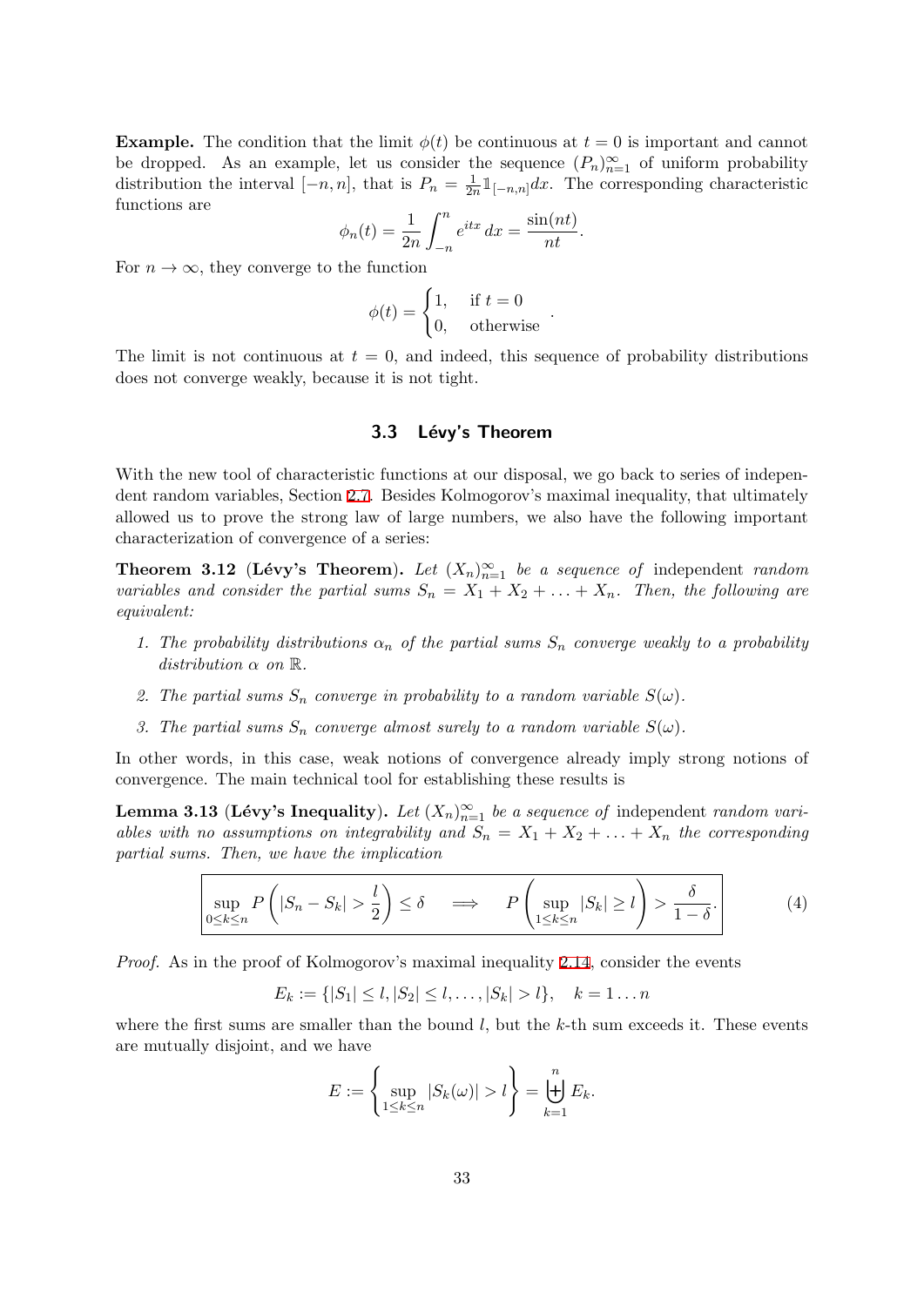**Example.** The condition that the limit $\phi(t)$ be continuous at $t = 0$ is important and cannot be dropped. As an example, let us consider the sequence $(P_n)_{n=1}^\infty$ of uniform probability distribution the interval $[-n, n]$, that is $P_n = \frac{1}{2n}\mathbb{1}_{[-n,n]}dx$. The corresponding characteristic functions are

$$\phi_n(t) = \frac{1}{2n}\int_{-n}^{n} e^{itx}\,dx = \frac{\sin(nt)}{nt}.$$

For $n \to \infty$, they converge to the function

$$\phi(t) = \begin{cases} 1, & \text{if } t = 0 \\ 0, & \text{otherwise} \end{cases}.$$

The limit is not continuous at $t = 0$, and indeed, this sequence of probability distributions does not converge weakly, because it is not tight.

### 3.3 Lévy's Theorem

With the new tool of characteristic functions at our disposal, we go back to series of independent random variables, Section 2.7. Besides Kolmogorov's maximal inequality, that ultimately allowed us to prove the strong law of large numbers, we also have the following important characterization of convergence of a series:

**Theorem 3.12 (Lévy's Theorem).** *Let $(X_n)_{n=1}^\infty$ be a sequence of* independent *random variables and consider the partial sums $S_n = X_1 + X_2 + \ldots + X_n$. Then, the following are equivalent:*

1. *The probability distributions $\alpha_n$ of the partial sums $S_n$ converge weakly to a probability distribution $\alpha$ on $\mathbb{R}$.*
2. *The partial sums $S_n$ converge in probability to a random variable $S(\omega)$.*
3. *The partial sums $S_n$ converge almost surely to a random variable $S(\omega)$.*

In other words, in this case, weak notions of convergence already imply strong notions of convergence. The main technical tool for establishing these results is

**Lemma 3.13 (Lévy's Inequality).** *Let $(X_n)_{n=1}^\infty$ be a sequence of* independent *random variables with no assumptions on integrability and $S_n = X_1 + X_2 + \ldots + X_n$ the corresponding partial sums. Then, we have the implication*

$$\boxed{\sup_{0\le k\le n} P\left(|S_n - S_k| > \frac{l}{2}\right) \le \delta \quad \Longrightarrow \quad P\left(\sup_{1\le k\le n} |S_k| \ge l\right) > \frac{\delta}{1-\delta}.} \tag{4}$$

*Proof.* As in the proof of Kolmogorov's maximal inequality 2.14, consider the events

$$E_k := \{|S_1| \le l, |S_2| \le l, \ldots, |S_k| > l\}, \quad k = 1 \ldots n$$

where the first sums are smaller than the bound $l$, but the $k$-th sum exceeds it. These events are mutually disjoint, and we have

$$E := \left\{\sup_{1\le k\le n} |S_k(\omega)| > l\right\} = \biguplus_{k=1}^{n} E_k.$$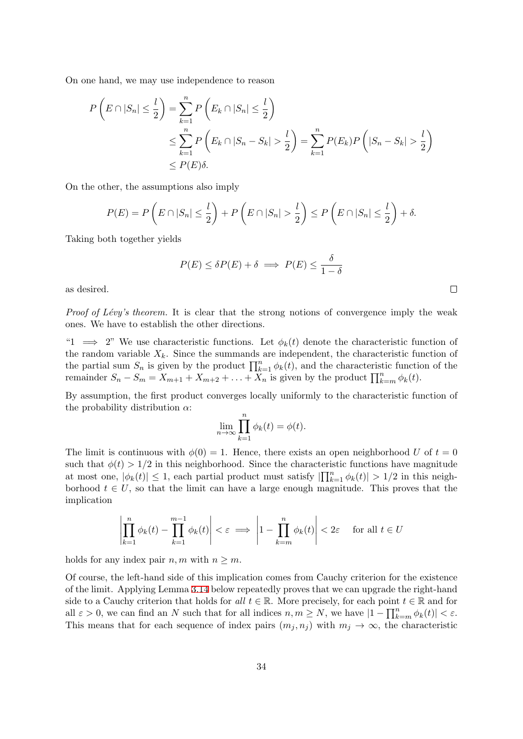On one hand, we may use independence to reason

$$
\begin{aligned}
P\left(E \cap |S_n| \le \frac{l}{2}\right) &= \sum_{k=1}^{n} P\left(E_k \cap |S_n| \le \frac{l}{2}\right) \\
&\le \sum_{k=1}^{n} P\left(E_k \cap |S_n - S_k| > \frac{l}{2}\right) = \sum_{k=1}^{n} P(E_k) P\left(|S_n - S_k| > \frac{l}{2}\right) \\
&\le P(E)\delta.
\end{aligned}
$$

On the other, the assumptions also imply

$$
P(E) = P\left(E \cap |S_n| \le \frac{l}{2}\right) + P\left(E \cap |S_n| > \frac{l}{2}\right) \le P\left(E \cap |S_n| \le \frac{l}{2}\right) + \delta.
$$

Taking both together yields

$$
P(E) \le \delta P(E) + \delta \implies P(E) \le \frac{\delta}{1-\delta}
$$

as desired. □

*Proof of Lévy's theorem.* It is clear that the strong notions of convergence imply the weak ones. We have to establish the other directions.

"1 $\implies$ 2" We use characteristic functions. Let $\phi_k(t)$ denote the characteristic function of the random variable $X_k$. Since the summands are independent, the characteristic function of the partial sum $S_n$ is given by the product $\prod_{k=1}^{n} \phi_k(t)$, and the characteristic function of the remainder $S_n - S_m = X_{m+1} + X_{m+2} + \ldots + X_n$ is given by the product $\prod_{k=m}^{n} \phi_k(t)$.

By assumption, the first product converges locally uniformly to the characteristic function of the probability distribution $\alpha$:

$$
\lim_{n\to\infty} \prod_{k=1}^{n} \phi_k(t) = \phi(t).
$$

The limit is continuous with $\phi(0) = 1$. Hence, there exists an open neighborhood $U$ of $t = 0$ such that $\phi(t) > 1/2$ in this neighborhood. Since the characteristic functions have magnitude at most one, $|\phi_k(t)| \le 1$, each partial product must satisfy $|\prod_{k=1}^{n} \phi_k(t)| > 1/2$ in this neighborhood $t \in U$, so that the limit can have a large enough magnitude. This proves that the implication

$$
\left| \prod_{k=1}^{n} \phi_k(t) - \prod_{k=1}^{m-1} \phi_k(t) \right| < \varepsilon \implies \left| 1 - \prod_{k=m}^{n} \phi_k(t) \right| < 2\varepsilon \quad \text{for all } t \in U
$$

holds for any index pair $n, m$ with $n \ge m$.

Of course, the left-hand side of this implication comes from Cauchy criterion for the existence of the limit. Applying Lemma 3.14 below repeatedly proves that we can upgrade the right-hand side to a Cauchy criterion that holds for *all* $t \in \mathbb{R}$. More precisely, for each point $t \in \mathbb{R}$ and for all $\varepsilon > 0$, we can find an $N$ such that for all indices $n, m \ge N$, we have $|1 - \prod_{k=m}^{n} \phi_k(t)| < \varepsilon$. This means that for each sequence of index pairs $(m_j, n_j)$ with $m_j \to \infty$, the characteristic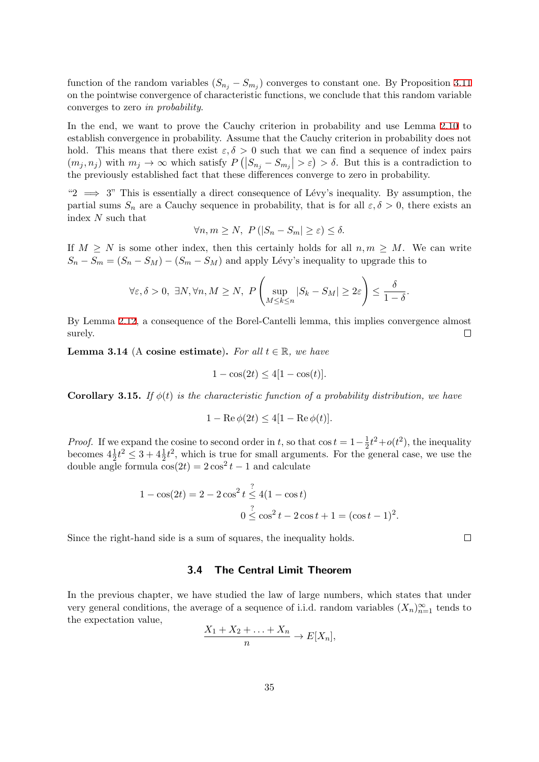function of the random variables $(S_{n_j} - S_{m_j})$ converges to constant one. By Proposition 3.11 on the pointwise convergence of characteristic functions, we conclude that this random variable converges to zero *in probability*.

In the end, we want to prove the Cauchy criterion in probability and use Lemma 2.10 to establish convergence in probability. Assume that the Cauchy criterion in probability does not hold. This means that there exist $\varepsilon, \delta > 0$ such that we can find a sequence of index pairs $(m_j, n_j)$ with $m_j \to \infty$ which satisfy $P\left(\left|S_{n_j} - S_{m_j}\right| > \varepsilon\right) > \delta$. But this is a contradiction to the previously established fact that these differences converge to zero in probability.

"2 $\implies$ 3" This is essentially a direct consequence of Lévy's inequality. By assumption, the partial sums $S_n$ are a Cauchy sequence in probability, that is for all $\varepsilon, \delta > 0$, there exists an index $N$ such that

$$\forall n, m \geq N,\ P\left(|S_n - S_m| \geq \varepsilon\right) \leq \delta.$$

If $M \geq N$ is some other index, then this certainly holds for all $n, m \geq M$. We can write $S_n - S_m = (S_n - S_M) - (S_m - S_M)$ and apply Lévy's inequality to upgrade this to

$$\forall \varepsilon, \delta > 0,\ \exists N, \forall n, M \geq N,\ P\left(\sup_{M \leq k \leq n} |S_k - S_M| \geq 2\varepsilon\right) \leq \frac{\delta}{1-\delta}.$$

By Lemma 2.12, a consequence of the Borel-Cantelli lemma, this implies convergence almost surely. □

**Lemma 3.14** (A **cosine estimate**). *For all $t \in \mathbb{R}$, we have*

$$1 - \cos(2t) \leq 4[1 - \cos(t)].$$

**Corollary 3.15.** *If $\phi(t)$ is the characteristic function of a probability distribution, we have*

$$1 - \operatorname{Re}\phi(2t) \leq 4[1 - \operatorname{Re}\phi(t)].$$

*Proof.* If we expand the cosine to second order in $t$, so that $\cos t = 1 - \frac{1}{2}t^2 + o(t^2)$, the inequality becomes $4\frac{1}{2}t^2 \leq 3 + 4\frac{1}{2}t^2$, which is true for small arguments. For the general case, we use the double angle formula $\cos(2t) = 2\cos^2 t - 1$ and calculate

$$\begin{aligned} 1 - \cos(2t) = 2 - 2\cos^2 t &\overset{?}{\leq} 4(1 - \cos t) \\ 0 &\overset{?}{\leq} \cos^2 t - 2\cos t + 1 = (\cos t - 1)^2. \end{aligned}$$

Since the right-hand side is a sum of squares, the inequality holds. □

### 3.4 The Central Limit Theorem

In the previous chapter, we have studied the law of large numbers, which states that under very general conditions, the average of a sequence of i.i.d. random variables $(X_n)_{n=1}^\infty$ tends to the expectation value,

$$\frac{X_1 + X_2 + \ldots + X_n}{n} \to E[X_n],$$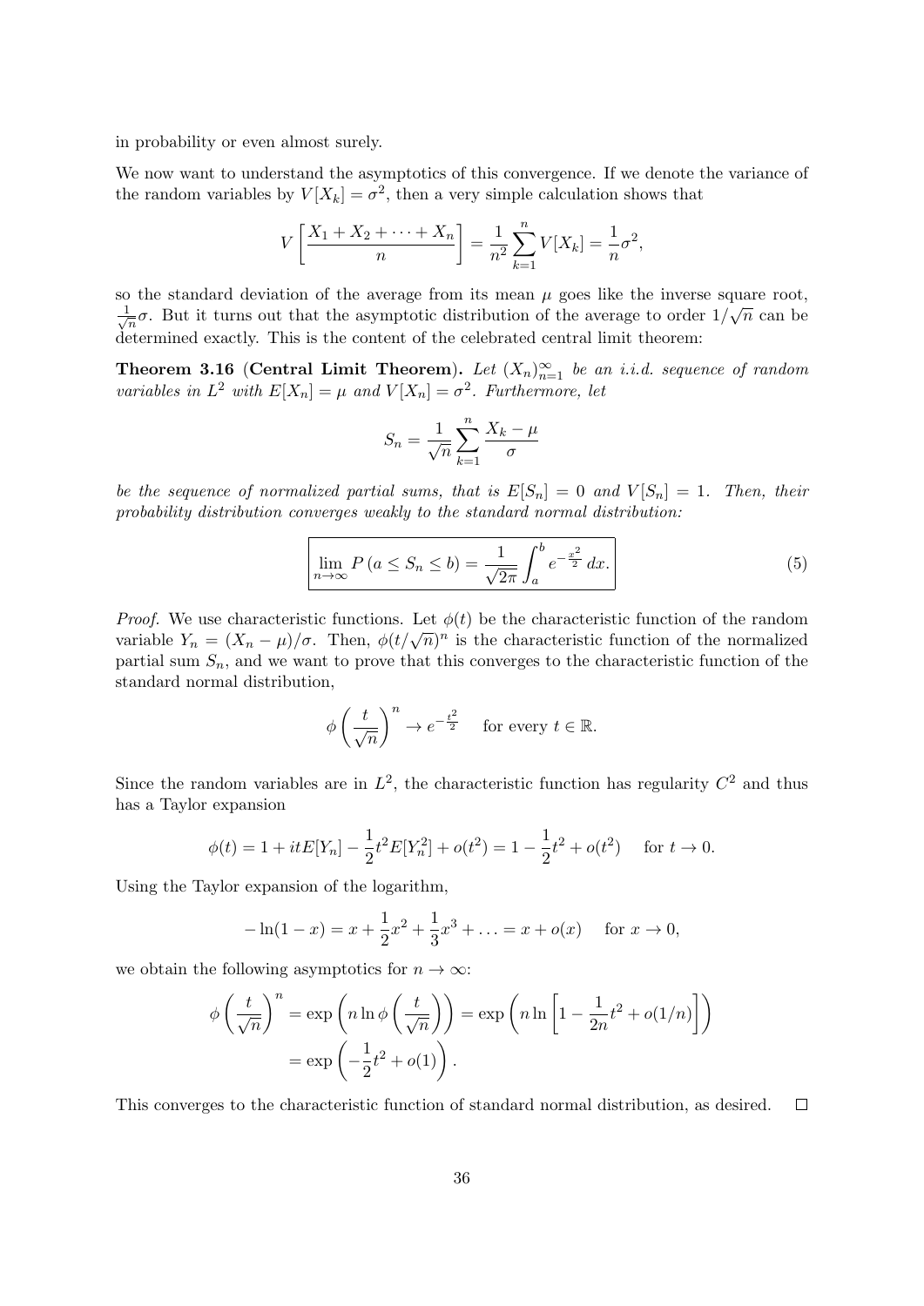in probability or even almost surely.

We now want to understand the asymptotics of this convergence. If we denote the variance of the random variables by $V[X_k] = \sigma^2$, then a very simple calculation shows that

$$V\left[\frac{X_1 + X_2 + \cdots + X_n}{n}\right] = \frac{1}{n^2}\sum_{k=1}^{n} V[X_k] = \frac{1}{n}\sigma^2,$$

so the standard deviation of the average from its mean $\mu$ goes like the inverse square root, $\frac{1}{\sqrt{n}}\sigma$. But it turns out that the asymptotic distribution of the average to order $1/\sqrt{n}$ can be determined exactly. This is the content of the celebrated central limit theorem:

**Theorem 3.16 (Central Limit Theorem).** *Let $(X_n)_{n=1}^{\infty}$ be an i.i.d. sequence of random variables in $L^2$ with $E[X_n] = \mu$ and $V[X_n] = \sigma^2$. Furthermore, let*

$$S_n = \frac{1}{\sqrt{n}}\sum_{k=1}^{n} \frac{X_k - \mu}{\sigma}$$

*be the sequence of normalized partial sums, that is $E[S_n] = 0$ and $V[S_n] = 1$. Then, their probability distribution converges weakly to the standard normal distribution:*

$$\boxed{\lim_{n\to\infty} P\left(a \leq S_n \leq b\right) = \frac{1}{\sqrt{2\pi}}\int_a^b e^{-\frac{x^2}{2}}\,dx.} \tag{5}$$

*Proof.* We use characteristic functions. Let $\phi(t)$ be the characteristic function of the random variable $Y_n = (X_n - \mu)/\sigma$. Then, $\phi(t/\sqrt{n})^n$ is the characteristic function of the normalized partial sum $S_n$, and we want to prove that this converges to the characteristic function of the standard normal distribution,

$$\phi\left(\frac{t}{\sqrt{n}}\right)^n \to e^{-\frac{t^2}{2}} \quad \text{for every } t \in \mathbb{R}.$$

Since the random variables are in $L^2$, the characteristic function has regularity $C^2$ and thus has a Taylor expansion

$$\phi(t) = 1 + itE[Y_n] - \frac{1}{2}t^2 E[Y_n^2] + o(t^2) = 1 - \frac{1}{2}t^2 + o(t^2) \quad \text{for } t \to 0.$$

Using the Taylor expansion of the logarithm,

$$-\ln(1-x) = x + \frac{1}{2}x^2 + \frac{1}{3}x^3 + \ldots = x + o(x) \quad \text{for } x \to 0,$$

we obtain the following asymptotics for $n \to \infty$:

$$\begin{aligned}
\phi\left(\frac{t}{\sqrt{n}}\right)^n &= \exp\left(n \ln \phi\left(\frac{t}{\sqrt{n}}\right)\right) = \exp\left(n \ln\left[1 - \frac{1}{2n}t^2 + o(1/n)\right]\right) \\
&= \exp\left(-\frac{1}{2}t^2 + o(1)\right).
\end{aligned}$$

This converges to the characteristic function of standard normal distribution, as desired. $\square$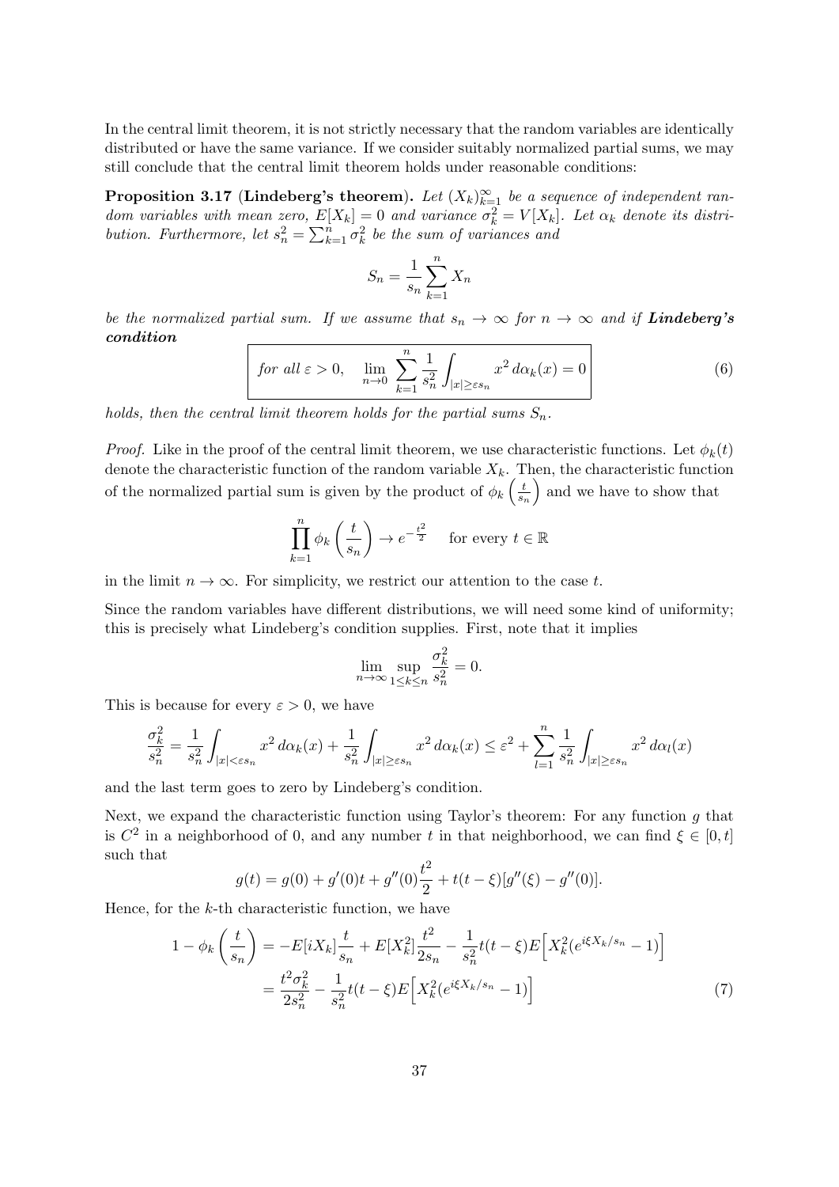In the central limit theorem, it is not strictly necessary that the random variables are identically distributed or have the same variance. If we consider suitably normalized partial sums, we may still conclude that the central limit theorem holds under reasonable conditions:

**Proposition 3.17** (**Lindeberg's theorem**). *Let $(X_k)_{k=1}^{\infty}$ be a sequence of independent random variables with mean zero, $E[X_k] = 0$ and variance $\sigma_k^2 = V[X_k]$. Let $\alpha_k$ denote its distribution. Furthermore, let $s_n^2 = \sum_{k=1}^{n} \sigma_k^2$ be the sum of variances and*

$$S_n = \frac{1}{s_n} \sum_{k=1}^{n} X_n$$

*be the normalized partial sum. If we assume that $s_n \to \infty$ for $n \to \infty$ and if* ***Lindeberg's condition***

$$\text{for all } \varepsilon > 0, \quad \lim_{n \to 0} \sum_{k=1}^{n} \frac{1}{s_n^2} \int_{|x| \geq \varepsilon s_n} x^2 \, d\alpha_k(x) = 0 \tag{6}$$

*holds, then the central limit theorem holds for the partial sums $S_n$.*

*Proof.* Like in the proof of the central limit theorem, we use characteristic functions. Let $\phi_k(t)$ denote the characteristic function of the random variable $X_k$. Then, the characteristic function of the normalized partial sum is given by the product of $\phi_k\left(\frac{t}{s_n}\right)$ and we have to show that

$$\prod_{k=1}^{n} \phi_k\left(\frac{t}{s_n}\right) \to e^{-\frac{t^2}{2}} \quad \text{for every } t \in \mathbb{R}$$

in the limit $n \to \infty$. For simplicity, we restrict our attention to the case $t$.

Since the random variables have different distributions, we will need some kind of uniformity; this is precisely what Lindeberg's condition supplies. First, note that it implies

$$\lim_{n\to\infty} \sup_{1 \leq k \leq n} \frac{\sigma_k^2}{s_n^2} = 0.$$

This is because for every $\varepsilon > 0$, we have

$$\frac{\sigma_k^2}{s_n^2} = \frac{1}{s_n^2} \int_{|x| < \varepsilon s_n} x^2 \, d\alpha_k(x) + \frac{1}{s_n^2} \int_{|x| \geq \varepsilon s_n} x^2 \, d\alpha_k(x) \leq \varepsilon^2 + \sum_{l=1}^{n} \frac{1}{s_n^2} \int_{|x| \geq \varepsilon s_n} x^2 \, d\alpha_l(x)$$

and the last term goes to zero by Lindeberg's condition.

Next, we expand the characteristic function using Taylor's theorem: For any function $g$ that is $C^2$ in a neighborhood of 0, and any number $t$ in that neighborhood, we can find $\xi \in [0, t]$ such that

$$g(t) = g(0) + g'(0)t + g''(0)\frac{t^2}{2} + t(t - \xi)[g''(\xi) - g''(0)].$$

Hence, for the $k$-th characteristic function, we have

$$\begin{aligned}
1 - \phi_k\left(\frac{t}{s_n}\right) &= -E[iX_k]\frac{t}{s_n} + E[X_k^2]\frac{t^2}{2s_n} - \frac{1}{s_n^2}t(t-\xi)E\Big[X_k^2(e^{i\xi X_k/s_n} - 1)\Big] \\
&= \frac{t^2\sigma_k^2}{2s_n^2} - \frac{1}{s_n^2}t(t-\xi)E\Big[X_k^2(e^{i\xi X_k/s_n} - 1)\Big]
\end{aligned} \tag{7}$$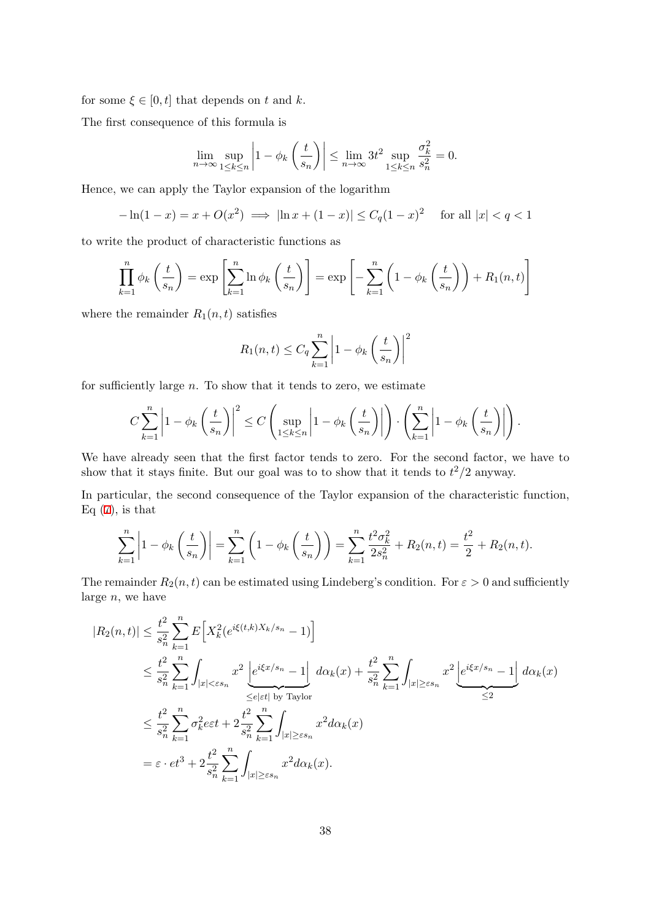for some $\xi \in [0,t]$ that depends on $t$ and $k$.

The first consequence of this formula is

$$\lim_{n\to\infty} \sup_{1\le k\le n} \left|1 - \phi_k\left(\frac{t}{s_n}\right)\right| \le \lim_{n\to\infty} 3t^2 \sup_{1\le k\le n} \frac{\sigma_k^2}{s_n^2} = 0.$$

Hence, we can apply the Taylor expansion of the logarithm

$$-\ln(1-x) = x + O(x^2) \implies |\ln x + (1-x)| \le C_q(1-x)^2 \quad \text{for all } |x| < q < 1$$

to write the product of characteristic functions as

$$\prod_{k=1}^{n} \phi_k\left(\frac{t}{s_n}\right) = \exp\left[\sum_{k=1}^{n} \ln \phi_k\left(\frac{t}{s_n}\right)\right] = \exp\left[-\sum_{k=1}^{n}\left(1 - \phi_k\left(\frac{t}{s_n}\right)\right) + R_1(n,t)\right]$$

where the remainder $R_1(n,t)$ satisfies

$$R_1(n,t) \le C_q \sum_{k=1}^{n} \left|1 - \phi_k\left(\frac{t}{s_n}\right)\right|^2$$

for sufficiently large $n$. To show that it tends to zero, we estimate

$$C\sum_{k=1}^{n} \left|1 - \phi_k\left(\frac{t}{s_n}\right)\right|^2 \le C\left(\sup_{1\le k\le n}\left|1 - \phi_k\left(\frac{t}{s_n}\right)\right|\right)\cdot\left(\sum_{k=1}^{n}\left|1 - \phi_k\left(\frac{t}{s_n}\right)\right|\right).$$

We have already seen that the first factor tends to zero. For the second factor, we have to show that it stays finite. But our goal was to to show that it tends to $t^2/2$ anyway.

In particular, the second consequence of the Taylor expansion of the characteristic function, Eq (7), is that

$$\sum_{k=1}^{n}\left|1 - \phi_k\left(\frac{t}{s_n}\right)\right| = \sum_{k=1}^{n}\left(1 - \phi_k\left(\frac{t}{s_n}\right)\right) = \sum_{k=1}^{n} \frac{t^2\sigma_k^2}{2s_n^2} + R_2(n,t) = \frac{t^2}{2} + R_2(n,t).$$

The remainder $R_2(n,t)$ can be estimated using Lindeberg's condition. For $\varepsilon > 0$ and sufficiently large $n$, we have

$$\begin{aligned}
|R_2(n,t)| &\le \frac{t^2}{s_n^2}\sum_{k=1}^{n} E\Big[X_k^2(e^{i\xi(t,k)X_k/s_n} - 1)\Big] \\
&\le \frac{t^2}{s_n^2}\sum_{k=1}^{n}\int_{|x|<\varepsilon s_n} x^2 \underbrace{\left|e^{i\xi x/s_n} - 1\right|}_{\le e|\varepsilon t| \text{ by Taylor}} d\alpha_k(x) + \frac{t^2}{s_n^2}\sum_{k=1}^{n}\int_{|x|\ge\varepsilon s_n} x^2 \underbrace{\left|e^{i\xi x/s_n} - 1\right|}_{\le 2} d\alpha_k(x) \\
&\le \frac{t^2}{s_n^2}\sum_{k=1}^{n}\sigma_k^2 e\varepsilon t + 2\frac{t^2}{s_n^2}\sum_{k=1}^{n}\int_{|x|\ge\varepsilon s_n} x^2 d\alpha_k(x) \\
&= \varepsilon\cdot et^3 + 2\frac{t^2}{s_n^2}\sum_{k=1}^{n}\int_{|x|\ge\varepsilon s_n} x^2 d\alpha_k(x).
\end{aligned}$$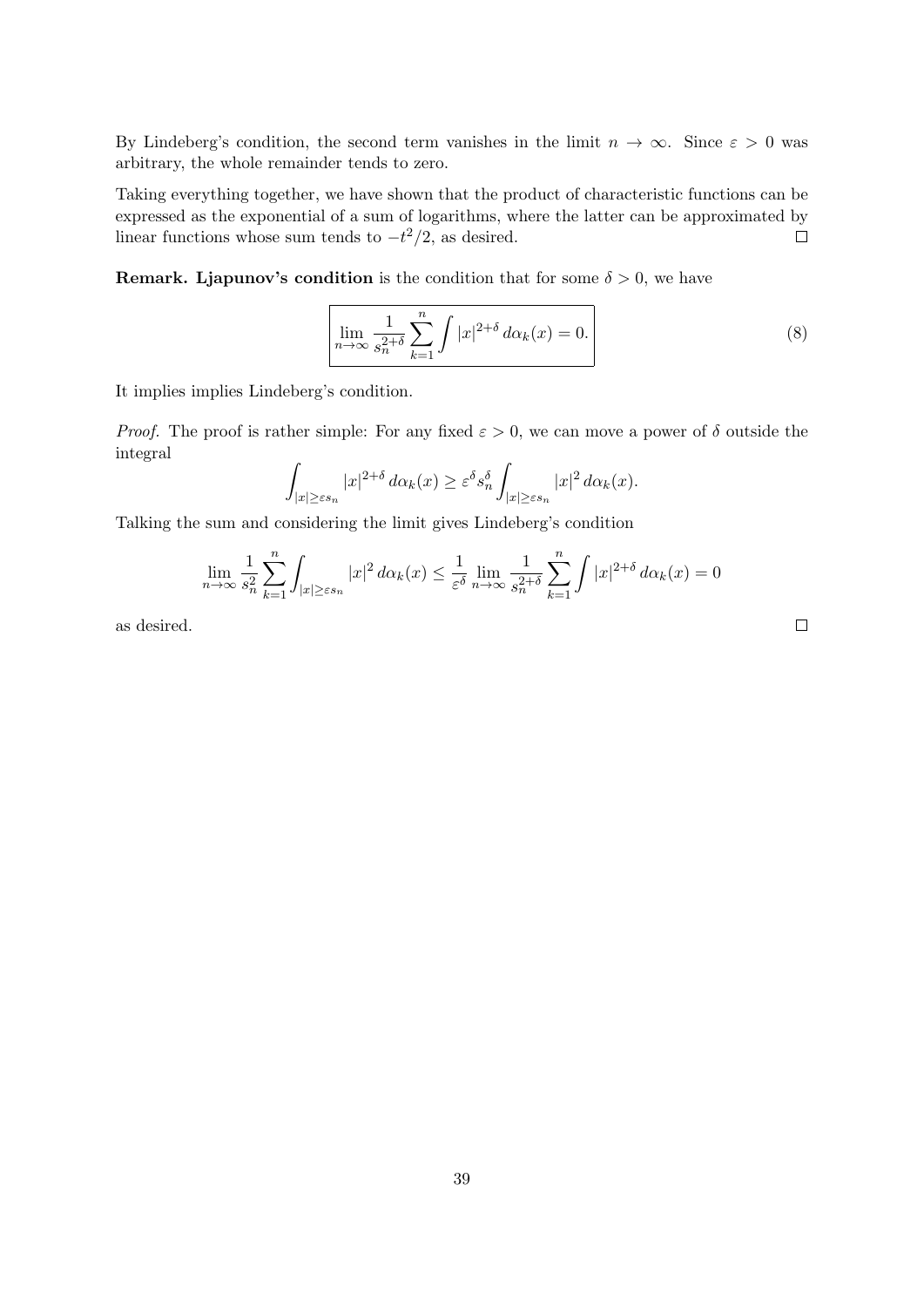By Lindeberg's condition, the second term vanishes in the limit $n \to \infty$. Since $\varepsilon > 0$ was arbitrary, the whole remainder tends to zero.

Taking everything together, we have shown that the product of characteristic functions can be expressed as the exponential of a sum of logarithms, where the latter can be approximated by linear functions whose sum tends to $-t^2/2$, as desired. □

**Remark. Ljapunov's condition** is the condition that for some $\delta > 0$, we have

$$\boxed{\lim_{n\to\infty} \frac{1}{s_n^{2+\delta}} \sum_{k=1}^{n} \int |x|^{2+\delta} \, d\alpha_k(x) = 0.} \tag{8}$$

It implies implies Lindeberg's condition.

*Proof.* The proof is rather simple: For any fixed $\varepsilon > 0$, we can move a power of $\delta$ outside the integral

$$\int_{|x|\geq \varepsilon s_n} |x|^{2+\delta} \, d\alpha_k(x) \geq \varepsilon^{\delta} s_n^{\delta} \int_{|x|\geq \varepsilon s_n} |x|^2 \, d\alpha_k(x).$$

Talking the sum and considering the limit gives Lindeberg's condition

$$\lim_{n\to\infty} \frac{1}{s_n^2} \sum_{k=1}^{n} \int_{|x|\geq \varepsilon s_n} |x|^2 \, d\alpha_k(x) \leq \frac{1}{\varepsilon^{\delta}} \lim_{n\to\infty} \frac{1}{s_n^{2+\delta}} \sum_{k=1}^{n} \int |x|^{2+\delta} \, d\alpha_k(x) = 0$$

as desired. □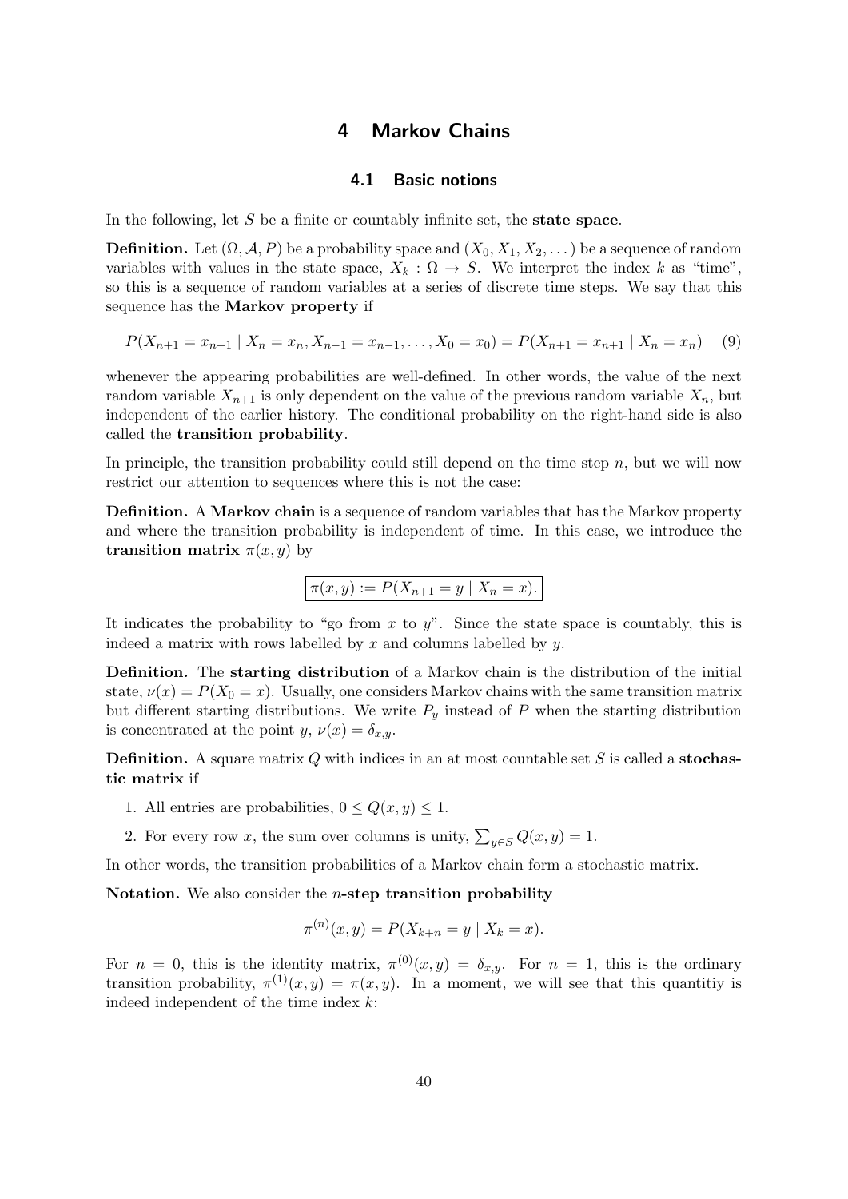# 4 Markov Chains

## 4.1 Basic notions

In the following, let $S$ be a finite or countably infinite set, the **state space**.

**Definition.** Let $(\Omega, \mathcal{A}, P)$ be a probability space and $(X_0, X_1, X_2, \dots)$ be a sequence of random variables with values in the state space, $X_k : \Omega \to S$. We interpret the index $k$ as "time", so this is a sequence of random variables at a series of discrete time steps. We say that this sequence has the **Markov property** if

$$P(X_{n+1} = x_{n+1} \mid X_n = x_n, X_{n-1} = x_{n-1}, \dots, X_0 = x_0) = P(X_{n+1} = x_{n+1} \mid X_n = x_n) \quad (9)$$

whenever the appearing probabilities are well-defined. In other words, the value of the next random variable $X_{n+1}$ is only dependent on the value of the previous random variable $X_n$, but independent of the earlier history. The conditional probability on the right-hand side is also called the **transition probability**.

In principle, the transition probability could still depend on the time step $n$, but we will now restrict our attention to sequences where this is not the case:

**Definition.** A **Markov chain** is a sequence of random variables that has the Markov property and where the transition probability is independent of time. In this case, we introduce the **transition matrix** $\pi(x, y)$ by

$$\boxed{\pi(x, y) := P(X_{n+1} = y \mid X_n = x).}$$

It indicates the probability to "go from $x$ to $y$". Since the state space is countably, this is indeed a matrix with rows labelled by $x$ and columns labelled by $y$.

**Definition.** The **starting distribution** of a Markov chain is the distribution of the initial state, $\nu(x) = P(X_0 = x)$. Usually, one considers Markov chains with the same transition matrix but different starting distributions. We write $P_y$ instead of $P$ when the starting distribution is concentrated at the point $y$, $\nu(x) = \delta_{x,y}$.

**Definition.** A square matrix $Q$ with indices in an at most countable set $S$ is called a **stochastic matrix** if

1. All entries are probabilities, $0 \leq Q(x, y) \leq 1$.
2. For every row $x$, the sum over columns is unity, $\sum_{y \in S} Q(x, y) = 1$.

In other words, the transition probabilities of a Markov chain form a stochastic matrix.

**Notation.** We also consider the **$n$-step transition probability**

$$\pi^{(n)}(x, y) = P(X_{k+n} = y \mid X_k = x).$$

For $n = 0$, this is the identity matrix, $\pi^{(0)}(x, y) = \delta_{x,y}$. For $n = 1$, this is the ordinary transition probability, $\pi^{(1)}(x, y) = \pi(x, y)$. In a moment, we will see that this quantitiy is indeed independent of the time index $k$: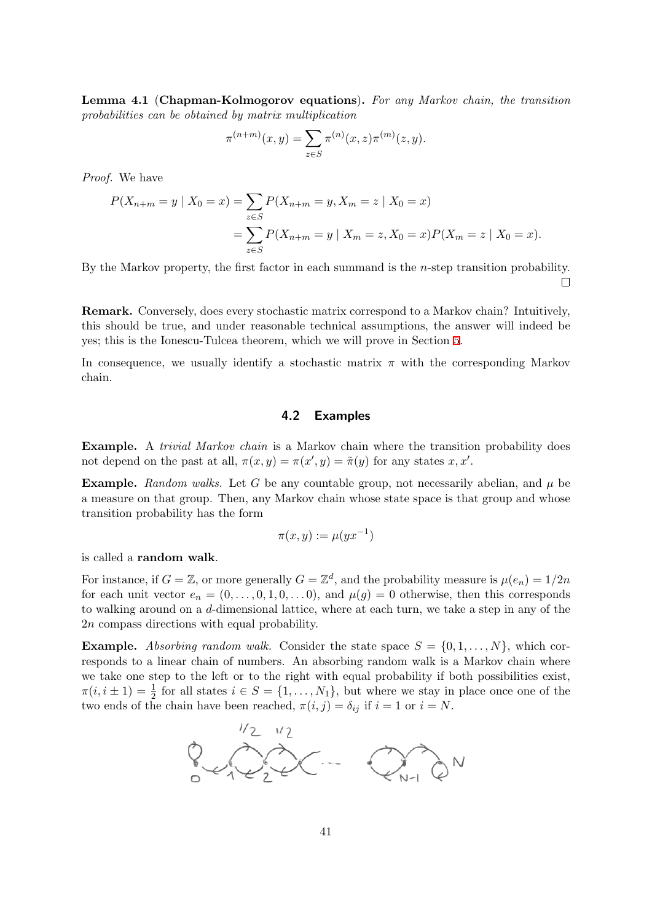**Lemma 4.1 (Chapman-Kolmogorov equations).** *For any Markov chain, the transition probabilities can be obtained by matrix multiplication*

$$\pi^{(n+m)}(x,y) = \sum_{z \in S} \pi^{(n)}(x,z)\pi^{(m)}(z,y).$$

*Proof.* We have

$$\begin{aligned}
P(X_{n+m} = y \mid X_0 = x) &= \sum_{z \in S} P(X_{n+m} = y, X_m = z \mid X_0 = x) \\
&= \sum_{z \in S} P(X_{n+m} = y \mid X_m = z, X_0 = x) P(X_m = z \mid X_0 = x).
\end{aligned}$$

By the Markov property, the first factor in each summand is the $n$-step transition probability. □

**Remark.** Conversely, does every stochastic matrix correspond to a Markov chain? Intuitively, this should be true, and under reasonable technical assumptions, the answer will indeed be yes; this is the Ionescu-Tulcea theorem, which we will prove in Section 5.

In consequence, we usually identify a stochastic matrix $\pi$ with the corresponding Markov chain.

### 4.2 Examples

**Example.** A *trivial Markov chain* is a Markov chain where the transition probability does not depend on the past at all, $\pi(x,y) = \pi(x',y) = \tilde{\pi}(y)$ for any states $x, x'$.

**Example.** *Random walks.* Let $G$ be any countable group, not necessarily abelian, and $\mu$ be a measure on that group. Then, any Markov chain whose state space is that group and whose transition probability has the form

$$\pi(x,y) := \mu(yx^{-1})$$

is called a **random walk**.

For instance, if $G = \mathbb{Z}$, or more generally $G = \mathbb{Z}^d$, and the probability measure is $\mu(e_n) = 1/2n$ for each unit vector $e_n = (0, \dots, 0, 1, 0, \dots 0)$, and $\mu(g) = 0$ otherwise, then this corresponds to walking around on a $d$-dimensional lattice, where at each turn, we take a step in any of the $2n$ compass directions with equal probability.

**Example.** *Absorbing random walk.* Consider the state space $S = \{0, 1, \dots, N\}$, which corresponds to a linear chain of numbers. An absorbing random walk is a Markov chain where we take one step to the left or to the right with equal probability if both possibilities exist, $\pi(i, i \pm 1) = \frac{1}{2}$ for all states $i \in S = \{1, \dots, N_1\}$, but where we stay in place once one of the two ends of the chain have been reached, $\pi(i,j) = \delta_{ij}$ if $i = 1$ or $i = N$.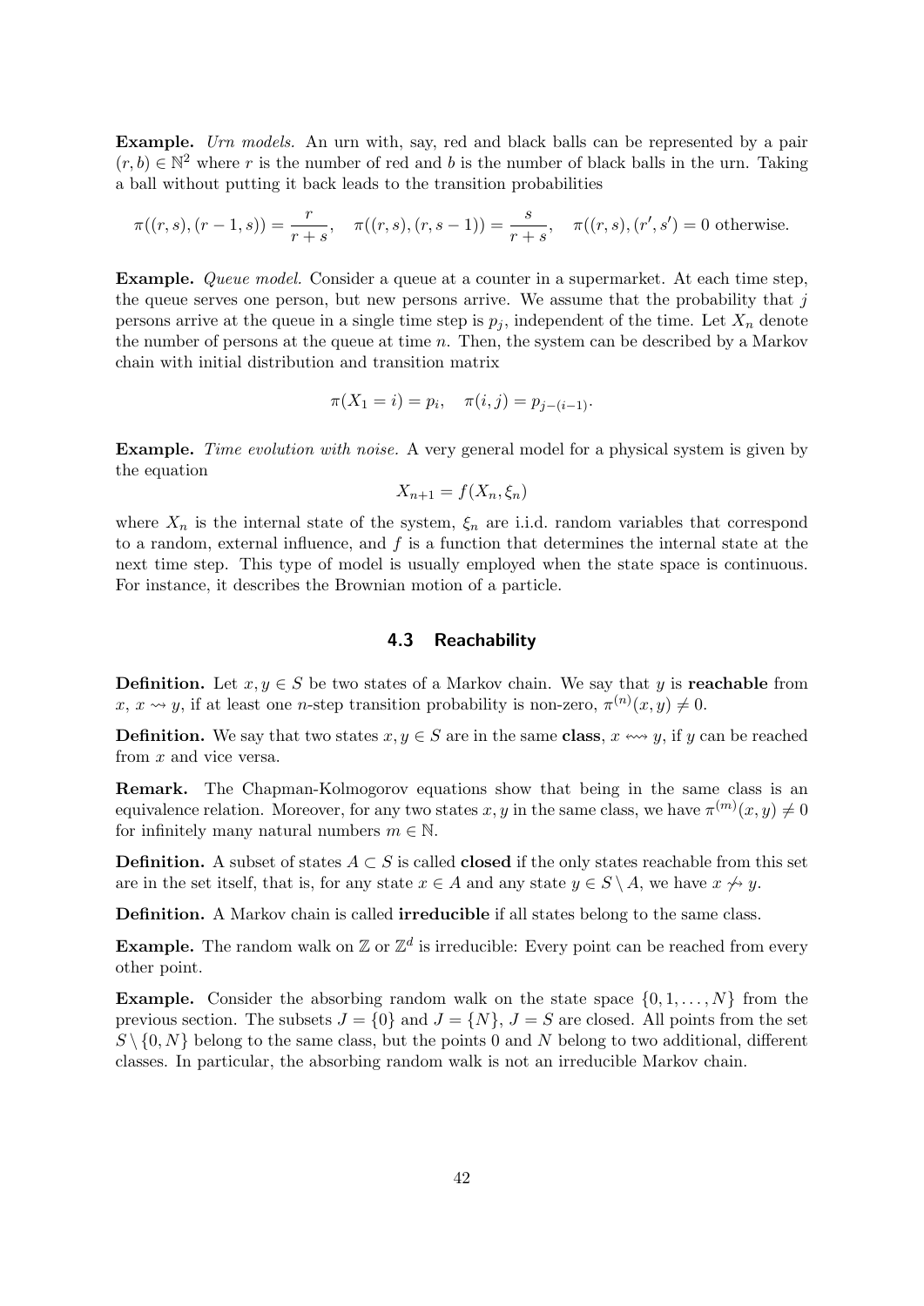**Example.** *Urn models.* An urn with, say, red and black balls can be represented by a pair $(r, b) \in \mathbb{N}^2$ where $r$ is the number of red and $b$ is the number of black balls in the urn. Taking a ball without putting it back leads to the transition probabilities

$$\pi((r,s),(r-1,s)) = \frac{r}{r+s}, \quad \pi((r,s),(r,s-1)) = \frac{s}{r+s}, \quad \pi((r,s),(r',s') = 0 \text{ otherwise.}$$

**Example.** *Queue model.* Consider a queue at a counter in a supermarket. At each time step, the queue serves one person, but new persons arrive. We assume that the probability that $j$ persons arrive at the queue in a single time step is $p_j$, independent of the time. Let $X_n$ denote the number of persons at the queue at time $n$. Then, the system can be described by a Markov chain with initial distribution and transition matrix

$$\pi(X_1 = i) = p_i, \quad \pi(i,j) = p_{j-(i-1)}.$$

**Example.** *Time evolution with noise.* A very general model for a physical system is given by the equation

$$X_{n+1} = f(X_n, \xi_n)$$

where $X_n$ is the internal state of the system, $\xi_n$ are i.i.d. random variables that correspond to a random, external influence, and $f$ is a function that determines the internal state at the next time step. This type of model is usually employed when the state space is continuous. For instance, it describes the Brownian motion of a particle.

### 4.3 Reachability

**Definition.** Let $x, y \in S$ be two states of a Markov chain. We say that $y$ is **reachable** from $x$, $x \rightsquigarrow y$, if at least one $n$-step transition probability is non-zero, $\pi^{(n)}(x,y) \neq 0$.

**Definition.** We say that two states $x, y \in S$ are in the same **class**, $x \leftrightsquigarrow y$, if $y$ can be reached from $x$ and vice versa.

**Remark.** The Chapman-Kolmogorov equations show that being in the same class is an equivalence relation. Moreover, for any two states $x, y$ in the same class, we have $\pi^{(m)}(x,y) \neq 0$ for infinitely many natural numbers $m \in \mathbb{N}$.

**Definition.** A subset of states $A \subset S$ is called **closed** if the only states reachable from this set are in the set itself, that is, for any state $x \in A$ and any state $y \in S \setminus A$, we have $x \not\rightsquigarrow y$.

**Definition.** A Markov chain is called **irreducible** if all states belong to the same class.

**Example.** The random walk on $\mathbb{Z}$ or $\mathbb{Z}^d$ is irreducible: Every point can be reached from every other point.

**Example.** Consider the absorbing random walk on the state space $\{0, 1, \dots, N\}$ from the previous section. The subsets $J = \{0\}$ and $J = \{N\}$, $J = S$ are closed. All points from the set $S \setminus \{0, N\}$ belong to the same class, but the points 0 and $N$ belong to two additional, different classes. In particular, the absorbing random walk is not an irreducible Markov chain.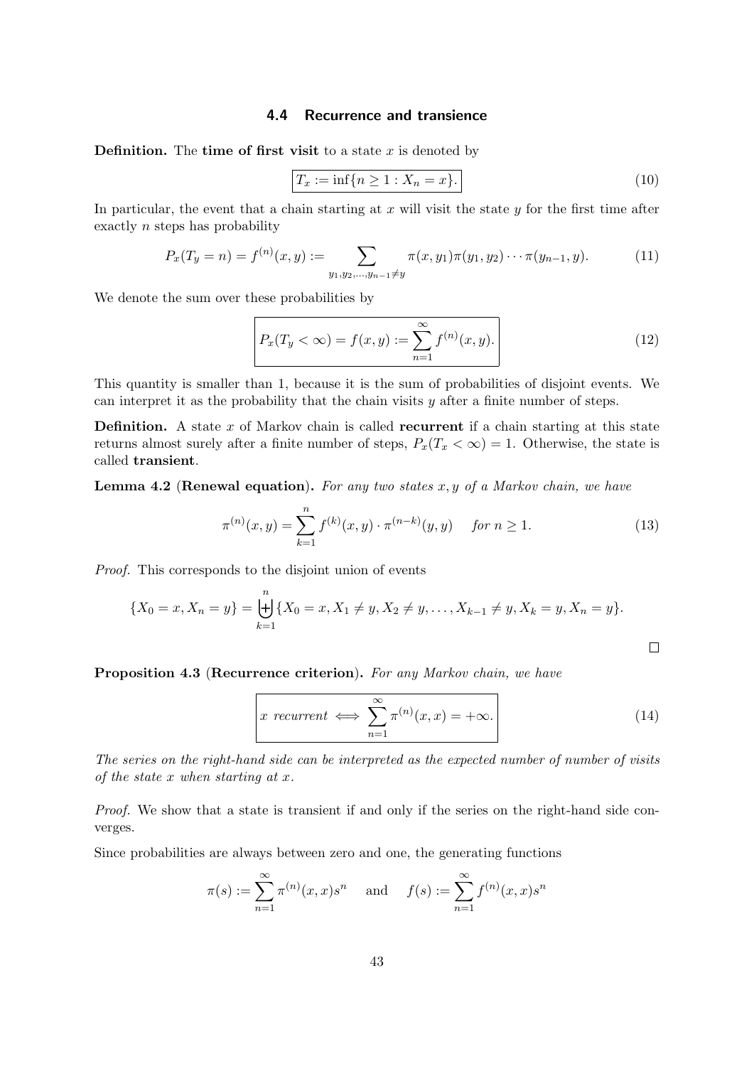### 4.4 Recurrence and transience

**Definition.** The **time of first visit** to a state $x$ is denoted by

$$\boxed{T_x := \inf\{n \geq 1 : X_n = x\}.} \tag{10}$$

In particular, the event that a chain starting at $x$ will visit the state $y$ for the first time after exactly $n$ steps has probability

$$P_x(T_y = n) = f^{(n)}(x, y) := \sum_{y_1, y_2, \ldots, y_{n-1} \neq y} \pi(x, y_1)\pi(y_1, y_2) \cdots \pi(y_{n-1}, y). \tag{11}$$

We denote the sum over these probabilities by

$$\boxed{P_x(T_y < \infty) = f(x, y) := \sum_{n=1}^{\infty} f^{(n)}(x, y).} \tag{12}$$

This quantity is smaller than 1, because it is the sum of probabilities of disjoint events. We can interpret it as the probability that the chain visits $y$ after a finite number of steps.

**Definition.** A state $x$ of Markov chain is called **recurrent** if a chain starting at this state returns almost surely after a finite number of steps, $P_x(T_x < \infty) = 1$. Otherwise, the state is called **transient**.

**Lemma 4.2** (**Renewal equation**)**.** *For any two states $x, y$ of a Markov chain, we have*

$$\pi^{(n)}(x, y) = \sum_{k=1}^{n} f^{(k)}(x, y) \cdot \pi^{(n-k)}(y, y) \quad \text{for } n \geq 1. \tag{13}$$

*Proof.* This corresponds to the disjoint union of events

$$\{X_0 = x, X_n = y\} = \biguplus_{k=1}^{n} \{X_0 = x, X_1 \neq y, X_2 \neq y, \ldots, X_{k-1} \neq y, X_k = y, X_n = y\}.$$

$\square$

**Proposition 4.3** (**Recurrence criterion**)**.** *For any Markov chain, we have*

$$\boxed{x \text{ recurrent} \iff \sum_{n=1}^{\infty} \pi^{(n)}(x, x) = +\infty.} \tag{14}$$

*The series on the right-hand side can be interpreted as the expected number of number of visits of the state $x$ when starting at $x$.*

*Proof.* We show that a state is transient if and only if the series on the right-hand side converges.

Since probabilities are always between zero and one, the generating functions

$$\pi(s) := \sum_{n=1}^{\infty} \pi^{(n)}(x, x)s^n \quad \text{and} \quad f(s) := \sum_{n=1}^{\infty} f^{(n)}(x, x)s^n$$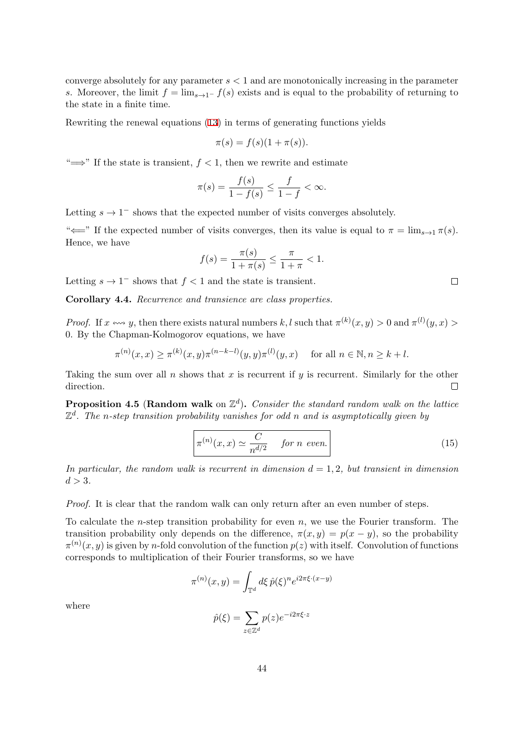converge absolutely for any parameter $s < 1$ and are monotonically increasing in the parameter $s$. Moreover, the limit $f = \lim_{s \to 1^-} f(s)$ exists and is equal to the probability of returning to the state in a finite time.

Rewriting the renewal equations (13) in terms of generating functions yields

$$\pi(s) = f(s)(1 + \pi(s)).$$

"$\Longrightarrow$" If the state is transient, $f < 1$, then we rewrite and estimate

$$\pi(s) = \frac{f(s)}{1 - f(s)} \leq \frac{f}{1 - f} < \infty.$$

Letting $s \to 1^-$ shows that the expected number of visits converges absolutely.

"$\Longleftarrow$" If the expected number of visits converges, then its value is equal to $\pi = \lim_{s \to 1} \pi(s)$. Hence, we have

$$f(s) = \frac{\pi(s)}{1 + \pi(s)} \leq \frac{\pi}{1 + \pi} < 1.$$

Letting $s \to 1^-$ shows that $f < 1$ and the state is transient. $\square$

**Corollary 4.4.** *Recurrence and transience are class properties.*

*Proof.* If $x \leftrightsquigarrow y$, then there exists natural numbers $k, l$ such that $\pi^{(k)}(x, y) > 0$ and $\pi^{(l)}(y, x) > 0$. By the Chapman-Kolmogorov equations, we have

$$\pi^{(n)}(x, x) \geq \pi^{(k)}(x, y)\pi^{(n-k-l)}(y, y)\pi^{(l)}(y, x) \quad \text{for all } n \in \mathbb{N}, n \geq k + l.$$

Taking the sum over all $n$ shows that $x$ is recurrent if $y$ is recurrent. Similarly for the other direction. $\square$

**Proposition 4.5** (**Random walk** on $\mathbb{Z}^d$)**.** *Consider the standard random walk on the lattice $\mathbb{Z}^d$. The $n$-step transition probability vanishes for odd $n$ and is asymptotically given by*

$$\boxed{\pi^{(n)}(x, x) \simeq \frac{C}{n^{d/2}} \quad \text{for } n \text{ even.}} \tag{15}$$

*In particular, the random walk is recurrent in dimension $d = 1, 2$, but transient in dimension $d > 3$.*

*Proof.* It is clear that the random walk can only return after an even number of steps.

To calculate the $n$-step transition probability for even $n$, we use the Fourier transform. The transition probability only depends on the difference, $\pi(x, y) = p(x - y)$, so the probability $\pi^{(n)}(x, y)$ is given by $n$-fold convolution of the function $p(z)$ with itself. Convolution of functions corresponds to multiplication of their Fourier transforms, so we have

$$\pi^{(n)}(x, y) = \int_{\mathbb{T}^d} d\xi \, \hat{p}(\xi)^n e^{i2\pi\xi \cdot (x-y)}$$

where

$$\hat{p}(\xi) = \sum_{z \in \mathbb{Z}^d} p(z) e^{-i2\pi\xi \cdot z}$$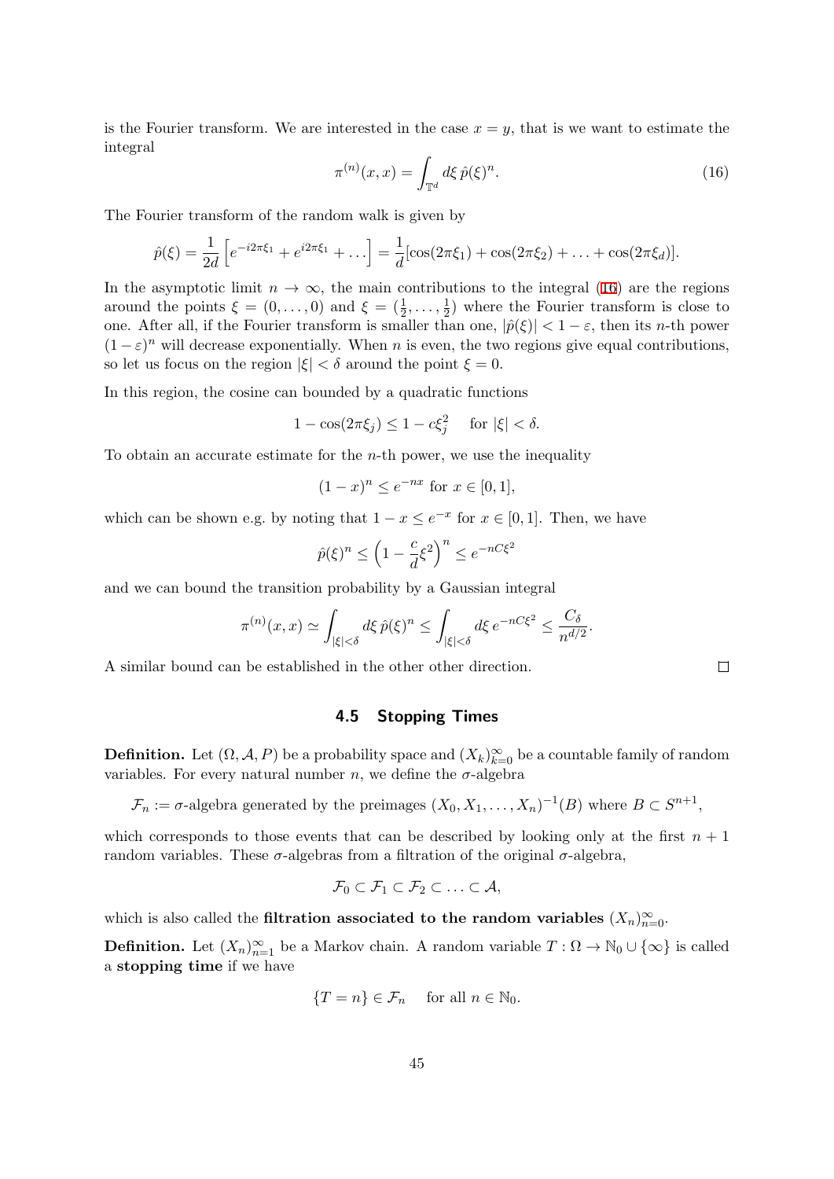is the Fourier transform. We are interested in the case $x = y$, that is we want to estimate the integral

$$\pi^{(n)}(x,x) = \int_{\mathbb{T}^d} d\xi \, \hat{p}(\xi)^n. \tag{16}$$

The Fourier transform of the random walk is given by

$$\hat{p}(\xi) = \frac{1}{2d}\left[e^{-i2\pi\xi_1} + e^{i2\pi\xi_1} + \ldots\right] = \frac{1}{d}[\cos(2\pi\xi_1) + \cos(2\pi\xi_2) + \ldots + \cos(2\pi\xi_d)].$$

In the asymptotic limit $n \to \infty$, the main contributions to the integral (16) are the regions around the points $\xi = (0, \ldots, 0)$ and $\xi = (\frac{1}{2}, \ldots, \frac{1}{2})$ where the Fourier transform is close to one. After all, if the Fourier transform is smaller than one, $|\hat{p}(\xi)| < 1 - \varepsilon$, then its $n$-th power $(1-\varepsilon)^n$ will decrease exponentially. When $n$ is even, the two regions give equal contributions, so let us focus on the region $|\xi| < \delta$ around the point $\xi = 0$.

In this region, the cosine can bounded by a quadratic functions

$$1 - \cos(2\pi\xi_j) \leq 1 - c\xi_j^2 \quad \text{ for } |\xi| < \delta.$$

To obtain an accurate estimate for the $n$-th power, we use the inequality

$$(1-x)^n \leq e^{-nx} \text{ for } x \in [0,1],$$

which can be shown e.g. by noting that $1 - x \leq e^{-x}$ for $x \in [0,1]$. Then, we have

$$\hat{p}(\xi)^n \leq \left(1 - \frac{c}{d}\xi^2\right)^n \leq e^{-nC\xi^2}$$

and we can bound the transition probability by a Gaussian integral

$$\pi^{(n)}(x,x) \simeq \int_{|\xi|<\delta} d\xi \, \hat{p}(\xi)^n \leq \int_{|\xi|<\delta} d\xi \, e^{-nC\xi^2} \leq \frac{C_\delta}{n^{d/2}}.$$

A similar bound can be established in the other other direction. □

### 4.5 Stopping Times

**Definition.** Let $(\Omega, \mathcal{A}, P)$ be a probability space and $(X_k)_{k=0}^\infty$ be a countable family of random variables. For every natural number $n$, we define the $\sigma$-algebra

$$\mathcal{F}_n := \sigma\text{-algebra generated by the preimages } (X_0, X_1, \ldots, X_n)^{-1}(B) \text{ where } B \subset S^{n+1},$$

which corresponds to those events that can be described by looking only at the first $n+1$ random variables. These $\sigma$-algebras from a filtration of the original $\sigma$-algebra,

$$\mathcal{F}_0 \subset \mathcal{F}_1 \subset \mathcal{F}_2 \subset \ldots \subset \mathcal{A},$$

which is also called the **filtration associated to the random variables** $(X_n)_{n=0}^\infty$.

**Definition.** Let $(X_n)_{n=1}^\infty$ be a Markov chain. A random variable $T : \Omega \to \mathbb{N}_0 \cup \{\infty\}$ is called a **stopping time** if we have

$$\{T = n\} \in \mathcal{F}_n \quad \text{ for all } n \in \mathbb{N}_0.$$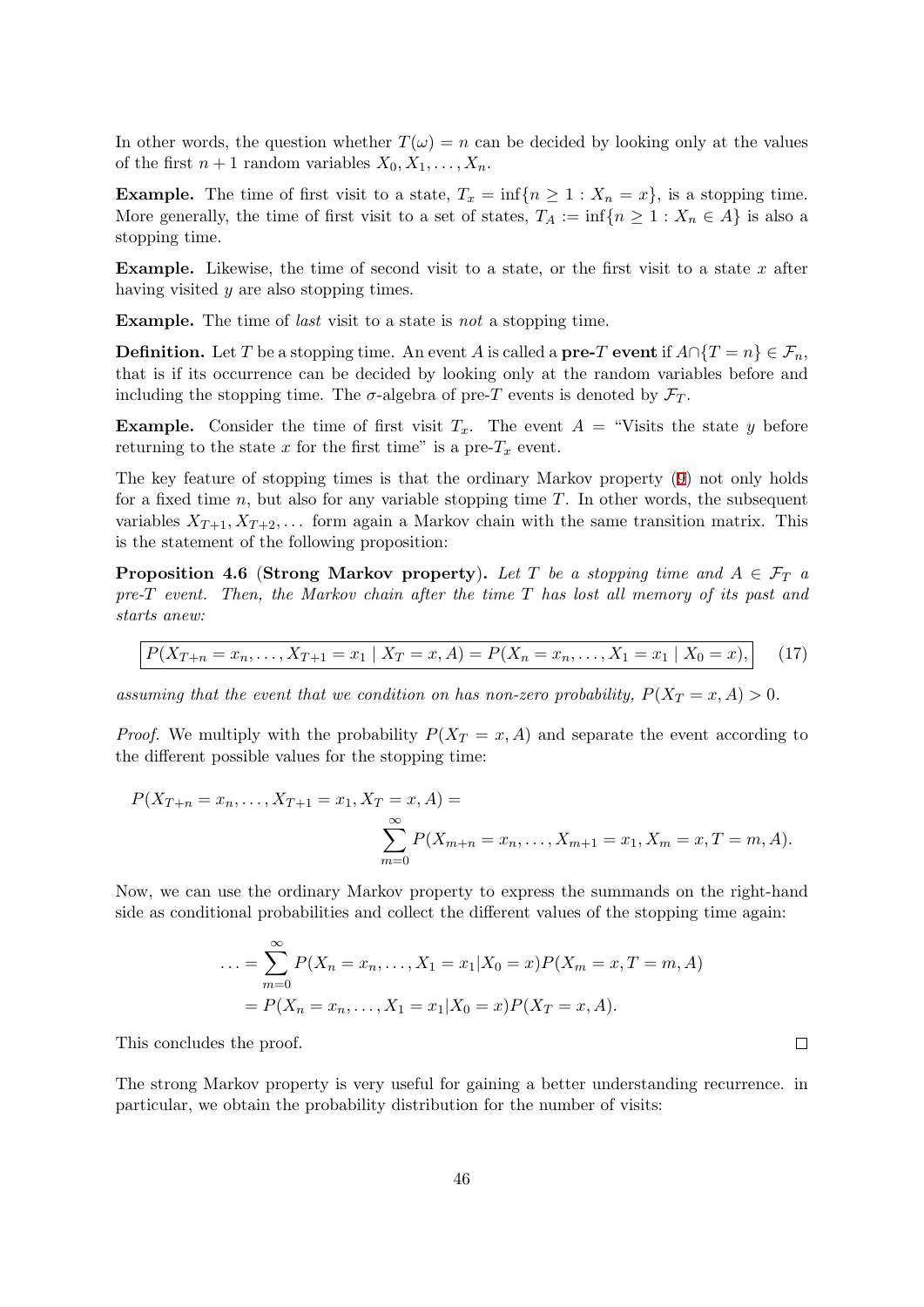In other words, the question whether $T(\omega) = n$ can be decided by looking only at the values of the first $n+1$ random variables $X_0, X_1, \dots, X_n$.

**Example.** The time of first visit to a state, $T_x = \inf\{n \geq 1 : X_n = x\}$, is a stopping time. More generally, the time of first visit to a set of states, $T_A := \inf\{n \geq 1 : X_n \in A\}$ is also a stopping time.

**Example.** Likewise, the time of second visit to a state, or the first visit to a state $x$ after having visited $y$ are also stopping times.

**Example.** The time of *last* visit to a state is *not* a stopping time.

**Definition.** Let $T$ be a stopping time. An event $A$ is called a **pre-$T$ event** if $A \cap \{T = n\} \in \mathcal{F}_n$, that is if its occurrence can be decided by looking only at the random variables before and including the stopping time. The $\sigma$-algebra of pre-$T$ events is denoted by $\mathcal{F}_T$.

**Example.** Consider the time of first visit $T_x$. The event $A =$ "Visits the state $y$ before returning to the state $x$ for the first time" is a pre-$T_x$ event.

The key feature of stopping times is that the ordinary Markov property (9) not only holds for a fixed time $n$, but also for any variable stopping time $T$. In other words, the subsequent variables $X_{T+1}, X_{T+2}, \dots$ form again a Markov chain with the same transition matrix. This is the statement of the following proposition:

**Proposition 4.6** (**Strong Markov property**). *Let $T$ be a stopping time and $A \in \mathcal{F}_T$ a pre-$T$ event. Then, the Markov chain after the time $T$ has lost all memory of its past and starts anew:*

$$\boxed{P(X_{T+n} = x_n, \dots, X_{T+1} = x_1 \mid X_T = x, A) = P(X_n = x_n, \dots, X_1 = x_1 \mid X_0 = x),} \tag{17}$$

*assuming that the event that we condition on has non-zero probability, $P(X_T = x, A) > 0$.*

*Proof.* We multiply with the probability $P(X_T = x, A)$ and separate the event according to the different possible values for the stopping time:

$$\begin{aligned}
P(X_{T+n} = x_n, \dots, X_{T+1} = x_1, X_T = x, A) = \\
\sum_{m=0}^{\infty} P(X_{m+n} = x_n, \dots, X_{m+1} = x_1, X_m = x, T = m, A).
\end{aligned}$$

Now, we can use the ordinary Markov property to express the summands on the right-hand side as conditional probabilities and collect the different values of the stopping time again:

$$\begin{aligned}
\dots &= \sum_{m=0}^{\infty} P(X_n = x_n, \dots, X_1 = x_1 | X_0 = x) P(X_m = x, T = m, A) \\
&= P(X_n = x_n, \dots, X_1 = x_1 | X_0 = x) P(X_T = x, A).
\end{aligned}$$

This concludes the proof. $\square$

The strong Markov property is very useful for gaining a better understanding recurrence. in particular, we obtain the probability distribution for the number of visits: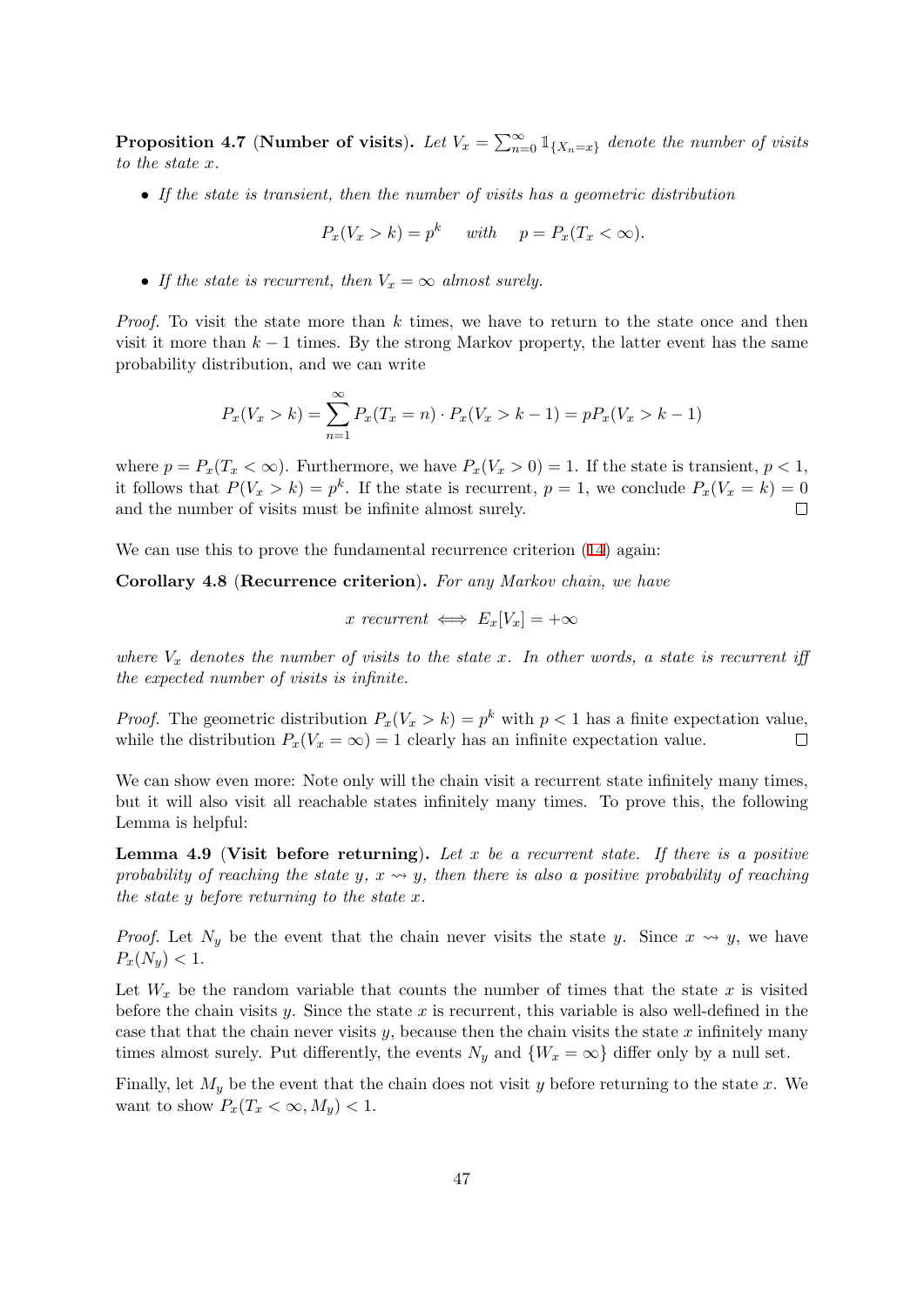**Proposition 4.7** (**Number of visits**). *Let $V_x = \sum_{n=0}^{\infty} \mathbb{1}_{\{X_n = x\}}$ denote the number of visits to the state $x$.*

- *If the state is transient, then the number of visits has a geometric distribution*

$$P_x(V_x > k) = p^k \quad \text{with} \quad p = P_x(T_x < \infty).$$

- *If the state is recurrent, then $V_x = \infty$ almost surely.*

*Proof.* To visit the state more than $k$ times, we have to return to the state once and then visit it more than $k-1$ times. By the strong Markov property, the latter event has the same probability distribution, and we can write

$$P_x(V_x > k) = \sum_{n=1}^{\infty} P_x(T_x = n) \cdot P_x(V_x > k-1) = pP_x(V_x > k-1)$$

where $p = P_x(T_x < \infty)$. Furthermore, we have $P_x(V_x > 0) = 1$. If the state is transient, $p < 1$, it follows that $P(V_x > k) = p^k$. If the state is recurrent, $p = 1$, we conclude $P_x(V_x = k) = 0$ and the number of visits must be infinite almost surely. □

We can use this to prove the fundamental recurrence criterion (14) again:

**Corollary 4.8** (**Recurrence criterion**). *For any Markov chain, we have*

$$x \text{ recurrent} \iff E_x[V_x] = +\infty$$

*where $V_x$ denotes the number of visits to the state $x$. In other words, a state is recurrent iff the expected number of visits is infinite.*

*Proof.* The geometric distribution $P_x(V_x > k) = p^k$ with $p < 1$ has a finite expectation value, while the distribution $P_x(V_x = \infty) = 1$ clearly has an infinite expectation value. □

We can show even more: Note only will the chain visit a recurrent state infinitely many times, but it will also visit all reachable states infinitely many times. To prove this, the following Lemma is helpful:

**Lemma 4.9** (**Visit before returning**). *Let $x$ be a recurrent state. If there is a positive probability of reaching the state $y$, $x \rightsquigarrow y$, then there is also a positive probability of reaching the state $y$ before returning to the state $x$.*

*Proof.* Let $N_y$ be the event that the chain never visits the state $y$. Since $x \rightsquigarrow y$, we have $P_x(N_y) < 1$.

Let $W_x$ be the random variable that counts the number of times that the state $x$ is visited before the chain visits $y$. Since the state $x$ is recurrent, this variable is also well-defined in the case that that the chain never visits $y$, because then the chain visits the state $x$ infinitely many times almost surely. Put differently, the events $N_y$ and $\{W_x = \infty\}$ differ only by a null set.

Finally, let $M_y$ be the event that the chain does not visit $y$ before returning to the state $x$. We want to show $P_x(T_x < \infty, M_y) < 1$.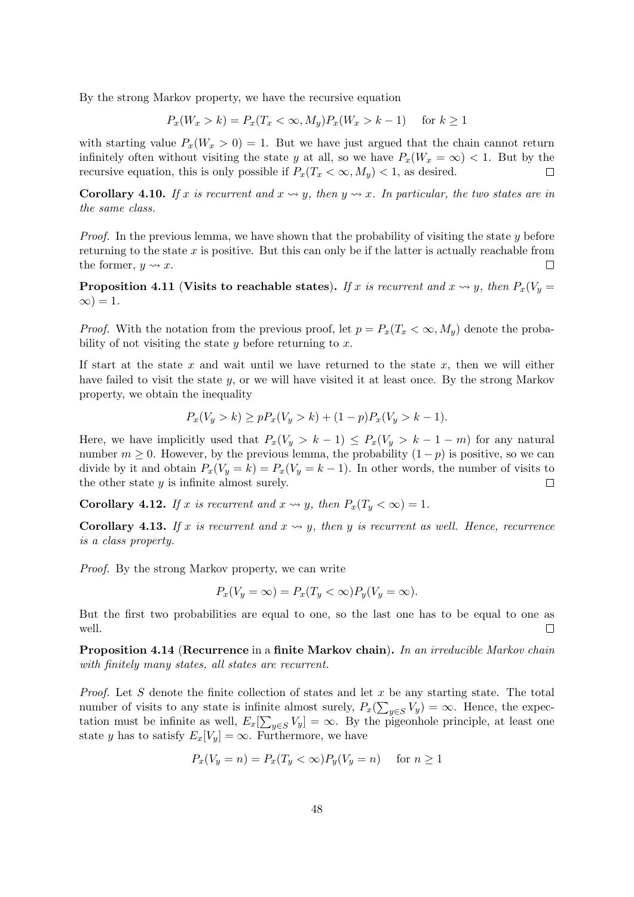By the strong Markov property, we have the recursive equation

$$P_x(W_x > k) = P_x(T_x < \infty, M_y) P_x(W_x > k-1) \quad \text{for } k \geq 1$$

with starting value $P_x(W_x > 0) = 1$. But we have just argued that the chain cannot return infinitely often without visiting the state $y$ at all, so we have $P_x(W_x = \infty) < 1$. But by the recursive equation, this is only possible if $P_x(T_x < \infty, M_y) < 1$, as desired. □

**Corollary 4.10.** *If $x$ is recurrent and $x \rightsquigarrow y$, then $y \rightsquigarrow x$. In particular, the two states are in the same class.*

*Proof.* In the previous lemma, we have shown that the probability of visiting the state $y$ before returning to the state $x$ is positive. But this can only be if the latter is actually reachable from the former, $y \rightsquigarrow x$. □

**Proposition 4.11** (**Visits to reachable states**)**.** *If $x$ is recurrent and $x \rightsquigarrow y$, then $P_x(V_y = \infty) = 1$.*

*Proof.* With the notation from the previous proof, let $p = P_x(T_x < \infty, M_y)$ denote the probability of not visiting the state $y$ before returning to $x$.

If start at the state $x$ and wait until we have returned to the state $x$, then we will either have failed to visit the state $y$, or we will have visited it at least once. By the strong Markov property, we obtain the inequality

$$P_x(V_y > k) \geq pP_x(V_y > k) + (1-p)P_x(V_y > k-1).$$

Here, we have implicitly used that $P_x(V_y > k-1) \leq P_x(V_y > k-1-m)$ for any natural number $m \geq 0$. However, by the previous lemma, the probability $(1-p)$ is positive, so we can divide by it and obtain $P_x(V_y = k) = P_x(V_y = k-1)$. In other words, the number of visits to the other state $y$ is infinite almost surely. □

**Corollary 4.12.** *If $x$ is recurrent and $x \rightsquigarrow y$, then $P_x(T_y < \infty) = 1$.*

**Corollary 4.13.** *If $x$ is recurrent and $x \rightsquigarrow y$, then $y$ is recurrent as well. Hence, recurrence is a class property.*

*Proof.* By the strong Markov property, we can write

$$P_x(V_y = \infty) = P_x(T_y < \infty) P_y(V_y = \infty).$$

But the first two probabilities are equal to one, so the last one has to be equal to one as well. □

**Proposition 4.14** (**Recurrence** in a **finite Markov chain**)**.** *In an irreducible Markov chain with finitely many states, all states are recurrent.*

*Proof.* Let $S$ denote the finite collection of states and let $x$ be any starting state. The total number of visits to any state is infinite almost surely, $P_x(\sum_{y \in S} V_y) = \infty$. Hence, the expectation must be infinite as well, $E_x[\sum_{y \in S} V_y] = \infty$. By the pigeonhole principle, at least one state $y$ has to satisfy $E_x[V_y] = \infty$. Furthermore, we have

$$P_x(V_y = n) = P_x(T_y < \infty) P_y(V_y = n) \quad \text{for } n \geq 1$$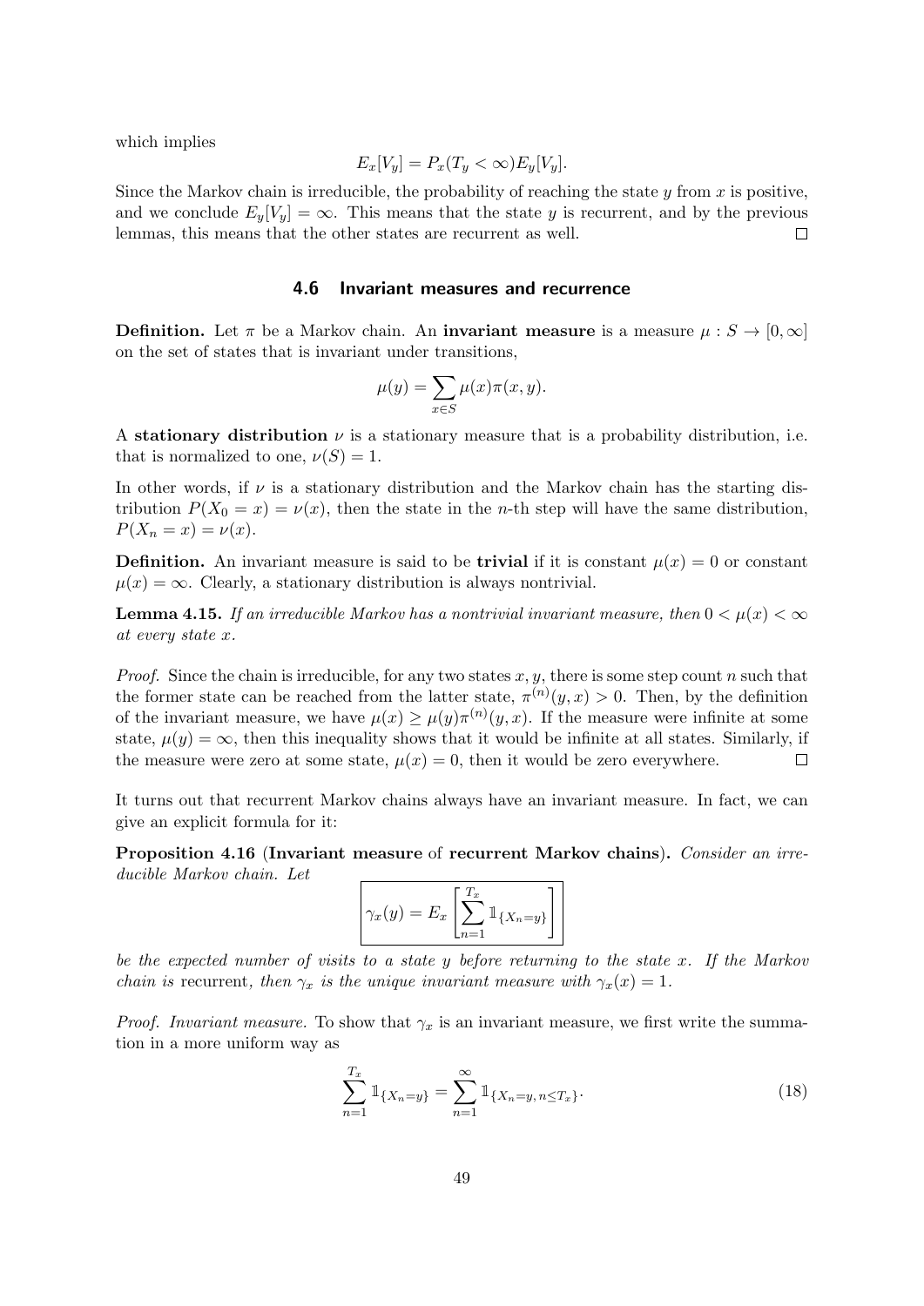which implies

$$E_x[V_y] = P_x(T_y < \infty) E_y[V_y].$$

Since the Markov chain is irreducible, the probability of reaching the state $y$ from $x$ is positive, and we conclude $E_y[V_y] = \infty$. This means that the state $y$ is recurrent, and by the previous lemmas, this means that the other states are recurrent as well. □

### 4.6 Invariant measures and recurrence

**Definition.** Let $\pi$ be a Markov chain. An **invariant measure** is a measure $\mu : S \to [0, \infty]$ on the set of states that is invariant under transitions,

$$\mu(y) = \sum_{x \in S} \mu(x) \pi(x, y).$$

A **stationary distribution** $\nu$ is a stationary measure that is a probability distribution, i.e. that is normalized to one, $\nu(S) = 1$.

In other words, if $\nu$ is a stationary distribution and the Markov chain has the starting distribution $P(X_0 = x) = \nu(x)$, then the state in the $n$-th step will have the same distribution, $P(X_n = x) = \nu(x)$.

**Definition.** An invariant measure is said to be **trivial** if it is constant $\mu(x) = 0$ or constant $\mu(x) = \infty$. Clearly, a stationary distribution is always nontrivial.

**Lemma 4.15.** *If an irreducible Markov has a nontrivial invariant measure, then $0 < \mu(x) < \infty$ at every state $x$.*

*Proof.* Since the chain is irreducible, for any two states $x, y$, there is some step count $n$ such that the former state can be reached from the latter state, $\pi^{(n)}(y, x) > 0$. Then, by the definition of the invariant measure, we have $\mu(x) \geq \mu(y) \pi^{(n)}(y, x)$. If the measure were infinite at some state, $\mu(y) = \infty$, then this inequality shows that it would be infinite at all states. Similarly, if the measure were zero at some state, $\mu(x) = 0$, then it would be zero everywhere. □

It turns out that recurrent Markov chains always have an invariant measure. In fact, we can give an explicit formula for it:

**Proposition 4.16** (**Invariant measure** of **recurrent Markov chains**)**.** *Consider an irreducible Markov chain. Let*

$$\boxed{\gamma_x(y) = E_x \left[ \sum_{n=1}^{T_x} \mathbb{1}_{\{X_n = y\}} \right]}$$

*be the expected number of visits to a state $y$ before returning to the state $x$. If the Markov chain is* recurrent*, then $\gamma_x$ is the unique invariant measure with $\gamma_x(x) = 1$.*

*Proof. Invariant measure.* To show that $\gamma_x$ is an invariant measure, we first write the summation in a more uniform way as

$$\sum_{n=1}^{T_x} \mathbb{1}_{\{X_n = y\}} = \sum_{n=1}^{\infty} \mathbb{1}_{\{X_n = y,\, n \leq T_x\}}. \tag{18}$$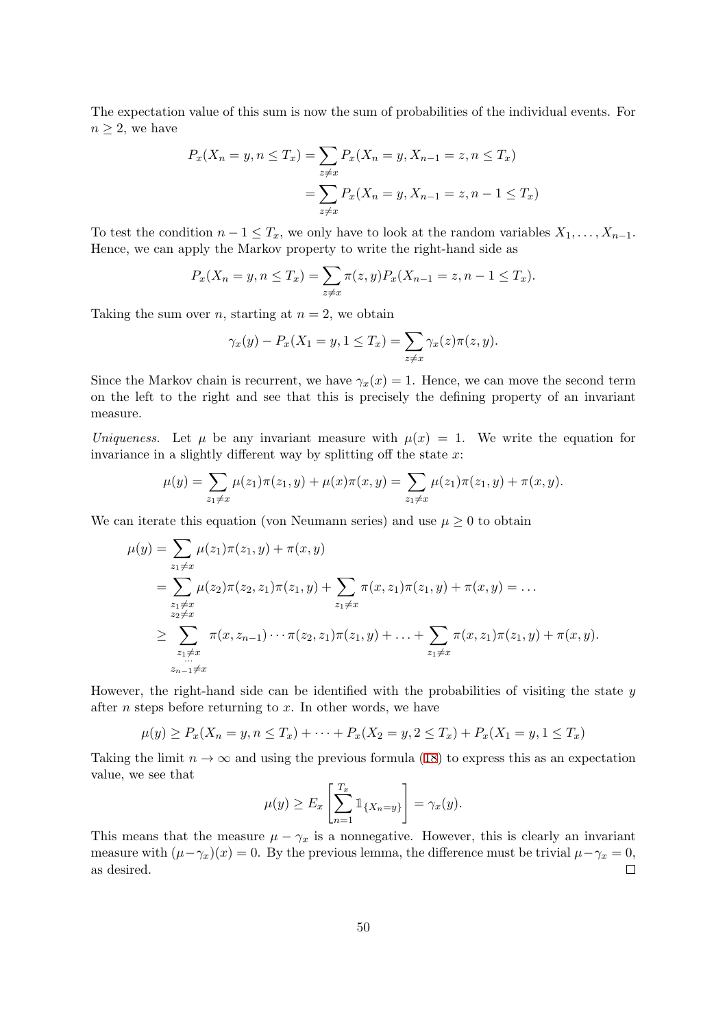The expectation value of this sum is now the sum of probabilities of the individual events. For $n \geq 2$, we have

$$
\begin{aligned}
P_x(X_n = y, n \leq T_x) &= \sum_{z \neq x} P_x(X_n = y, X_{n-1} = z, n \leq T_x) \\
&= \sum_{z \neq x} P_x(X_n = y, X_{n-1} = z, n - 1 \leq T_x)
\end{aligned}
$$

To test the condition $n - 1 \leq T_x$, we only have to look at the random variables $X_1, \ldots, X_{n-1}$. Hence, we can apply the Markov property to write the right-hand side as

$$
P_x(X_n = y, n \leq T_x) = \sum_{z \neq x} \pi(z, y) P_x(X_{n-1} = z, n - 1 \leq T_x).
$$

Taking the sum over $n$, starting at $n = 2$, we obtain

$$
\gamma_x(y) - P_x(X_1 = y, 1 \leq T_x) = \sum_{z \neq x} \gamma_x(z) \pi(z, y).
$$

Since the Markov chain is recurrent, we have $\gamma_x(x) = 1$. Hence, we can move the second term on the left to the right and see that this is precisely the defining property of an invariant measure.

*Uniqueness.* Let $\mu$ be any invariant measure with $\mu(x) = 1$. We write the equation for invariance in a slightly different way by splitting off the state $x$:

$$
\mu(y) = \sum_{z_1 \neq x} \mu(z_1) \pi(z_1, y) + \mu(x) \pi(x, y) = \sum_{z_1 \neq x} \mu(z_1) \pi(z_1, y) + \pi(x, y).
$$

We can iterate this equation (von Neumann series) and use $\mu \geq 0$ to obtain

$$
\begin{aligned}
\mu(y) &= \sum_{z_1 \neq x} \mu(z_1) \pi(z_1, y) + \pi(x, y) \\
&= \sum_{\substack{z_1 \neq x \\ z_2 \neq x}} \mu(z_2) \pi(z_2, z_1) \pi(z_1, y) + \sum_{z_1 \neq x} \pi(x, z_1) \pi(z_1, y) + \pi(x, y) = \ldots \\
&\geq \sum_{\substack{z_1 \neq x \\ \cdots \\ z_{n-1} \neq x}} \pi(x, z_{n-1}) \cdots \pi(z_2, z_1) \pi(z_1, y) + \ldots + \sum_{z_1 \neq x} \pi(x, z_1) \pi(z_1, y) + \pi(x, y).
\end{aligned}
$$

However, the right-hand side can be identified with the probabilities of visiting the state $y$ after $n$ steps before returning to $x$. In other words, we have

$$
\mu(y) \geq P_x(X_n = y, n \leq T_x) + \cdots + P_x(X_2 = y, 2 \leq T_x) + P_x(X_1 = y, 1 \leq T_x)
$$

Taking the limit $n \to \infty$ and using the previous formula (18) to express this as an expectation value, we see that

$$
\mu(y) \geq E_x \left[ \sum_{n=1}^{T_x} \mathbb{1}_{\{X_n = y\}} \right] = \gamma_x(y).
$$

This means that the measure $\mu - \gamma_x$ is a nonnegative. However, this is clearly an invariant measure with $(\mu - \gamma_x)(x) = 0$. By the previous lemma, the difference must be trivial $\mu - \gamma_x = 0$, as desired. $\square$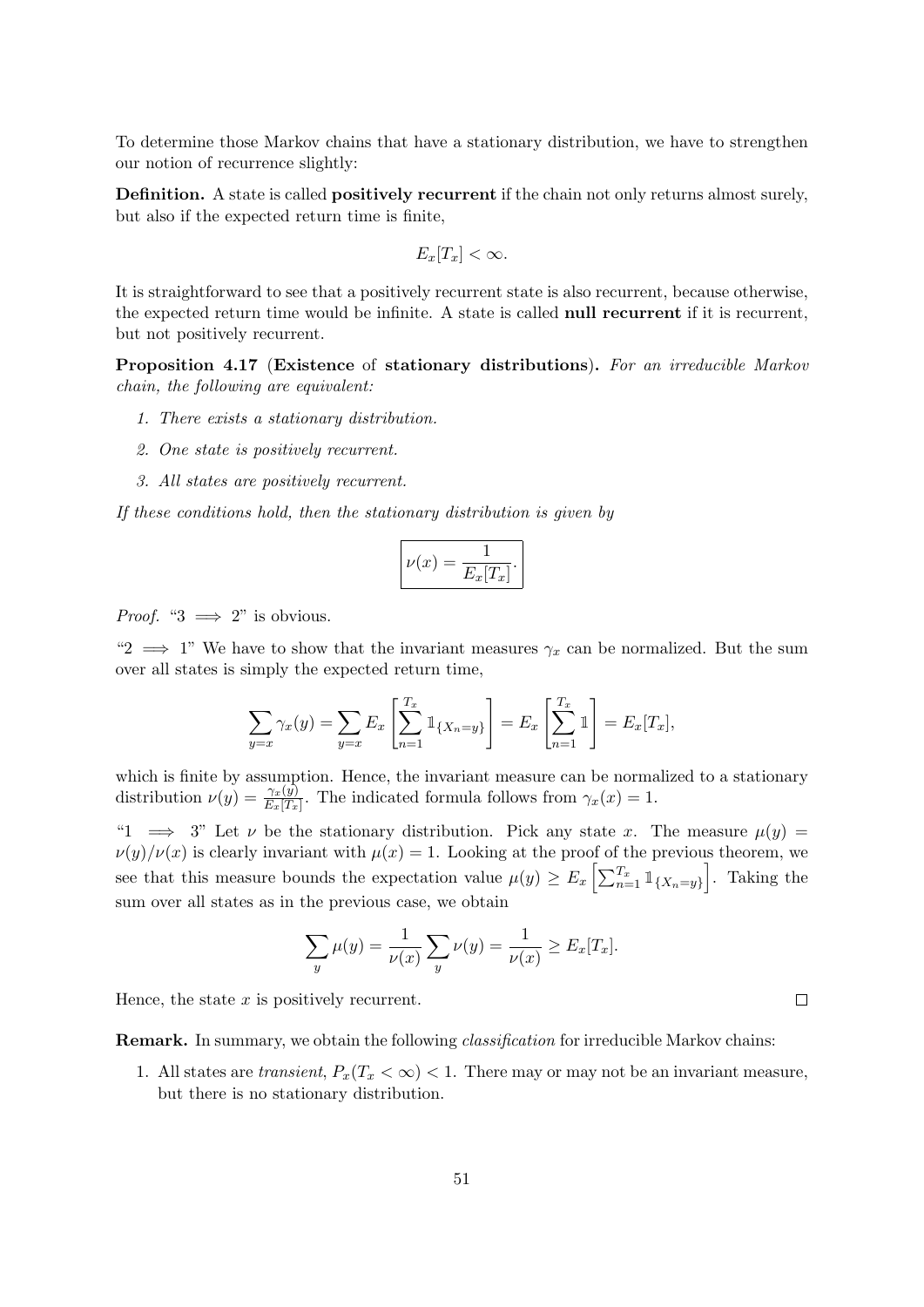To determine those Markov chains that have a stationary distribution, we have to strengthen our notion of recurrence slightly:

**Definition.** A state is called **positively recurrent** if the chain not only returns almost surely, but also if the expected return time is finite,

$$E_x[T_x] < \infty.$$

It is straightforward to see that a positively recurrent state is also recurrent, because otherwise, the expected return time would be infinite. A state is called **null recurrent** if it is recurrent, but not positively recurrent.

**Proposition 4.17** (**Existence** of **stationary distributions**). *For an irreducible Markov chain, the following are equivalent:*

1. *There exists a stationary distribution.*
2. *One state is positively recurrent.*
3. *All states are positively recurrent.*

*If these conditions hold, then the stationary distribution is given by*

$$\boxed{\nu(x) = \frac{1}{E_x[T_x]}.}$$

*Proof.* "3 $\implies$ 2" is obvious.

"2 $\implies$ 1" We have to show that the invariant measures $\gamma_x$ can be normalized. But the sum over all states is simply the expected return time,

$$\sum_{y=x} \gamma_x(y) = \sum_{y=x} E_x\left[\sum_{n=1}^{T_x} \mathbb{1}_{\{X_n=y\}}\right] = E_x\left[\sum_{n=1}^{T_x} \mathbb{1}\right] = E_x[T_x],$$

which is finite by assumption. Hence, the invariant measure can be normalized to a stationary distribution $\nu(y) = \frac{\gamma_x(y)}{E_x[T_x]}$. The indicated formula follows from $\gamma_x(x) = 1$.

"1 $\implies$ 3" Let $\nu$ be the stationary distribution. Pick any state $x$. The measure $\mu(y) = \nu(y)/\nu(x)$ is clearly invariant with $\mu(x) = 1$. Looking at the proof of the previous theorem, we see that this measure bounds the expectation value $\mu(y) \geq E_x\left[\sum_{n=1}^{T_x} \mathbb{1}_{\{X_n=y\}}\right]$. Taking the sum over all states as in the previous case, we obtain

$$\sum_y \mu(y) = \frac{1}{\nu(x)} \sum_y \nu(y) = \frac{1}{\nu(x)} \geq E_x[T_x].$$

Hence, the state $x$ is positively recurrent. ∎

**Remark.** In summary, we obtain the following *classification* for irreducible Markov chains:

1. All states are *transient*, $P_x(T_x < \infty) < 1$. There may or may not be an invariant measure, but there is no stationary distribution.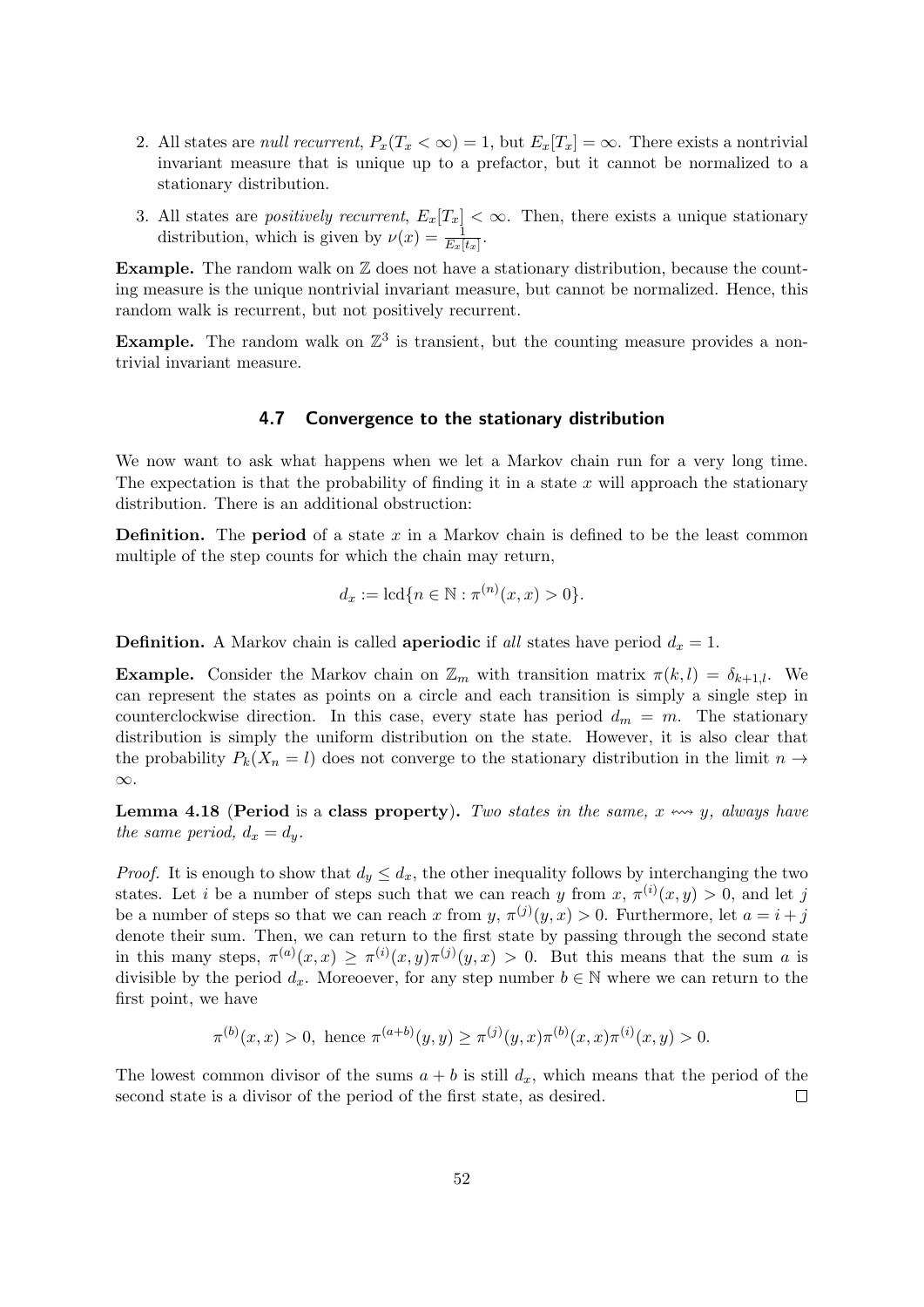2. All states are *null recurrent*, $P_x(T_x < \infty) = 1$, but $E_x[T_x] = \infty$. There exists a nontrivial invariant measure that is unique up to a prefactor, but it cannot be normalized to a stationary distribution.
3. All states are *positively recurrent*, $E_x[T_x] < \infty$. Then, there exists a unique stationary distribution, which is given by $\nu(x) = \frac{1}{E_x[t_x]}$.

**Example.** The random walk on $\mathbb{Z}$ does not have a stationary distribution, because the counting measure is the unique nontrivial invariant measure, but cannot be normalized. Hence, this random walk is recurrent, but not positively recurrent.

**Example.** The random walk on $\mathbb{Z}^3$ is transient, but the counting measure provides a nontrivial invariant measure.

### 4.7 Convergence to the stationary distribution

We now want to ask what happens when we let a Markov chain run for a very long time. The expectation is that the probability of finding it in a state $x$ will approach the stationary distribution. There is an additional obstruction:

**Definition.** The **period** of a state $x$ in a Markov chain is defined to be the least common multiple of the step counts for which the chain may return,

$$d_x := \text{lcd}\{n \in \mathbb{N} : \pi^{(n)}(x, x) > 0\}.$$

**Definition.** A Markov chain is called **aperiodic** if *all* states have period $d_x = 1$.

**Example.** Consider the Markov chain on $\mathbb{Z}_m$ with transition matrix $\pi(k, l) = \delta_{k+1,l}$. We can represent the states as points on a circle and each transition is simply a single step in counterclockwise direction. In this case, every state has period $d_m = m$. The stationary distribution is simply the uniform distribution on the state. However, it is also clear that the probability $P_k(X_n = l)$ does not converge to the stationary distribution in the limit $n \to \infty$.

**Lemma 4.18** (**Period** is a **class property**). *Two states in the same, $x \leftrightsquigarrow y$, always have the same period, $d_x = d_y$.*

*Proof.* It is enough to show that $d_y \leq d_x$, the other inequality follows by interchanging the two states. Let $i$ be a number of steps such that we can reach $y$ from $x$, $\pi^{(i)}(x, y) > 0$, and let $j$ be a number of steps so that we can reach $x$ from $y$, $\pi^{(j)}(y, x) > 0$. Furthermore, let $a = i + j$ denote their sum. Then, we can return to the first state by passing through the second state in this many steps, $\pi^{(a)}(x, x) \geq \pi^{(i)}(x, y)\pi^{(j)}(y, x) > 0$. But this means that the sum $a$ is divisible by the period $d_x$. Moreoever, for any step number $b \in \mathbb{N}$ where we can return to the first point, we have

$$\pi^{(b)}(x, x) > 0, \text{ hence } \pi^{(a+b)}(y, y) \geq \pi^{(j)}(y, x)\pi^{(b)}(x, x)\pi^{(i)}(x, y) > 0.$$

The lowest common divisor of the sums $a + b$ is still $d_x$, which means that the period of the second state is a divisor of the period of the first state, as desired. $\square$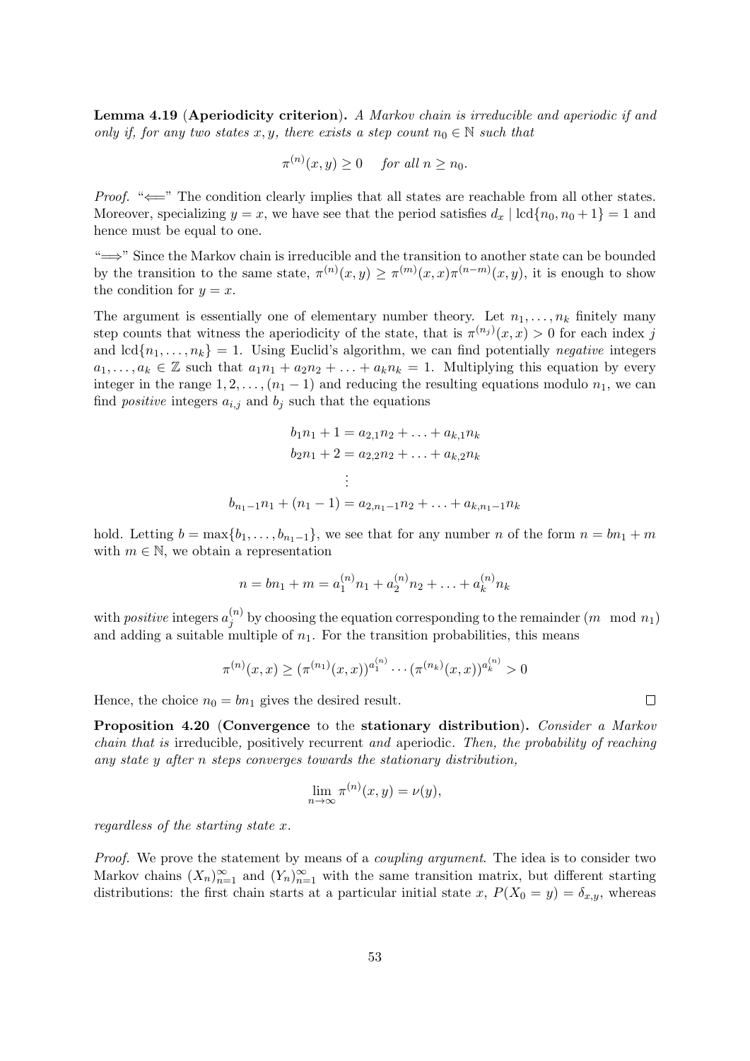**Lemma 4.19** (**Aperiodicity criterion**). *A Markov chain is irreducible and aperiodic if and only if, for any two states $x, y$, there exists a step count $n_0 \in \mathbb{N}$ such that*

$$\pi^{(n)}(x,y) \geq 0 \quad \textit{for all } n \geq n_0.$$

*Proof.* "$\Longleftarrow$" The condition clearly implies that all states are reachable from all other states. Moreover, specializing $y = x$, we have see that the period satisfies $d_x \mid \text{lcd}\{n_0, n_0+1\} = 1$ and hence must be equal to one.

"$\Longrightarrow$" Since the Markov chain is irreducible and the transition to another state can be bounded by the transition to the same state, $\pi^{(n)}(x,y) \geq \pi^{(m)}(x,x)\pi^{(n-m)}(x,y)$, it is enough to show the condition for $y = x$.

The argument is essentially one of elementary number theory. Let $n_1, \ldots, n_k$ finitely many step counts that witness the aperiodicity of the state, that is $\pi^{(n_j)}(x,x) > 0$ for each index $j$ and $\text{lcd}\{n_1, \ldots, n_k\} = 1$. Using Euclid's algorithm, we can find potentially *negative* integers $a_1, \ldots, a_k \in \mathbb{Z}$ such that $a_1 n_1 + a_2 n_2 + \ldots + a_k n_k = 1$. Multiplying this equation by every integer in the range $1, 2, \ldots, (n_1 - 1)$ and reducing the resulting equations modulo $n_1$, we can find *positive* integers $a_{i,j}$ and $b_j$ such that the equations

$$
\begin{aligned}
b_1 n_1 + 1 &= a_{2,1} n_2 + \ldots + a_{k,1} n_k \\
b_2 n_1 + 2 &= a_{2,2} n_2 + \ldots + a_{k,2} n_k \\
&\vdots \\
b_{n_1-1} n_1 + (n_1 - 1) &= a_{2,n_1-1} n_2 + \ldots + a_{k,n_1-1} n_k
\end{aligned}
$$

hold. Letting $b = \max\{b_1, \ldots, b_{n_1-1}\}$, we see that for any number $n$ of the form $n = bn_1 + m$ with $m \in \mathbb{N}$, we obtain a representation

$$n = bn_1 + m = a_1^{(n)} n_1 + a_2^{(n)} n_2 + \ldots + a_k^{(n)} n_k$$

with *positive* integers $a_j^{(n)}$ by choosing the equation corresponding to the remainder ($m \mod n_1$) and adding a suitable multiple of $n_1$. For the transition probabilities, this means

$$\pi^{(n)}(x,x) \geq (\pi^{(n_1)}(x,x))^{a_1^{(n)}} \cdots (\pi^{(n_k)}(x,x))^{a_k^{(n)}} > 0$$

Hence, the choice $n_0 = bn_1$ gives the desired result. $\square$

**Proposition 4.20** (**Convergence** to the **stationary distribution**). *Consider a Markov chain that is* irreducible, positively recurrent *and* aperiodic. *Then, the probability of reaching any state $y$ after $n$ steps converges towards the stationary distribution,*

$$\lim_{n\to\infty} \pi^{(n)}(x,y) = \nu(y),$$

*regardless of the starting state $x$.*

*Proof.* We prove the statement by means of a *coupling argument*. The idea is to consider two Markov chains $(X_n)_{n=1}^{\infty}$ and $(Y_n)_{n=1}^{\infty}$ with the same transition matrix, but different starting distributions: the first chain starts at a particular initial state $x$, $P(X_0 = y) = \delta_{x,y}$, whereas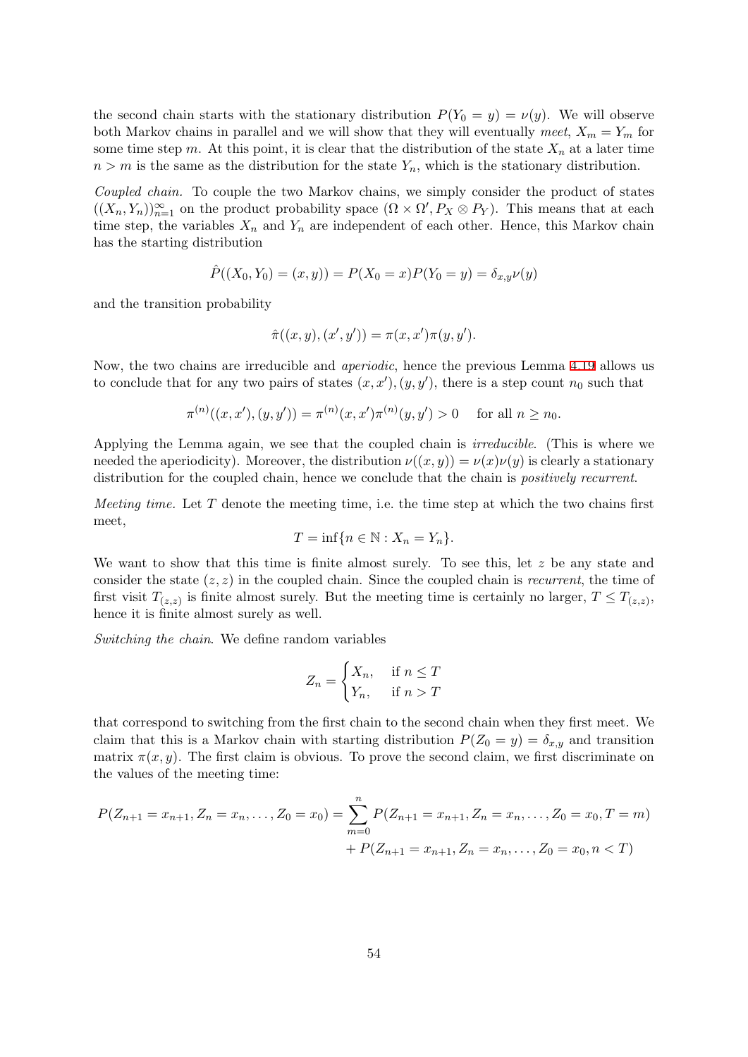the second chain starts with the stationary distribution $P(Y_0 = y) = \nu(y)$. We will observe both Markov chains in parallel and we will show that they will eventually *meet*, $X_m = Y_m$ for some time step $m$. At this point, it is clear that the distribution of the state $X_n$ at a later time $n > m$ is the same as the distribution for the state $Y_n$, which is the stationary distribution.

*Coupled chain.* To couple the two Markov chains, we simply consider the product of states $((X_n, Y_n))_{n=1}^{\infty}$ on the product probability space $(\Omega \times \Omega', P_X \otimes P_Y)$. This means that at each time step, the variables $X_n$ and $Y_n$ are independent of each other. Hence, this Markov chain has the starting distribution

$$\hat{P}((X_0, Y_0) = (x, y)) = P(X_0 = x)P(Y_0 = y) = \delta_{x,y}\nu(y)$$

and the transition probability

$$\hat{\pi}((x, y), (x', y')) = \pi(x, x')\pi(y, y').$$

Now, the two chains are irreducible and *aperiodic*, hence the previous Lemma 4.19 allows us to conclude that for any two pairs of states $(x, x'), (y, y')$, there is a step count $n_0$ such that

$$\pi^{(n)}((x, x'), (y, y')) = \pi^{(n)}(x, x')\pi^{(n)}(y, y') > 0 \quad \text{for all } n \geq n_0.$$

Applying the Lemma again, we see that the coupled chain is *irreducible*. (This is where we needed the aperiodicity). Moreover, the distribution $\nu((x, y)) = \nu(x)\nu(y)$ is clearly a stationary distribution for the coupled chain, hence we conclude that the chain is *positively recurrent*.

*Meeting time.* Let $T$ denote the meeting time, i.e. the time step at which the two chains first meet,

$$T = \inf\{n \in \mathbb{N} : X_n = Y_n\}.$$

We want to show that this time is finite almost surely. To see this, let $z$ be any state and consider the state $(z, z)$ in the coupled chain. Since the coupled chain is *recurrent*, the time of first visit $T_{(z,z)}$ is finite almost surely. But the meeting time is certainly no larger, $T \leq T_{(z,z)}$, hence it is finite almost surely as well.

*Switching the chain.* We define random variables

$$Z_n = \begin{cases} X_n, & \text{if } n \leq T \\ Y_n, & \text{if } n > T \end{cases}$$

that correspond to switching from the first chain to the second chain when they first meet. We claim that this is a Markov chain with starting distribution $P(Z_0 = y) = \delta_{x,y}$ and transition matrix $\pi(x, y)$. The first claim is obvious. To prove the second claim, we first discriminate on the values of the meeting time:

$$\begin{aligned} P(Z_{n+1} = x_{n+1}, Z_n = x_n, \ldots, Z_0 = x_0) = \sum_{m=0}^{n} & P(Z_{n+1} = x_{n+1}, Z_n = x_n, \ldots, Z_0 = x_0, T = m) \\ & + P(Z_{n+1} = x_{n+1}, Z_n = x_n, \ldots, Z_0 = x_0, n < T) \end{aligned}$$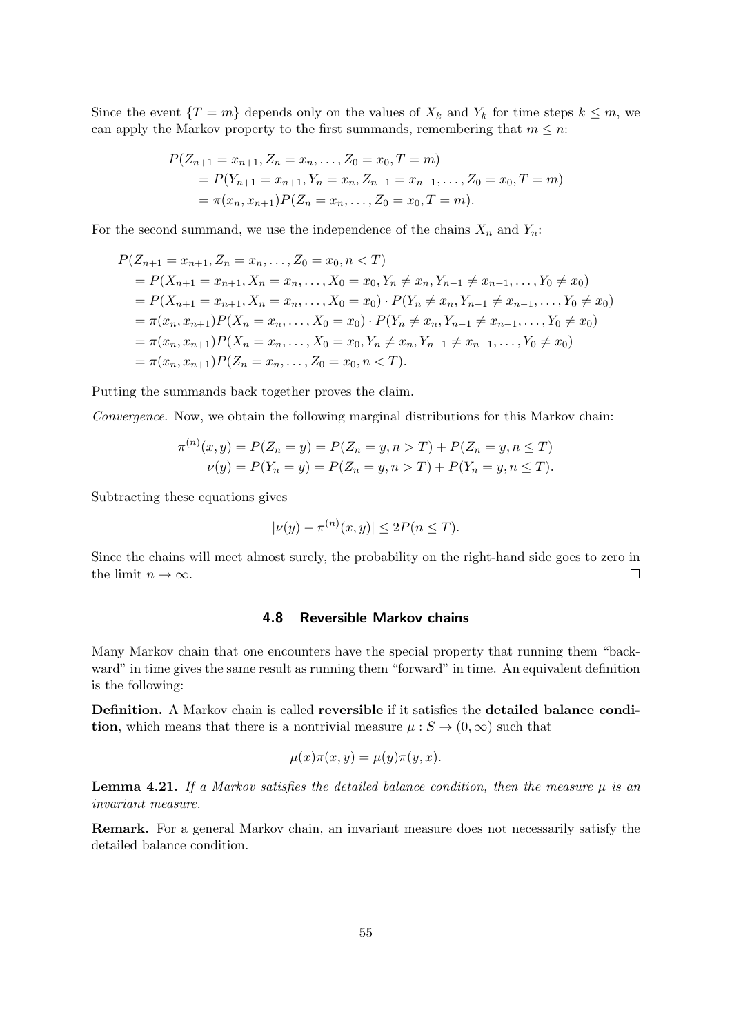Since the event $\{T = m\}$ depends only on the values of $X_k$ and $Y_k$ for time steps $k \leq m$, we can apply the Markov property to the first summands, remembering that $m \leq n$:

$$
\begin{aligned}
&P(Z_{n+1} = x_{n+1}, Z_n = x_n, \ldots, Z_0 = x_0, T = m) \\
&\quad = P(Y_{n+1} = x_{n+1}, Y_n = x_n, Z_{n-1} = x_{n-1}, \ldots, Z_0 = x_0, T = m) \\
&\quad = \pi(x_n, x_{n+1}) P(Z_n = x_n, \ldots, Z_0 = x_0, T = m).
\end{aligned}
$$

For the second summand, we use the independence of the chains $X_n$ and $Y_n$:

$$
\begin{aligned}
&P(Z_{n+1} = x_{n+1}, Z_n = x_n, \ldots, Z_0 = x_0, n < T) \\
&\quad = P(X_{n+1} = x_{n+1}, X_n = x_n, \ldots, X_0 = x_0, Y_n \neq x_n, Y_{n-1} \neq x_{n-1}, \ldots, Y_0 \neq x_0) \\
&\quad = P(X_{n+1} = x_{n+1}, X_n = x_n, \ldots, X_0 = x_0) \cdot P(Y_n \neq x_n, Y_{n-1} \neq x_{n-1}, \ldots, Y_0 \neq x_0) \\
&\quad = \pi(x_n, x_{n+1}) P(X_n = x_n, \ldots, X_0 = x_0) \cdot P(Y_n \neq x_n, Y_{n-1} \neq x_{n-1}, \ldots, Y_0 \neq x_0) \\
&\quad = \pi(x_n, x_{n+1}) P(X_n = x_n, \ldots, X_0 = x_0, Y_n \neq x_n, Y_{n-1} \neq x_{n-1}, \ldots, Y_0 \neq x_0) \\
&\quad = \pi(x_n, x_{n+1}) P(Z_n = x_n, \ldots, Z_0 = x_0, n < T).
\end{aligned}
$$

Putting the summands back together proves the claim.

*Convergence.* Now, we obtain the following marginal distributions for this Markov chain:

$$
\begin{aligned}
\pi^{(n)}(x, y) = P(Z_n = y) &= P(Z_n = y, n > T) + P(Z_n = y, n \leq T) \\
\nu(y) = P(Y_n = y) &= P(Z_n = y, n > T) + P(Y_n = y, n \leq T).
\end{aligned}
$$

Subtracting these equations gives

$$
|\nu(y) - \pi^{(n)}(x, y)| \leq 2P(n \leq T).
$$

Since the chains will meet almost surely, the probability on the right-hand side goes to zero in the limit $n \to \infty$. □

### 4.8 Reversible Markov chains

Many Markov chain that one encounters have the special property that running them "backward" in time gives the same result as running them "forward" in time. An equivalent definition is the following:

**Definition.** A Markov chain is called **reversible** if it satisfies the **detailed balance condition**, which means that there is a nontrivial measure $\mu : S \to (0, \infty)$ such that

$$
\mu(x)\pi(x, y) = \mu(y)\pi(y, x).
$$

**Lemma 4.21.** *If a Markov satisfies the detailed balance condition, then the measure $\mu$ is an invariant measure.*

**Remark.** For a general Markov chain, an invariant measure does not necessarily satisfy the detailed balance condition.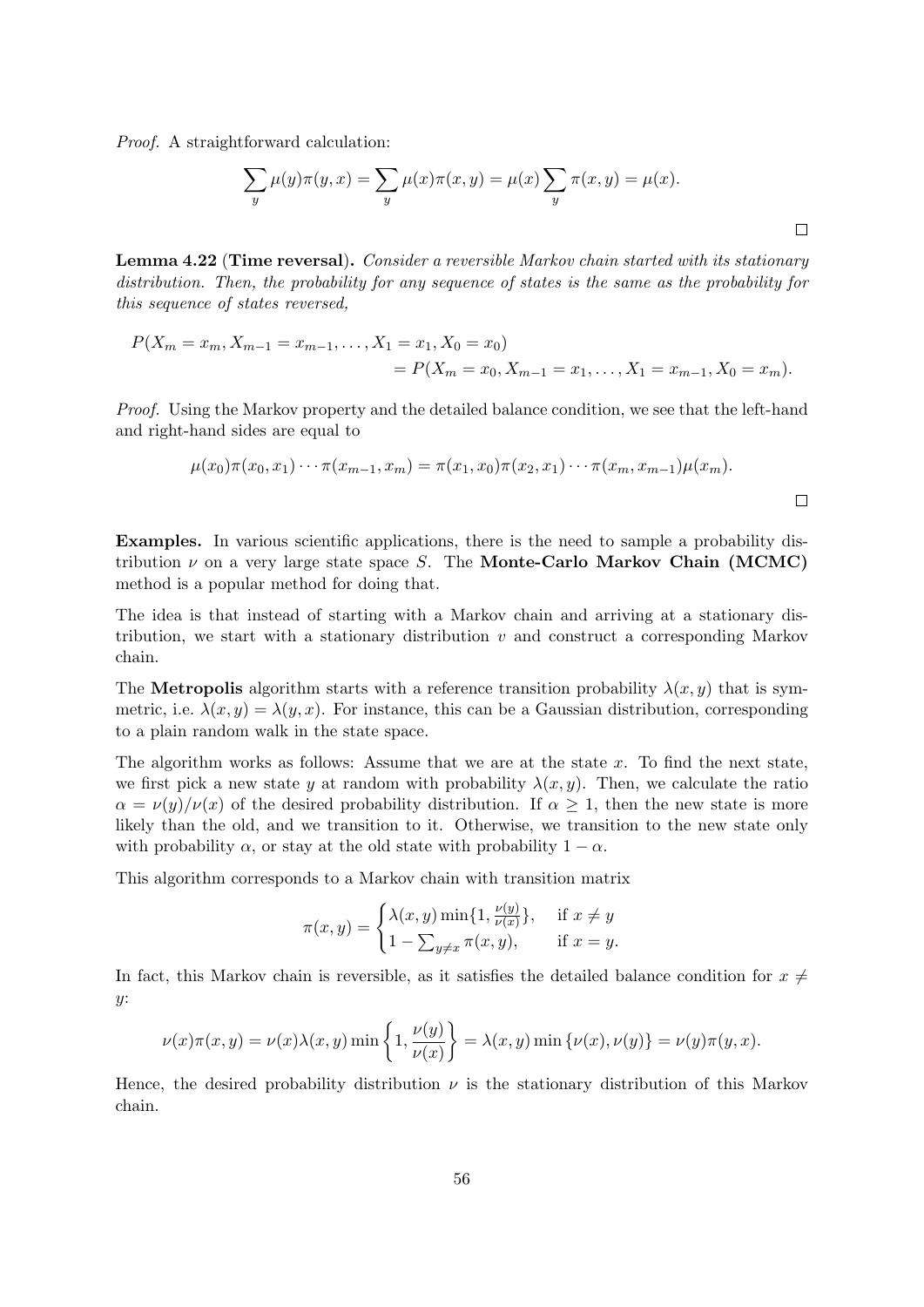*Proof.* A straightforward calculation:

$$\sum_y \mu(y)\pi(y,x) = \sum_y \mu(x)\pi(x,y) = \mu(x)\sum_y \pi(x,y) = \mu(x).$$

□

**Lemma 4.22 (Time reversal).** *Consider a reversible Markov chain started with its stationary distribution. Then, the probability for any sequence of states is the same as the probability for this sequence of states reversed,*

$$P(X_m = x_m, X_{m-1} = x_{m-1}, \dots, X_1 = x_1, X_0 = x_0)$$
$$= P(X_m = x_0, X_{m-1} = x_1, \dots, X_1 = x_{m-1}, X_0 = x_m).$$

*Proof.* Using the Markov property and the detailed balance condition, we see that the left-hand and right-hand sides are equal to

$$\mu(x_0)\pi(x_0,x_1)\cdots\pi(x_{m-1},x_m) = \pi(x_1,x_0)\pi(x_2,x_1)\cdots\pi(x_m,x_{m-1})\mu(x_m).$$

□

**Examples.** In various scientific applications, there is the need to sample a probability distribution $\nu$ on a very large state space $S$. The **Monte-Carlo Markov Chain (MCMC)** method is a popular method for doing that.

The idea is that instead of starting with a Markov chain and arriving at a stationary distribution, we start with a stationary distribution $v$ and construct a corresponding Markov chain.

The **Metropolis** algorithm starts with a reference transition probability $\lambda(x,y)$ that is symmetric, i.e. $\lambda(x,y) = \lambda(y,x)$. For instance, this can be a Gaussian distribution, corresponding to a plain random walk in the state space.

The algorithm works as follows: Assume that we are at the state $x$. To find the next state, we first pick a new state $y$ at random with probability $\lambda(x,y)$. Then, we calculate the ratio $\alpha = \nu(y)/\nu(x)$ of the desired probability distribution. If $\alpha \geq 1$, then the new state is more likely than the old, and we transition to it. Otherwise, we transition to the new state only with probability $\alpha$, or stay at the old state with probability $1-\alpha$.

This algorithm corresponds to a Markov chain with transition matrix

$$\pi(x,y) = \begin{cases} \lambda(x,y)\min\{1, \frac{\nu(y)}{\nu(x)}\}, & \text{if } x \neq y \\ 1 - \sum_{y \neq x} \pi(x,y), & \text{if } x = y. \end{cases}$$

In fact, this Markov chain is reversible, as it satisfies the detailed balance condition for $x \neq y$:

$$\nu(x)\pi(x,y) = \nu(x)\lambda(x,y)\min\left\{1, \frac{\nu(y)}{\nu(x)}\right\} = \lambda(x,y)\min\left\{\nu(x),\nu(y)\right\} = \nu(y)\pi(y,x).$$

Hence, the desired probability distribution $\nu$ is the stationary distribution of this Markov chain.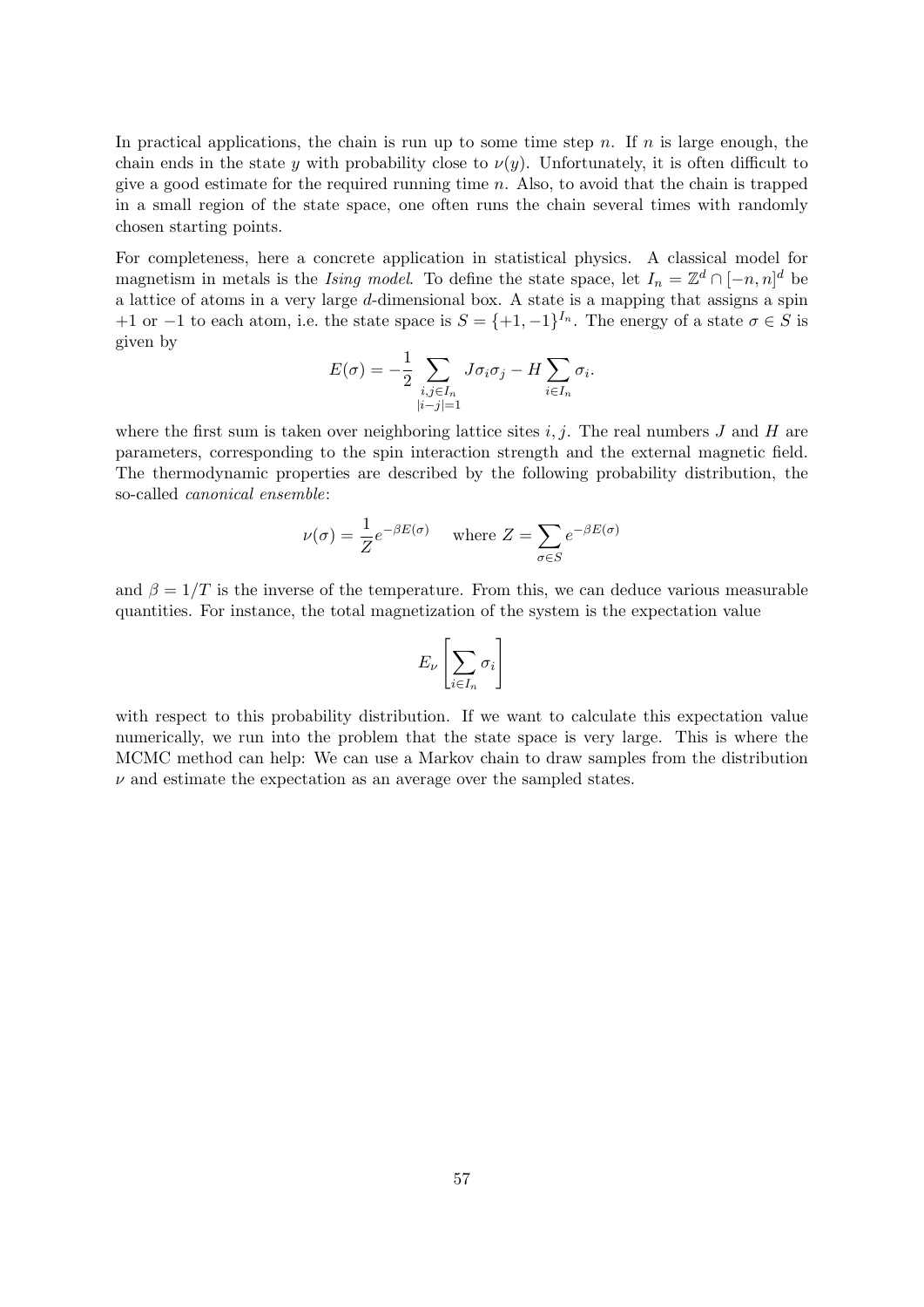In practical applications, the chain is run up to some time step $n$. If $n$ is large enough, the chain ends in the state $y$ with probability close to $\nu(y)$. Unfortunately, it is often difficult to give a good estimate for the required running time $n$. Also, to avoid that the chain is trapped in a small region of the state space, one often runs the chain several times with randomly chosen starting points.

For completeness, here a concrete application in statistical physics. A classical model for magnetism in metals is the *Ising model*. To define the state space, let $I_n = \mathbb{Z}^d \cap [-n, n]^d$ be a lattice of atoms in a very large $d$-dimensional box. A state is a mapping that assigns a spin $+1$ or $-1$ to each atom, i.e. the state space is $S = \{+1, -1\}^{I_n}$. The energy of a state $\sigma \in S$ is given by

$$E(\sigma) = -\frac{1}{2} \sum_{\substack{i,j \in I_n \\ |i-j|=1}} J\sigma_i\sigma_j - H \sum_{i \in I_n} \sigma_i.$$

where the first sum is taken over neighboring lattice sites $i, j$. The real numbers $J$ and $H$ are parameters, corresponding to the spin interaction strength and the external magnetic field. The thermodynamic properties are described by the following probability distribution, the so-called *canonical ensemble*:

$$\nu(\sigma) = \frac{1}{Z} e^{-\beta E(\sigma)} \quad \text{where } Z = \sum_{\sigma \in S} e^{-\beta E(\sigma)}$$

and $\beta = 1/T$ is the inverse of the temperature. From this, we can deduce various measurable quantities. For instance, the total magnetization of the system is the expectation value

$$E_\nu \left[ \sum_{i \in I_n} \sigma_i \right]$$

with respect to this probability distribution. If we want to calculate this expectation value numerically, we run into the problem that the state space is very large. This is where the MCMC method can help: We can use a Markov chain to draw samples from the distribution $\nu$ and estimate the expectation as an average over the sampled states.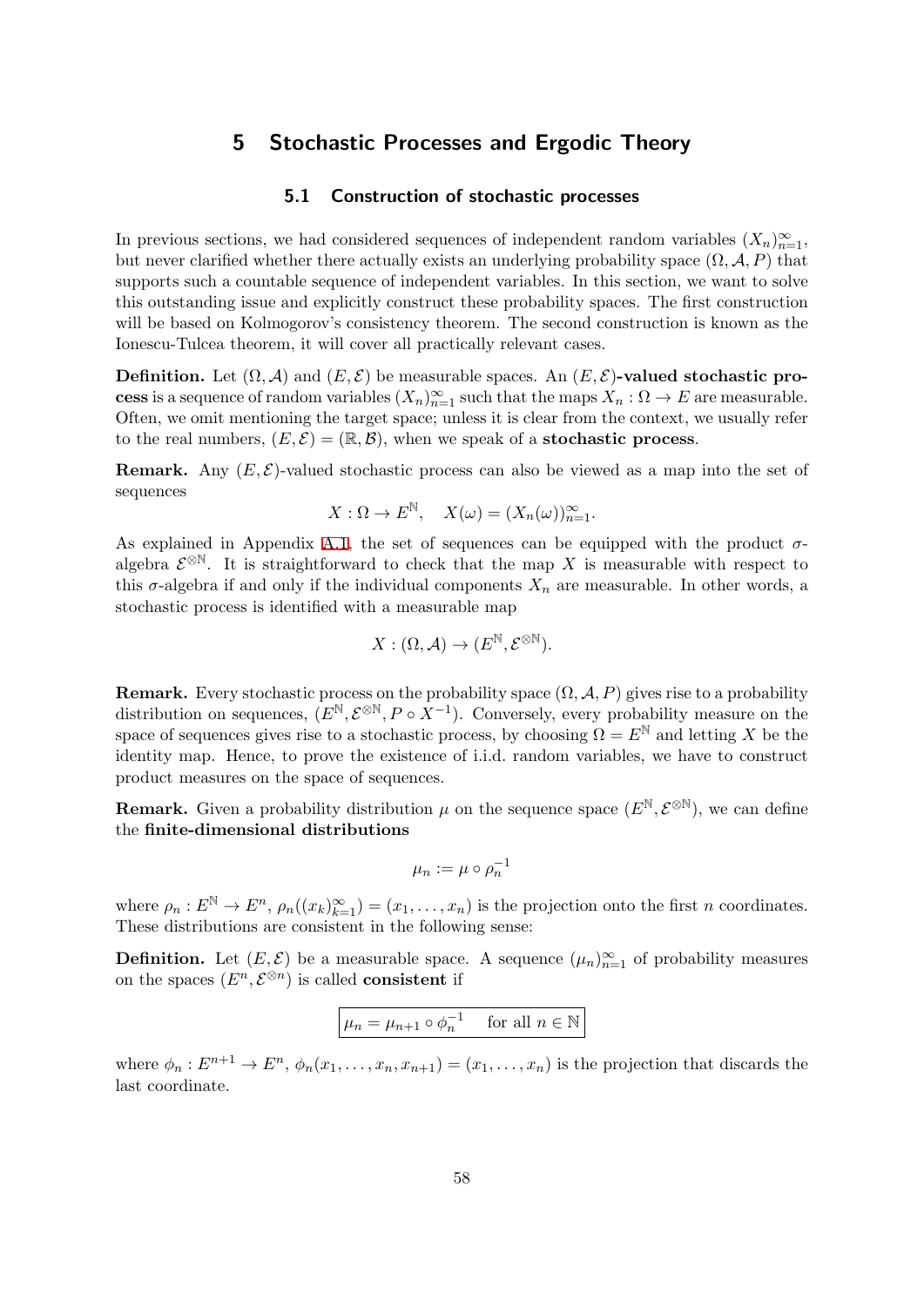# 5 Stochastic Processes and Ergodic Theory

## 5.1 Construction of stochastic processes

In previous sections, we had considered sequences of independent random variables $(X_n)_{n=1}^\infty$, but never clarified whether there actually exists an underlying probability space $(\Omega, \mathcal{A}, P)$ that supports such a countable sequence of independent variables. In this section, we want to solve this outstanding issue and explicitly construct these probability spaces. The first construction will be based on Kolmogorov's consistency theorem. The second construction is known as the Ionescu-Tulcea theorem, it will cover all practically relevant cases.

**Definition.** Let $(\Omega, \mathcal{A})$ and $(E, \mathcal{E})$ be measurable spaces. An **$(E, \mathcal{E})$-valued stochastic process** is a sequence of random variables $(X_n)_{n=1}^\infty$ such that the maps $X_n : \Omega \to E$ are measurable. Often, we omit mentioning the target space; unless it is clear from the context, we usually refer to the real numbers, $(E, \mathcal{E}) = (\mathbb{R}, \mathcal{B})$, when we speak of a **stochastic process**.

**Remark.** Any $(E, \mathcal{E})$-valued stochastic process can also be viewed as a map into the set of sequences

$$X : \Omega \to E^{\mathbb{N}}, \quad X(\omega) = (X_n(\omega))_{n=1}^\infty.$$

As explained in Appendix A.1, the set of sequences can be equipped with the product $\sigma$-algebra $\mathcal{E}^{\otimes \mathbb{N}}$. It is straightforward to check that the map $X$ is measurable with respect to this $\sigma$-algebra if and only if the individual components $X_n$ are measurable. In other words, a stochastic process is identified with a measurable map

$$X : (\Omega, \mathcal{A}) \to (E^{\mathbb{N}}, \mathcal{E}^{\otimes \mathbb{N}}).$$

**Remark.** Every stochastic process on the probability space $(\Omega, \mathcal{A}, P)$ gives rise to a probability distribution on sequences, $(E^{\mathbb{N}}, \mathcal{E}^{\otimes \mathbb{N}}, P \circ X^{-1})$. Conversely, every probability measure on the space of sequences gives rise to a stochastic process, by choosing $\Omega = E^{\mathbb{N}}$ and letting $X$ be the identity map. Hence, to prove the existence of i.i.d. random variables, we have to construct product measures on the space of sequences.

**Remark.** Given a probability distribution $\mu$ on the sequence space $(E^{\mathbb{N}}, \mathcal{E}^{\otimes \mathbb{N}})$, we can define the **finite-dimensional distributions**

$$\mu_n := \mu \circ \rho_n^{-1}$$

where $\rho_n : E^{\mathbb{N}} \to E^n$, $\rho_n((x_k)_{k=1}^\infty) = (x_1, \ldots, x_n)$ is the projection onto the first $n$ coordinates. These distributions are consistent in the following sense:

**Definition.** Let $(E, \mathcal{E})$ be a measurable space. A sequence $(\mu_n)_{n=1}^\infty$ of probability measures on the spaces $(E^n, \mathcal{E}^{\otimes n})$ is called **consistent** if

$$\boxed{\mu_n = \mu_{n+1} \circ \phi_n^{-1} \quad \text{for all } n \in \mathbb{N}}$$

where $\phi_n : E^{n+1} \to E^n$, $\phi_n(x_1, \ldots, x_n, x_{n+1}) = (x_1, \ldots, x_n)$ is the projection that discards the last coordinate.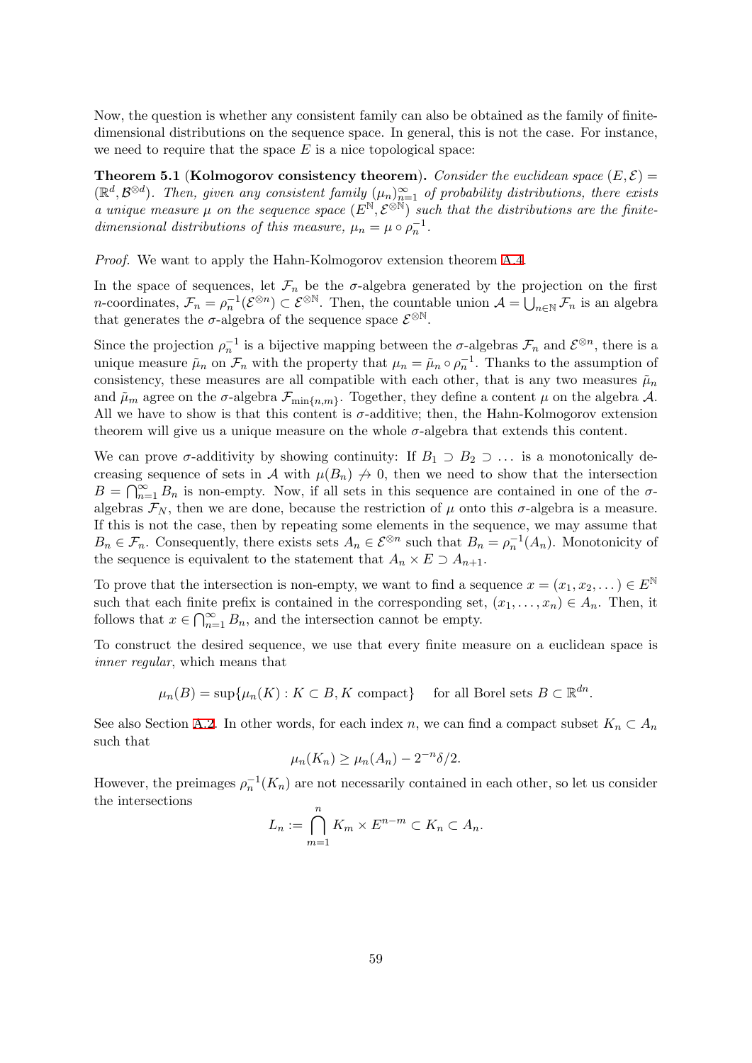Now, the question is whether any consistent family can also be obtained as the family of finite-dimensional distributions on the sequence space. In general, this is not the case. For instance, we need to require that the space $E$ is a nice topological space:

**Theorem 5.1** (**Kolmogorov consistency theorem**). *Consider the euclidean space $(E, \mathcal{E}) = (\mathbb{R}^d, \mathcal{B}^{\otimes d})$. Then, given any consistent family $(\mu_n)_{n=1}^{\infty}$ of probability distributions, there exists a unique measure $\mu$ on the sequence space $(E^{\mathbb{N}}, \mathcal{E}^{\otimes \mathbb{N}})$ such that the distributions are the finite-dimensional distributions of this measure, $\mu_n = \mu \circ \rho_n^{-1}$.*

*Proof.* We want to apply the Hahn-Kolmogorov extension theorem A.4.

In the space of sequences, let $\mathcal{F}_n$ be the $\sigma$-algebra generated by the projection on the first $n$-coordinates, $\mathcal{F}_n = \rho_n^{-1}(\mathcal{E}^{\otimes n}) \subset \mathcal{E}^{\otimes \mathbb{N}}$. Then, the countable union $\mathcal{A} = \bigcup_{n \in \mathbb{N}} \mathcal{F}_n$ is an algebra that generates the $\sigma$-algebra of the sequence space $\mathcal{E}^{\otimes \mathbb{N}}$.

Since the projection $\rho_n^{-1}$ is a bijective mapping between the $\sigma$-algebras $\mathcal{F}_n$ and $\mathcal{E}^{\otimes n}$, there is a unique measure $\tilde{\mu}_n$ on $\mathcal{F}_n$ with the property that $\mu_n = \tilde{\mu}_n \circ \rho_n^{-1}$. Thanks to the assumption of consistency, these measures are all compatible with each other, that is any two measures $\tilde{\mu}_n$ and $\tilde{\mu}_m$ agree on the $\sigma$-algebra $\mathcal{F}_{\min\{n,m\}}$. Together, they define a content $\mu$ on the algebra $\mathcal{A}$. All we have to show is that this content is $\sigma$-additive; then, the Hahn-Kolmogorov extension theorem will give us a unique measure on the whole $\sigma$-algebra that extends this content.

We can prove $\sigma$-additivity by showing continuity: If $B_1 \supset B_2 \supset \dots$ is a monotonically decreasing sequence of sets in $\mathcal{A}$ with $\mu(B_n) \not\to 0$, then we need to show that the intersection $B = \bigcap_{n=1}^{\infty} B_n$ is non-empty. Now, if all sets in this sequence are contained in one of the $\sigma$-algebras $\mathcal{F}_N$, then we are done, because the restriction of $\mu$ onto this $\sigma$-algebra is a measure. If this is not the case, then by repeating some elements in the sequence, we may assume that $B_n \in \mathcal{F}_n$. Consequently, there exists sets $A_n \in \mathcal{E}^{\otimes n}$ such that $B_n = \rho_n^{-1}(A_n)$. Monotonicity of the sequence is equivalent to the statement that $A_n \times E \supset A_{n+1}$.

To prove that the intersection is non-empty, we want to find a sequence $x = (x_1, x_2, \dots) \in E^{\mathbb{N}}$ such that each finite prefix is contained in the corresponding set, $(x_1, \dots, x_n) \in A_n$. Then, it follows that $x \in \bigcap_{n=1}^{\infty} B_n$, and the intersection cannot be empty.

To construct the desired sequence, we use that every finite measure on a euclidean space is *inner regular*, which means that

$$\mu_n(B) = \sup\{\mu_n(K) : K \subset B, K \text{ compact}\} \quad \text{for all Borel sets } B \subset \mathbb{R}^{dn}.$$

See also Section A.2. In other words, for each index $n$, we can find a compact subset $K_n \subset A_n$ such that

$$\mu_n(K_n) \geq \mu_n(A_n) - 2^{-n}\delta/2.$$

However, the preimages $\rho_n^{-1}(K_n)$ are not necessarily contained in each other, so let us consider the intersections

$$L_n := \bigcap_{m=1}^{n} K_m \times E^{n-m} \subset K_n \subset A_n.$$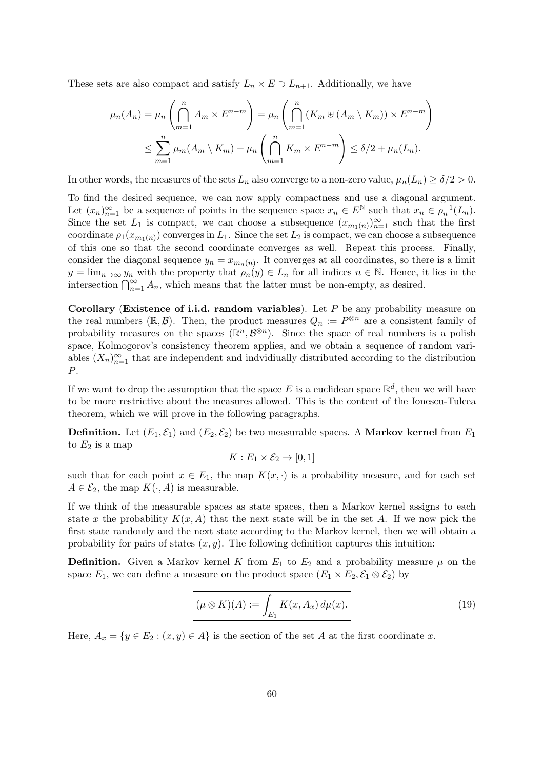These sets are also compact and satisfy $L_n \times E \supset L_{n+1}$. Additionally, we have

$$\mu_n(A_n) = \mu_n\left(\bigcap_{m=1}^n A_m \times E^{n-m}\right) = \mu_n\left(\bigcap_{m=1}^n (K_m \uplus (A_m \setminus K_m)) \times E^{n-m}\right)$$
$$\leq \sum_{m=1}^n \mu_m(A_m \setminus K_m) + \mu_n\left(\bigcap_{m=1}^n K_m \times E^{n-m}\right) \leq \delta/2 + \mu_n(L_n).$$

In other words, the measures of the sets $L_n$ also converge to a non-zero value, $\mu_n(L_n) \geq \delta/2 > 0$.

To find the desired sequence, we can now apply compactness and use a diagonal argument. Let $(x_n)_{n=1}^\infty$ be a sequence of points in the sequence space $x_n \in E^{\mathbb{N}}$ such that $x_n \in \rho_n^{-1}(L_n)$. Since the set $L_1$ is compact, we can choose a subsequence $(x_{m_1(n)})_{n=1}^\infty$ such that the first coordinate $\rho_1(x_{m_1(n)})$ converges in $L_1$. Since the set $L_2$ is compact, we can choose a subsequence of this one so that the second coordinate converges as well. Repeat this process. Finally, consider the diagonal sequence $y_n = x_{m_n(n)}$. It converges at all coordinates, so there is a limit $y = \lim_{n\to\infty} y_n$ with the property that $\rho_n(y) \in L_n$ for all indices $n \in \mathbb{N}$. Hence, it lies in the intersection $\bigcap_{n=1}^\infty A_n$, which means that the latter must be non-empty, as desired. $\square$

**Corollary** (**Existence of i.i.d. random variables**). Let $P$ be any probability measure on the real numbers $(\mathbb{R}, \mathcal{B})$. Then, the product measures $Q_n := P^{\otimes n}$ are a consistent family of probability measures on the spaces $(\mathbb{R}^n, \mathcal{B}^{\otimes n})$. Since the space of real numbers is a polish space, Kolmogorov's consistency theorem applies, and we obtain a sequence of random variables $(X_n)_{n=1}^\infty$ that are independent and indvidiually distributed according to the distribution $P$.

If we want to drop the assumption that the space $E$ is a euclidean space $\mathbb{R}^d$, then we will have to be more restrictive about the measures allowed. This is the content of the Ionescu-Tulcea theorem, which we will prove in the following paragraphs.

**Definition.** Let $(E_1, \mathcal{E}_1)$ and $(E_2, \mathcal{E}_2)$ be two measurable spaces. A **Markov kernel** from $E_1$ to $E_2$ is a map

$$K : E_1 \times \mathcal{E}_2 \to [0, 1]$$

such that for each point $x \in E_1$, the map $K(x, \cdot)$ is a probability measure, and for each set $A \in \mathcal{E}_2$, the map $K(\cdot, A)$ is measurable.

If we think of the measurable spaces as state spaces, then a Markov kernel assigns to each state $x$ the probability $K(x, A)$ that the next state will be in the set $A$. If we now pick the first state randomly and the next state according to the Markov kernel, then we will obtain a probability for pairs of states $(x, y)$. The following definition captures this intuition:

**Definition.** Given a Markov kernel $K$ from $E_1$ to $E_2$ and a probability measure $\mu$ on the space $E_1$, we can define a measure on the product space $(E_1 \times E_2, \mathcal{E}_1 \otimes \mathcal{E}_2)$ by

$$\boxed{(\mu \otimes K)(A) := \int_{E_1} K(x, A_x)\, d\mu(x).} \tag{19}$$

Here, $A_x = \{y \in E_2 : (x, y) \in A\}$ is the section of the set $A$ at the first coordinate $x$.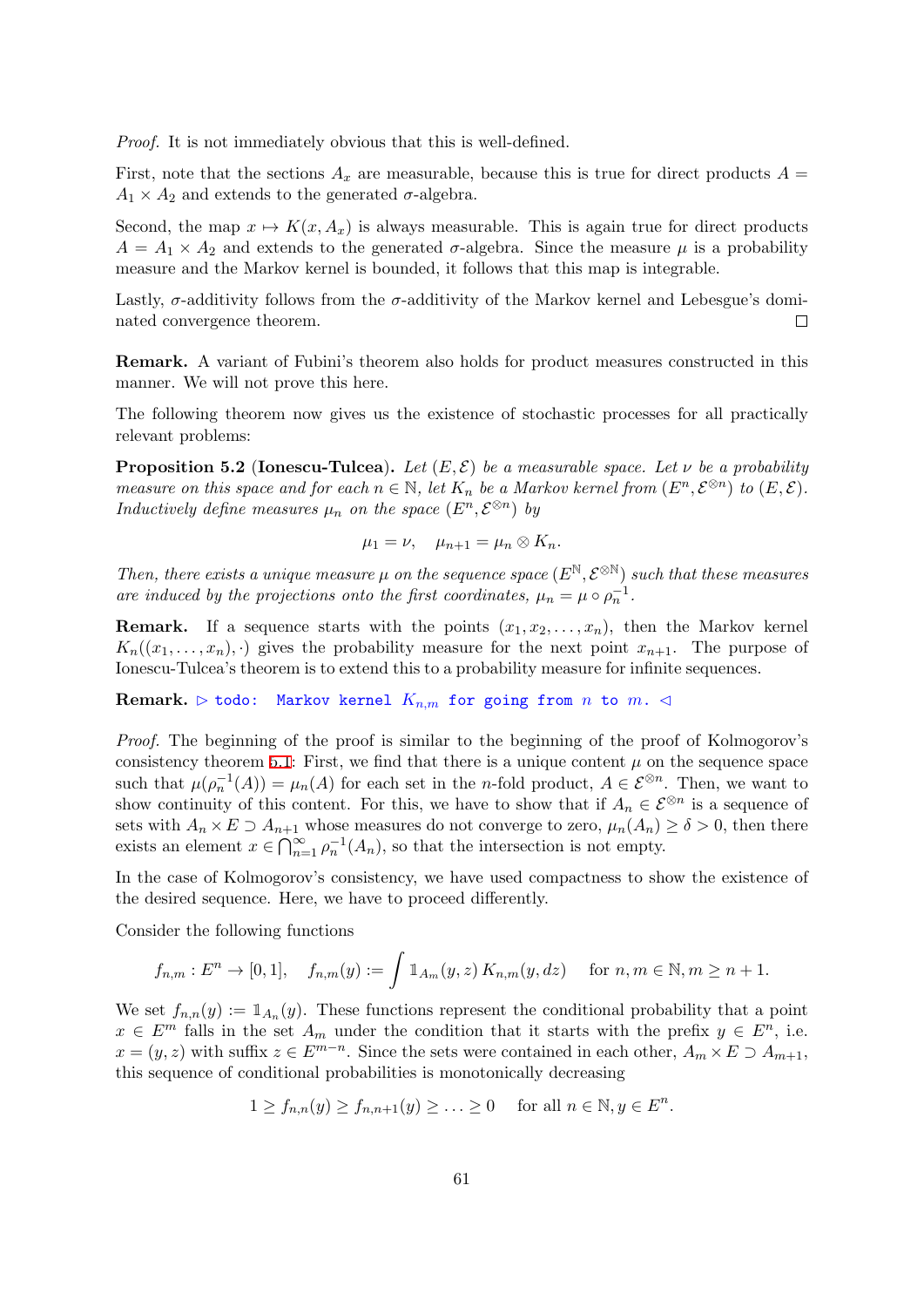*Proof.* It is not immediately obvious that this is well-defined.

First, note that the sections $A_x$ are measurable, because this is true for direct products $A = A_1 \times A_2$ and extends to the generated $\sigma$-algebra.

Second, the map $x \mapsto K(x, A_x)$ is always measurable. This is again true for direct products $A = A_1 \times A_2$ and extends to the generated $\sigma$-algebra. Since the measure $\mu$ is a probability measure and the Markov kernel is bounded, it follows that this map is integrable.

Lastly, $\sigma$-additivity follows from the $\sigma$-additivity of the Markov kernel and Lebesgue's dominated convergence theorem. □

**Remark.** A variant of Fubini's theorem also holds for product measures constructed in this manner. We will not prove this here.

The following theorem now gives us the existence of stochastic processes for all practically relevant problems:

**Proposition 5.2 (Ionescu-Tulcea).** *Let $(E, \mathcal{E})$ be a measurable space. Let $\nu$ be a probability measure on this space and for each $n \in \mathbb{N}$, let $K_n$ be a Markov kernel from $(E^n, \mathcal{E}^{\otimes n})$ to $(E, \mathcal{E})$. Inductively define measures $\mu_n$ on the space $(E^n, \mathcal{E}^{\otimes n})$ by*

$$\mu_1 = \nu, \quad \mu_{n+1} = \mu_n \otimes K_n.$$

*Then, there exists a unique measure $\mu$ on the sequence space $(E^{\mathbb{N}}, \mathcal{E}^{\otimes \mathbb{N}})$ such that these measures are induced by the projections onto the first coordinates, $\mu_n = \mu \circ \rho_n^{-1}$.*

**Remark.** If a sequence starts with the points $(x_1, x_2, \ldots, x_n)$, then the Markov kernel $K_n((x_1, \ldots, x_n), \cdot)$ gives the probability measure for the next point $x_{n+1}$. The purpose of Ionescu-Tulcea's theorem is to extend this to a probability measure for infinite sequences.

**Remark.** ▷ `todo: Markov kernel` $K_{n,m}$ `for going from` $n$ `to` $m$`.` ◁

*Proof.* The beginning of the proof is similar to the beginning of the proof of Kolmogorov's consistency theorem 5.1: First, we find that there is a unique content $\mu$ on the sequence space such that $\mu(\rho_n^{-1}(A)) = \mu_n(A)$ for each set in the $n$-fold product, $A \in \mathcal{E}^{\otimes n}$. Then, we want to show continuity of this content. For this, we have to show that if $A_n \in \mathcal{E}^{\otimes n}$ is a sequence of sets with $A_n \times E \supset A_{n+1}$ whose measures do not converge to zero, $\mu_n(A_n) \geq \delta > 0$, then there exists an element $x \in \bigcap_{n=1}^{\infty} \rho_n^{-1}(A_n)$, so that the intersection is not empty.

In the case of Kolmogorov's consistency, we have used compactness to show the existence of the desired sequence. Here, we have to proceed differently.

Consider the following functions

$$f_{n,m} : E^n \to [0, 1], \quad f_{n,m}(y) := \int \mathbb{1}_{A_m}(y, z)\, K_{n,m}(y, dz) \quad \text{for } n, m \in \mathbb{N}, m \geq n + 1.$$

We set $f_{n,n}(y) := \mathbb{1}_{A_n}(y)$. These functions represent the conditional probability that a point $x \in E^m$ falls in the set $A_m$ under the condition that it starts with the prefix $y \in E^n$, i.e. $x = (y, z)$ with suffix $z \in E^{m-n}$. Since the sets were contained in each other, $A_m \times E \supset A_{m+1}$, this sequence of conditional probabilities is monotonically decreasing

$$1 \geq f_{n,n}(y) \geq f_{n,n+1}(y) \geq \ldots \geq 0 \quad \text{for all } n \in \mathbb{N}, y \in E^n.$$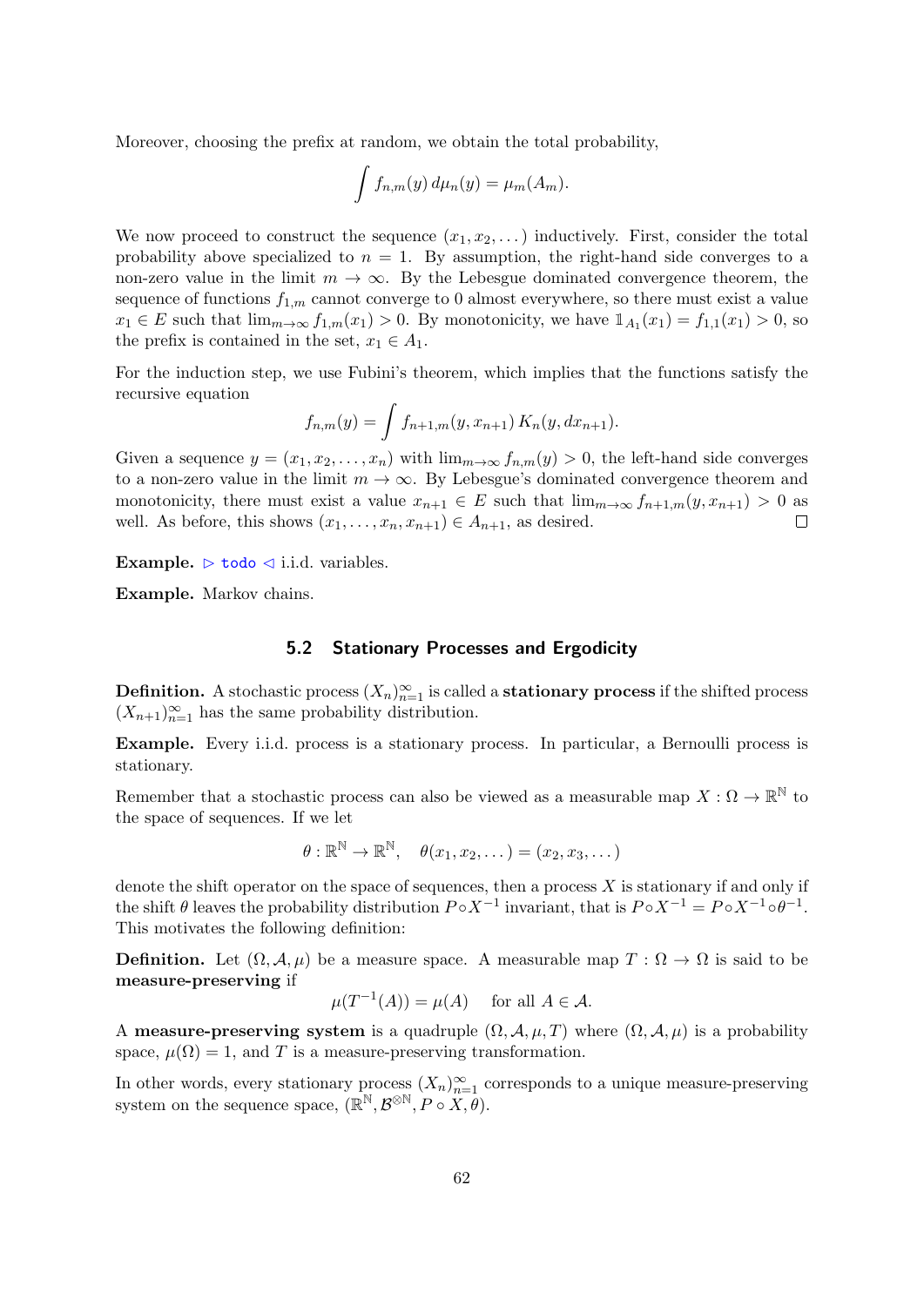Moreover, choosing the prefix at random, we obtain the total probability,

$$\int f_{n,m}(y)\, d\mu_n(y) = \mu_m(A_m).$$

We now proceed to construct the sequence $(x_1, x_2, \dots)$ inductively. First, consider the total probability above specialized to $n = 1$. By assumption, the right-hand side converges to a non-zero value in the limit $m \to \infty$. By the Lebesgue dominated convergence theorem, the sequence of functions $f_{1,m}$ cannot converge to 0 almost everywhere, so there must exist a value $x_1 \in E$ such that $\lim_{m\to\infty} f_{1,m}(x_1) > 0$. By monotonicity, we have $\mathbb{1}_{A_1}(x_1) = f_{1,1}(x_1) > 0$, so the prefix is contained in the set, $x_1 \in A_1$.

For the induction step, we use Fubini's theorem, which implies that the functions satisfy the recursive equation

$$f_{n,m}(y) = \int f_{n+1,m}(y, x_{n+1})\, K_n(y, dx_{n+1}).$$

Given a sequence $y = (x_1, x_2, \dots, x_n)$ with $\lim_{m\to\infty} f_{n,m}(y) > 0$, the left-hand side converges to a non-zero value in the limit $m \to \infty$. By Lebesgue's dominated convergence theorem and monotonicity, there must exist a value $x_{n+1} \in E$ such that $\lim_{m\to\infty} f_{n+1,m}(y, x_{n+1}) > 0$ as well. As before, this shows $(x_1, \dots, x_n, x_{n+1}) \in A_{n+1}$, as desired. □

**Example.** ▷ todo ◁ i.i.d. variables.

**Example.** Markov chains.

## 5.2 Stationary Processes and Ergodicity

**Definition.** A stochastic process $(X_n)_{n=1}^\infty$ is called a **stationary process** if the shifted process $(X_{n+1})_{n=1}^\infty$ has the same probability distribution.

**Example.** Every i.i.d. process is a stationary process. In particular, a Bernoulli process is stationary.

Remember that a stochastic process can also be viewed as a measurable map $X : \Omega \to \mathbb{R}^\mathbb{N}$ to the space of sequences. If we let

$$\theta : \mathbb{R}^\mathbb{N} \to \mathbb{R}^\mathbb{N}, \quad \theta(x_1, x_2, \dots) = (x_2, x_3, \dots)$$

denote the shift operator on the space of sequences, then a process $X$ is stationary if and only if the shift $\theta$ leaves the probability distribution $P \circ X^{-1}$ invariant, that is $P \circ X^{-1} = P \circ X^{-1} \circ \theta^{-1}$. This motivates the following definition:

**Definition.** Let $(\Omega, \mathcal{A}, \mu)$ be a measure space. A measurable map $T : \Omega \to \Omega$ is said to be **measure-preserving** if

$$\mu(T^{-1}(A)) = \mu(A) \quad \text{for all } A \in \mathcal{A}.$$

A **measure-preserving system** is a quadruple $(\Omega, \mathcal{A}, \mu, T)$ where $(\Omega, \mathcal{A}, \mu)$ is a probability space, $\mu(\Omega) = 1$, and $T$ is a measure-preserving transformation.

In other words, every stationary process $(X_n)_{n=1}^\infty$ corresponds to a unique measure-preserving system on the sequence space, $(\mathbb{R}^\mathbb{N}, \mathcal{B}^{\otimes\mathbb{N}}, P \circ X, \theta)$.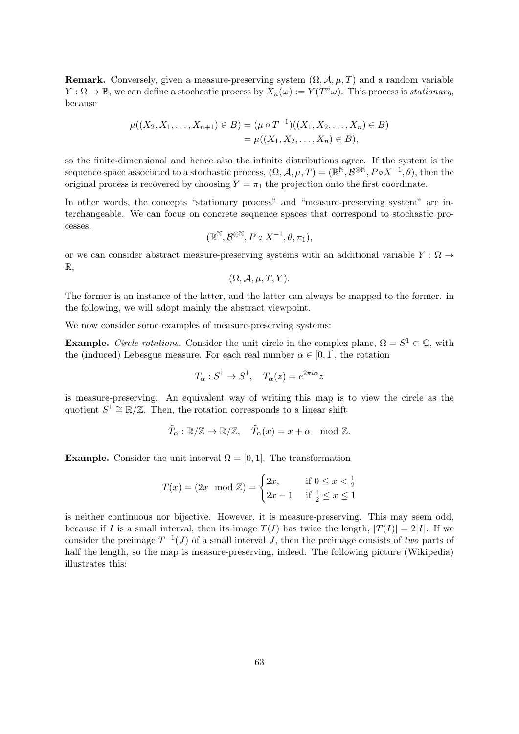**Remark.** Conversely, given a measure-preserving system $(\Omega, \mathcal{A}, \mu, T)$ and a random variable $Y : \Omega \to \mathbb{R}$, we can define a stochastic process by $X_n(\omega) := Y(T^n\omega)$. This process is *stationary*, because

$$\mu((X_2, X_1, \dots, X_{n+1}) \in B) = (\mu \circ T^{-1})((X_1, X_2, \dots, X_n) \in B)$$
$$= \mu((X_1, X_2, \dots, X_n) \in B),$$

so the finite-dimensional and hence also the infinite distributions agree. If the system is the sequence space associated to a stochastic process, $(\Omega, \mathcal{A}, \mu, T) = (\mathbb{R}^{\mathbb{N}}, \mathcal{B}^{\otimes \mathbb{N}}, P \circ X^{-1}, \theta)$, then the original process is recovered by choosing $Y = \pi_1$ the projection onto the first coordinate.

In other words, the concepts "stationary process" and "measure-preserving system" are interchangeable. We can focus on concrete sequence spaces that correspond to stochastic processes,

$$(\mathbb{R}^{\mathbb{N}}, \mathcal{B}^{\otimes \mathbb{N}}, P \circ X^{-1}, \theta, \pi_1),$$

or we can consider abstract measure-preserving systems with an additional variable $Y : \Omega \to \mathbb{R}$,

$$(\Omega, \mathcal{A}, \mu, T, Y).$$

The former is an instance of the latter, and the latter can always be mapped to the former. in the following, we will adopt mainly the abstract viewpoint.

We now consider some examples of measure-preserving systems:

**Example.** *Circle rotations.* Consider the unit circle in the complex plane, $\Omega = S^1 \subset \mathbb{C}$, with the (induced) Lebesgue measure. For each real number $\alpha \in [0, 1]$, the rotation

$$T_\alpha : S^1 \to S^1, \quad T_\alpha(z) = e^{2\pi i \alpha} z$$

is measure-preserving. An equivalent way of writing this map is to view the circle as the quotient $S^1 \cong \mathbb{R}/\mathbb{Z}$. Then, the rotation corresponds to a linear shift

$$\tilde{T}_\alpha : \mathbb{R}/\mathbb{Z} \to \mathbb{R}/\mathbb{Z}, \quad \tilde{T}_\alpha(x) = x + \alpha \mod \mathbb{Z}.$$

**Example.** Consider the unit interval $\Omega = [0, 1]$. The transformation

$$T(x) = (2x \mod \mathbb{Z}) = \begin{cases} 2x, & \text{if } 0 \le x < \frac{1}{2} \\ 2x - 1 & \text{if } \frac{1}{2} \le x \le 1 \end{cases}$$

is neither continuous nor bijective. However, it is measure-preserving. This may seem odd, because if $I$ is a small interval, then its image $T(I)$ has twice the length, $|T(I)| = 2|I|$. If we consider the preimage $T^{-1}(J)$ of a small interval $J$, then the preimage consists of *two* parts of half the length, so the map is measure-preserving, indeed. The following picture (Wikipedia) illustrates this: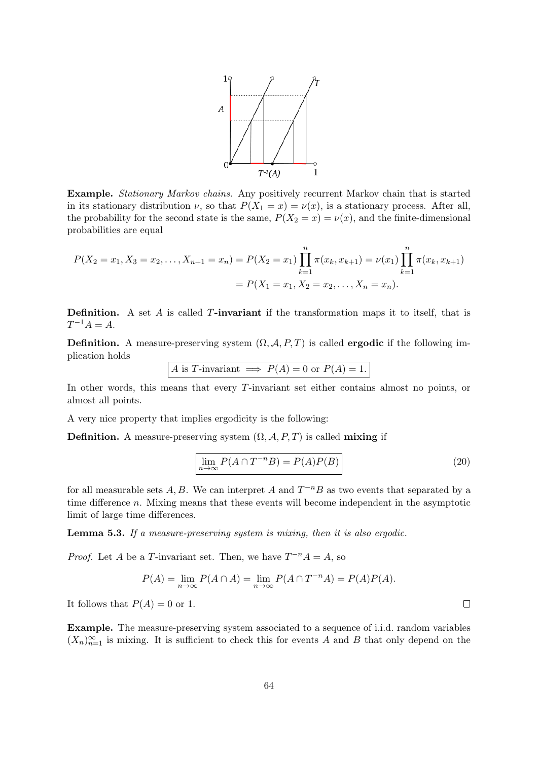1

A

0

$T^{-1}(A)$

1

T

**Example.** *Stationary Markov chains.* Any positively recurrent Markov chain that is started in its stationary distribution $\nu$, so that $P(X_1 = x) = \nu(x)$, is a stationary process. After all, the probability for the second state is the same, $P(X_2 = x) = \nu(x)$, and the finite-dimensional probabilities are equal

$$P(X_2 = x_1, X_3 = x_2, \dots, X_{n+1} = x_n) = P(X_2 = x_1) \prod_{k=1}^{n} \pi(x_k, x_{k+1}) = \nu(x_1) \prod_{k=1}^{n} \pi(x_k, x_{k+1})$$
$$= P(X_1 = x_1, X_2 = x_2, \dots, X_n = x_n).$$

**Definition.** A set $A$ is called $T$**-invariant** if the transformation maps it to itself, that is $T^{-1}A = A$.

**Definition.** A measure-preserving system $(\Omega, \mathcal{A}, P, T)$ is called **ergodic** if the following implication holds

$$\boxed{A \text{ is } T\text{-invariant} \implies P(A) = 0 \text{ or } P(A) = 1.}$$

In other words, this means that every $T$-invariant set either contains almost no points, or almost all points.

A very nice property that implies ergodicity is the following:

**Definition.** A measure-preserving system $(\Omega, \mathcal{A}, P, T)$ is called **mixing** if

$$\boxed{\lim_{n\to\infty} P(A \cap T^{-n}B) = P(A)P(B)} \tag{20}$$

for all measurable sets $A, B$. We can interpret $A$ and $T^{-n}B$ as two events that separated by a time difference $n$. Mixing means that these events will become independent in the asymptotic limit of large time differences.

**Lemma 5.3.** *If a measure-preserving system is mixing, then it is also ergodic.*

*Proof.* Let $A$ be a $T$-invariant set. Then, we have $T^{-n}A = A$, so

$$P(A) = \lim_{n\to\infty} P(A \cap A) = \lim_{n\to\infty} P(A \cap T^{-n}A) = P(A)P(A).$$

It follows that $P(A) = 0$ or 1. □

**Example.** The measure-preserving system associated to a sequence of i.i.d. random variables $(X_n)_{n=1}^{\infty}$ is mixing. It is sufficient to check this for events $A$ and $B$ that only depend on the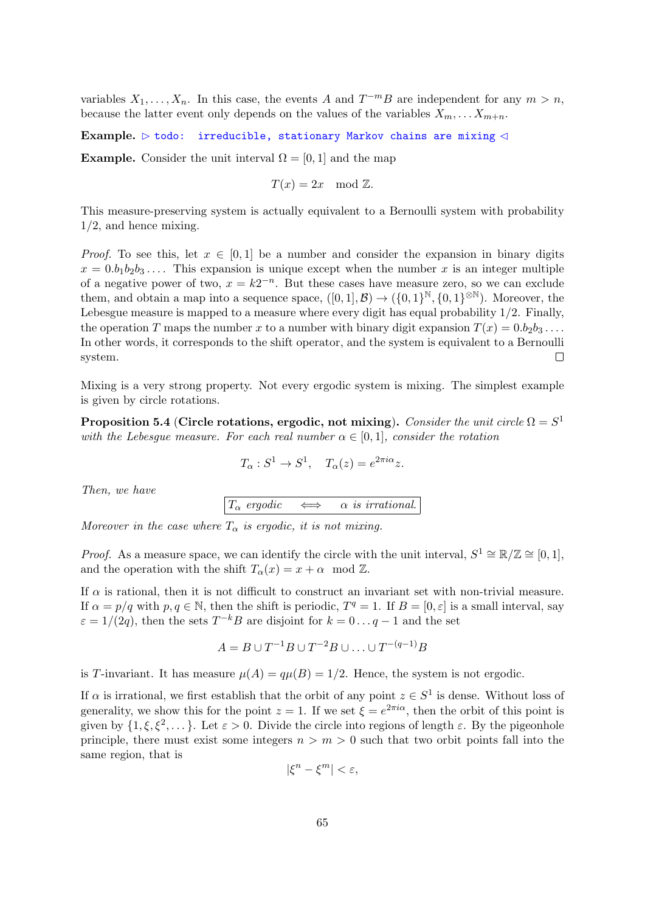variables $X_1, \dots, X_n$. In this case, the events $A$ and $T^{-m}B$ are independent for any $m > n$, because the latter event only depends on the values of the variables $X_m, \dots X_{m+n}$.

**Example.** ▷ todo: irreducible, stationary Markov chains are mixing ◁

**Example.** Consider the unit interval $\Omega = [0,1]$ and the map

$$T(x) = 2x \mod \mathbb{Z}.$$

This measure-preserving system is actually equivalent to a Bernoulli system with probability 1/2, and hence mixing.

*Proof.* To see this, let $x \in [0,1]$ be a number and consider the expansion in binary digits $x = 0.b_1b_2b_3\dots$. This expansion is unique except when the number $x$ is an integer multiple of a negative power of two, $x = k2^{-n}$. But these cases have measure zero, so we can exclude them, and obtain a map into a sequence space, $([0,1], \mathcal{B}) \to (\{0,1\}^{\mathbb{N}}, \{0,1\}^{\otimes \mathbb{N}})$. Moreover, the Lebesgue measure is mapped to a measure where every digit has equal probability 1/2. Finally, the operation $T$ maps the number $x$ to a number with binary digit expansion $T(x) = 0.b_2b_3\dots$. In other words, it corresponds to the shift operator, and the system is equivalent to a Bernoulli system. □

Mixing is a very strong property. Not every ergodic system is mixing. The simplest example is given by circle rotations.

**Proposition 5.4 (Circle rotations, ergodic, not mixing).** *Consider the unit circle $\Omega = S^1$ with the Lebesgue measure. For each real number $\alpha \in [0,1]$, consider the rotation*

$$T_\alpha : S^1 \to S^1, \quad T_\alpha(z) = e^{2\pi i\alpha}z.$$

*Then, we have*

$$\boxed{T_\alpha \text{ ergodic} \quad \Longleftrightarrow \quad \alpha \text{ is irrational.}}$$

*Moreover in the case where $T_\alpha$ is ergodic, it is not mixing.*

*Proof.* As a measure space, we can identify the circle with the unit interval, $S^1 \cong \mathbb{R}/\mathbb{Z} \cong [0,1]$, and the operation with the shift $T_\alpha(x) = x + \alpha \mod \mathbb{Z}$.

If $\alpha$ is rational, then it is not difficult to construct an invariant set with non-trivial measure. If $\alpha = p/q$ with $p, q \in \mathbb{N}$, then the shift is periodic, $T^q = 1$. If $B = [0, \varepsilon]$ is a small interval, say $\varepsilon = 1/(2q)$, then the sets $T^{-k}B$ are disjoint for $k = 0 \dots q-1$ and the set

$$A = B \cup T^{-1}B \cup T^{-2}B \cup \dots \cup T^{-(q-1)}B$$

is $T$-invariant. It has measure $\mu(A) = q\mu(B) = 1/2$. Hence, the system is not ergodic.

If $\alpha$ is irrational, we first establish that the orbit of any point $z \in S^1$ is dense. Without loss of generality, we show this for the point $z = 1$. If we set $\xi = e^{2\pi i\alpha}$, then the orbit of this point is given by $\{1, \xi, \xi^2, \dots\}$. Let $\varepsilon > 0$. Divide the circle into regions of length $\varepsilon$. By the pigeonhole principle, there must exist some integers $n > m > 0$ such that two orbit points fall into the same region, that is

$$|\xi^n - \xi^m| < \varepsilon,$$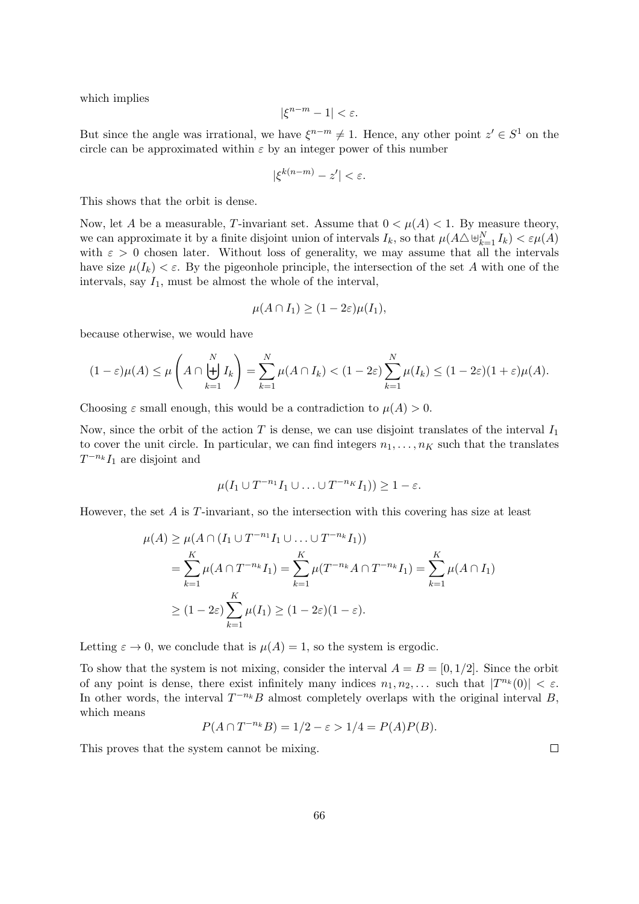which implies

$$|\xi^{n-m} - 1| < \varepsilon.$$

But since the angle was irrational, we have $\xi^{n-m} \neq 1$. Hence, any other point $z' \in S^1$ on the circle can be approximated within $\varepsilon$ by an integer power of this number

$$|\xi^{k(n-m)} - z'| < \varepsilon.$$

This shows that the orbit is dense.

Now, let $A$ be a measurable, $T$-invariant set. Assume that $0 < \mu(A) < 1$. By measure theory, we can approximate it by a finite disjoint union of intervals $I_k$, so that $\mu(A \triangle \uplus_{k=1}^N I_k) < \varepsilon\mu(A)$ with $\varepsilon > 0$ chosen later. Without loss of generality, we may assume that all the intervals have size $\mu(I_k) < \varepsilon$. By the pigeonhole principle, the intersection of the set $A$ with one of the intervals, say $I_1$, must be almost the whole of the interval,

$$\mu(A \cap I_1) \geq (1 - 2\varepsilon)\mu(I_1),$$

because otherwise, we would have

$$(1-\varepsilon)\mu(A) \leq \mu\left(A \cap \biguplus_{k=1}^N I_k\right) = \sum_{k=1}^N \mu(A \cap I_k) < (1-2\varepsilon)\sum_{k=1}^N \mu(I_k) \leq (1-2\varepsilon)(1+\varepsilon)\mu(A).$$

Choosing $\varepsilon$ small enough, this would be a contradiction to $\mu(A) > 0$.

Now, since the orbit of the action $T$ is dense, we can use disjoint translates of the interval $I_1$ to cover the unit circle. In particular, we can find integers $n_1, \ldots, n_K$ such that the translates $T^{-n_k}I_1$ are disjoint and

$$\mu(I_1 \cup T^{-n_1}I_1 \cup \ldots \cup T^{-n_K}I_1)) \geq 1 - \varepsilon.$$

However, the set $A$ is $T$-invariant, so the intersection with this covering has size at least

$$\begin{aligned}
\mu(A) &\geq \mu(A \cap (I_1 \cup T^{-n_1}I_1 \cup \ldots \cup T^{-n_k}I_1)) \\
&= \sum_{k=1}^K \mu(A \cap T^{-n_k}I_1) = \sum_{k=1}^K \mu(T^{-n_k}A \cap T^{-n_k}I_1) = \sum_{k=1}^K \mu(A \cap I_1) \\
&\geq (1-2\varepsilon)\sum_{k=1}^K \mu(I_1) \geq (1-2\varepsilon)(1-\varepsilon).
\end{aligned}$$

Letting $\varepsilon \to 0$, we conclude that is $\mu(A) = 1$, so the system is ergodic.

To show that the system is not mixing, consider the interval $A = B = [0, 1/2]$. Since the orbit of any point is dense, there exist infinitely many indices $n_1, n_2, \ldots$ such that $|T^{n_k}(0)| < \varepsilon$. In other words, the interval $T^{-n_k}B$ almost completely overlaps with the original interval $B$, which means

$$P(A \cap T^{-n_k}B) = 1/2 - \varepsilon > 1/4 = P(A)P(B).$$

This proves that the system cannot be mixing. $\square$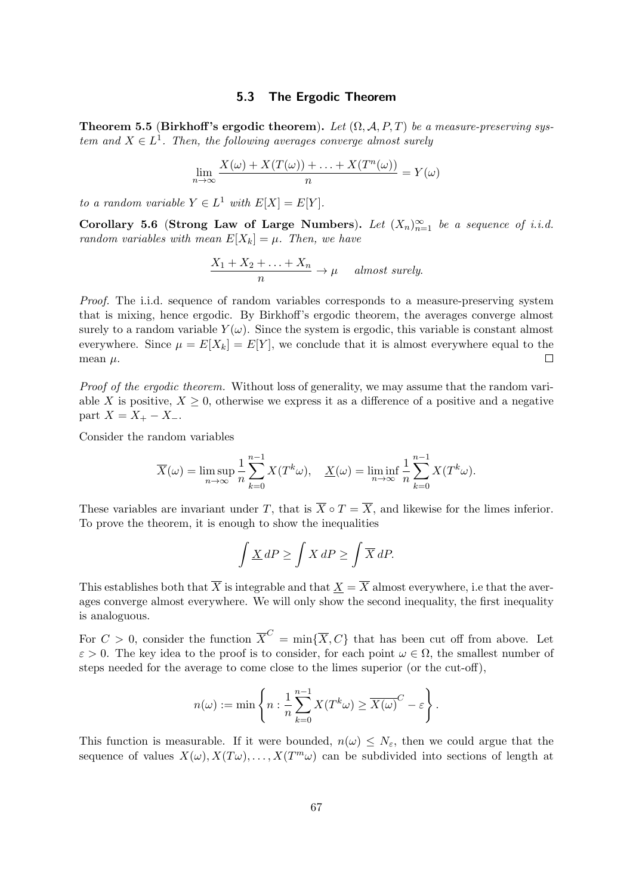### 5.3 The Ergodic Theorem

**Theorem 5.5 (Birkhoff's ergodic theorem).** *Let $(\Omega, \mathcal{A}, P, T)$ be a measure-preserving system and $X \in L^1$. Then, the following averages converge almost surely*

$$\lim_{n\to\infty} \frac{X(\omega) + X(T(\omega)) + \ldots + X(T^n(\omega))}{n} = Y(\omega)$$

*to a random variable $Y \in L^1$ with $E[X] = E[Y]$.*

**Corollary 5.6 (Strong Law of Large Numbers).** *Let $(X_n)_{n=1}^\infty$ be a sequence of i.i.d. random variables with mean $E[X_k] = \mu$. Then, we have*

$$\frac{X_1 + X_2 + \ldots + X_n}{n} \to \mu \quad \textit{almost surely.}$$

*Proof.* The i.i.d. sequence of random variables corresponds to a measure-preserving system that is mixing, hence ergodic. By Birkhoff's ergodic theorem, the averages converge almost surely to a random variable $Y(\omega)$. Since the system is ergodic, this variable is constant almost everywhere. Since $\mu = E[X_k] = E[Y]$, we conclude that it is almost everywhere equal to the mean $\mu$. $\square$

*Proof of the ergodic theorem.* Without loss of generality, we may assume that the random variable $X$ is positive, $X \geq 0$, otherwise we express it as a difference of a positive and a negative part $X = X_+ - X_-$.

Consider the random variables

$$\overline{X}(\omega) = \limsup_{n\to\infty} \frac{1}{n} \sum_{k=0}^{n-1} X(T^k\omega), \quad \underline{X}(\omega) = \liminf_{n\to\infty} \frac{1}{n} \sum_{k=0}^{n-1} X(T^k\omega).$$

These variables are invariant under $T$, that is $\overline{X} \circ T = \overline{X}$, and likewise for the limes inferior. To prove the theorem, it is enough to show the inequalities

$$\int \underline{X}\, dP \geq \int X\, dP \geq \int \overline{X}\, dP.$$

This establishes both that $\overline{X}$ is integrable and that $\underline{X} = \overline{X}$ almost everywhere, i.e that the averages converge almost everywhere. We will only show the second inequality, the first inequality is analoguous.

For $C > 0$, consider the function $\overline{X}^C = \min\{\overline{X}, C\}$ that has been cut off from above. Let $\varepsilon > 0$. The key idea to the proof is to consider, for each point $\omega \in \Omega$, the smallest number of steps needed for the average to come close to the limes superior (or the cut-off),

$$n(\omega) := \min\left\{ n : \frac{1}{n} \sum_{k=0}^{n-1} X(T^k\omega) \geq \overline{X(\omega)}^C - \varepsilon \right\}.$$

This function is measurable. If it were bounded, $n(\omega) \leq N_\varepsilon$, then we could argue that the sequence of values $X(\omega), X(T\omega), \ldots, X(T^m\omega)$ can be subdivided into sections of length at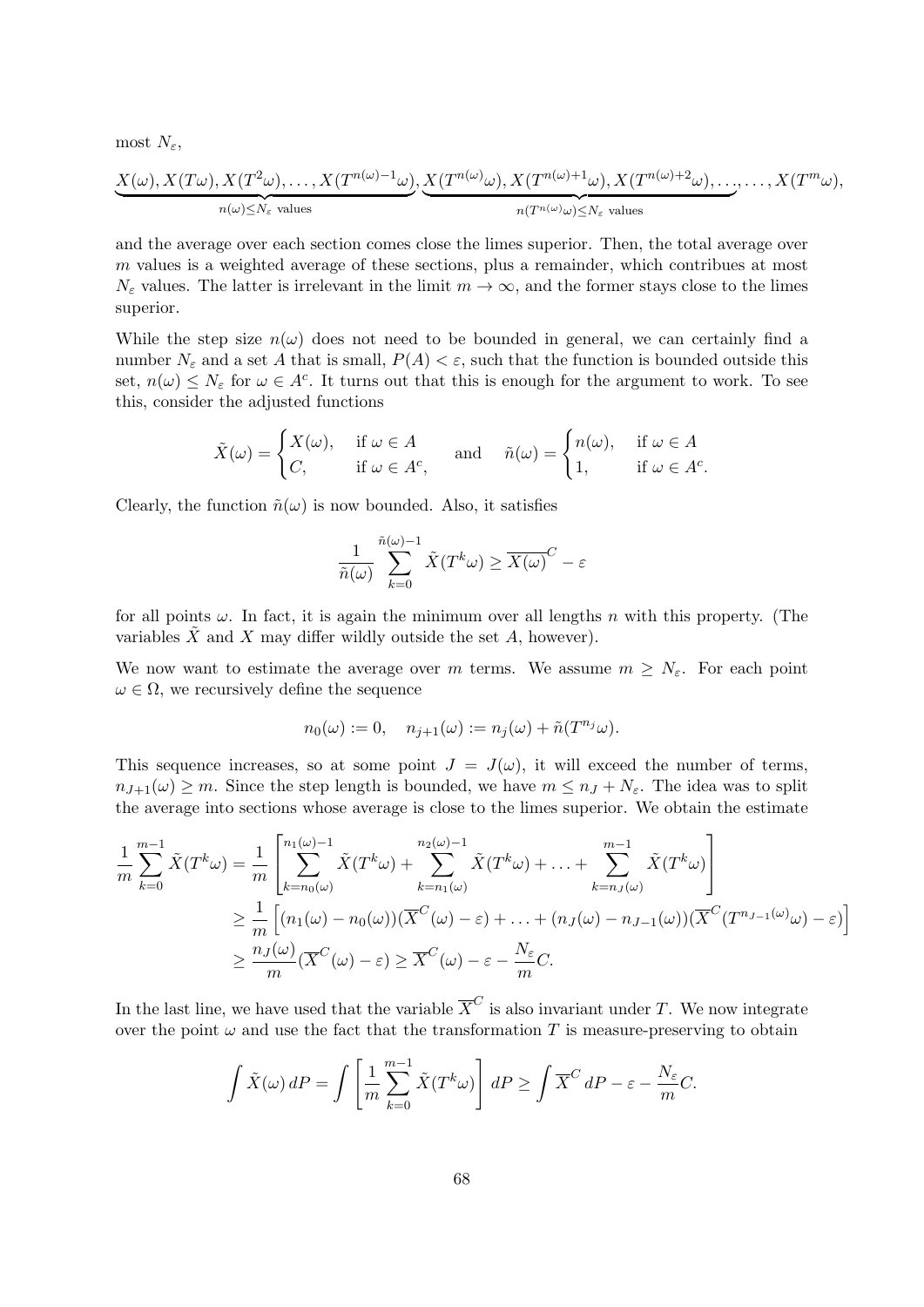most $N_\varepsilon$,

$$\underbrace{X(\omega), X(T\omega), X(T^2\omega), \ldots, X(T^{n(\omega)-1}\omega)}_{n(\omega)\leq N_\varepsilon \text{ values}}, \underbrace{X(T^{n(\omega)}\omega), X(T^{n(\omega)+1}\omega), X(T^{n(\omega)+2}\omega), \ldots}_{n(T^{n(\omega)}\omega)\leq N_\varepsilon \text{ values}}, \ldots, X(T^m\omega),$$

and the average over each section comes close the limes superior. Then, the total average over $m$ values is a weighted average of these sections, plus a remainder, which contribues at most $N_\varepsilon$ values. The latter is irrelevant in the limit $m \to \infty$, and the former stays close to the limes superior.

While the step size $n(\omega)$ does not need to be bounded in general, we can certainly find a number $N_\varepsilon$ and a set $A$ that is small, $P(A) < \varepsilon$, such that the function is bounded outside this set, $n(\omega) \leq N_\varepsilon$ for $\omega \in A^c$. It turns out that this is enough for the argument to work. To see this, consider the adjusted functions

$$\tilde{X}(\omega) = \begin{cases} X(\omega), & \text{if } \omega \in A \\ C, & \text{if } \omega \in A^c, \end{cases} \qquad \text{and} \qquad \tilde{n}(\omega) = \begin{cases} n(\omega), & \text{if } \omega \in A \\ 1, & \text{if } \omega \in A^c. \end{cases}$$

Clearly, the function $\tilde{n}(\omega)$ is now bounded. Also, it satisfies

$$\frac{1}{\tilde{n}(\omega)} \sum_{k=0}^{\tilde{n}(\omega)-1} \tilde{X}(T^k\omega) \geq \overline{X(\omega)}^C - \varepsilon$$

for all points $\omega$. In fact, it is again the minimum over all lengths $n$ with this property. (The variables $\tilde{X}$ and $X$ may differ wildly outside the set $A$, however).

We now want to estimate the average over $m$ terms. We assume $m \geq N_\varepsilon$. For each point $\omega \in \Omega$, we recursively define the sequence

$$n_0(\omega) := 0, \quad n_{j+1}(\omega) := n_j(\omega) + \tilde{n}(T^{n_j}\omega).$$

This sequence increases, so at some point $J = J(\omega)$, it will exceed the number of terms, $n_{J+1}(\omega) \geq m$. Since the step length is bounded, we have $m \leq n_J + N_\varepsilon$. The idea was to split the average into sections whose average is close to the limes superior. We obtain the estimate

$$\begin{aligned}
\frac{1}{m}\sum_{k=0}^{m-1} \tilde{X}(T^k\omega) &= \frac{1}{m}\left[\sum_{k=n_0(\omega)}^{n_1(\omega)-1} \tilde{X}(T^k\omega) + \sum_{k=n_1(\omega)}^{n_2(\omega)-1} \tilde{X}(T^k\omega) + \ldots + \sum_{k=n_J(\omega)}^{m-1} \tilde{X}(T^k\omega)\right] \\
&\geq \frac{1}{m}\left[(n_1(\omega) - n_0(\omega))(\overline{X}^C(\omega) - \varepsilon) + \ldots + (n_J(\omega) - n_{J-1}(\omega))(\overline{X}^C(T^{n_{J-1}(\omega)}\omega) - \varepsilon)\right] \\
&\geq \frac{n_J(\omega)}{m}(\overline{X}^C(\omega) - \varepsilon) \geq \overline{X}^C(\omega) - \varepsilon - \frac{N_\varepsilon}{m}C.
\end{aligned}$$

In the last line, we have used that the variable $\overline{X}^C$ is also invariant under $T$. We now integrate over the point $\omega$ and use the fact that the transformation $T$ is measure-preserving to obtain

$$\int \tilde{X}(\omega)\, dP = \int \left[\frac{1}{m}\sum_{k=0}^{m-1} \tilde{X}(T^k\omega)\right] dP \geq \int \overline{X}^C\, dP - \varepsilon - \frac{N_\varepsilon}{m}C.$$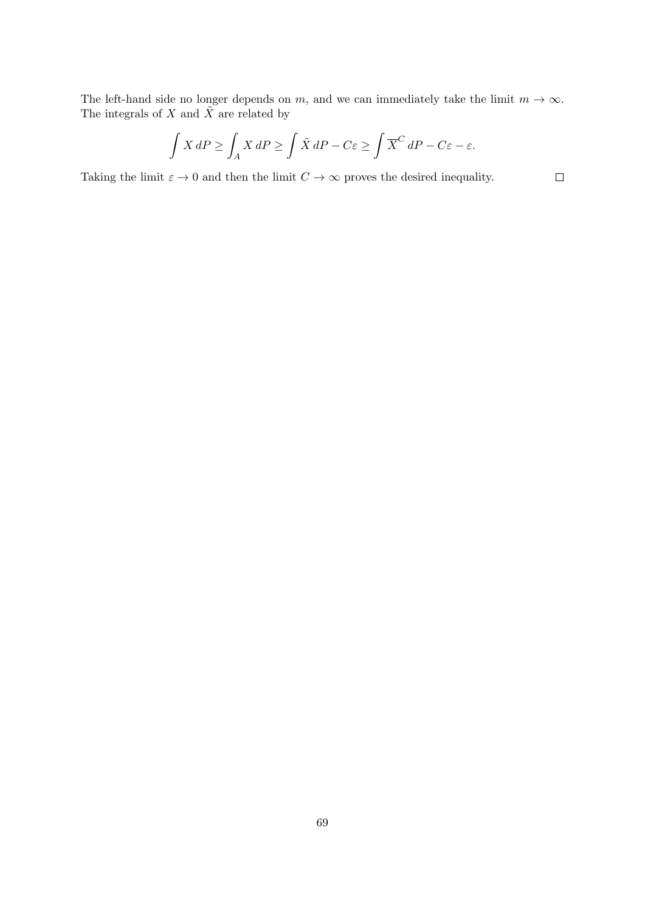The left-hand side no longer depends on $m$, and we can immediately take the limit $m \to \infty$. The integrals of $X$ and $\tilde{X}$ are related by

$$\int X \, dP \geq \int_A X \, dP \geq \int \tilde{X} \, dP - C\varepsilon \geq \int \overline{X}^C \, dP - C\varepsilon - \varepsilon.$$

Taking the limit $\varepsilon \to 0$ and then the limit $C \to \infty$ proves the desired inequality. $\square$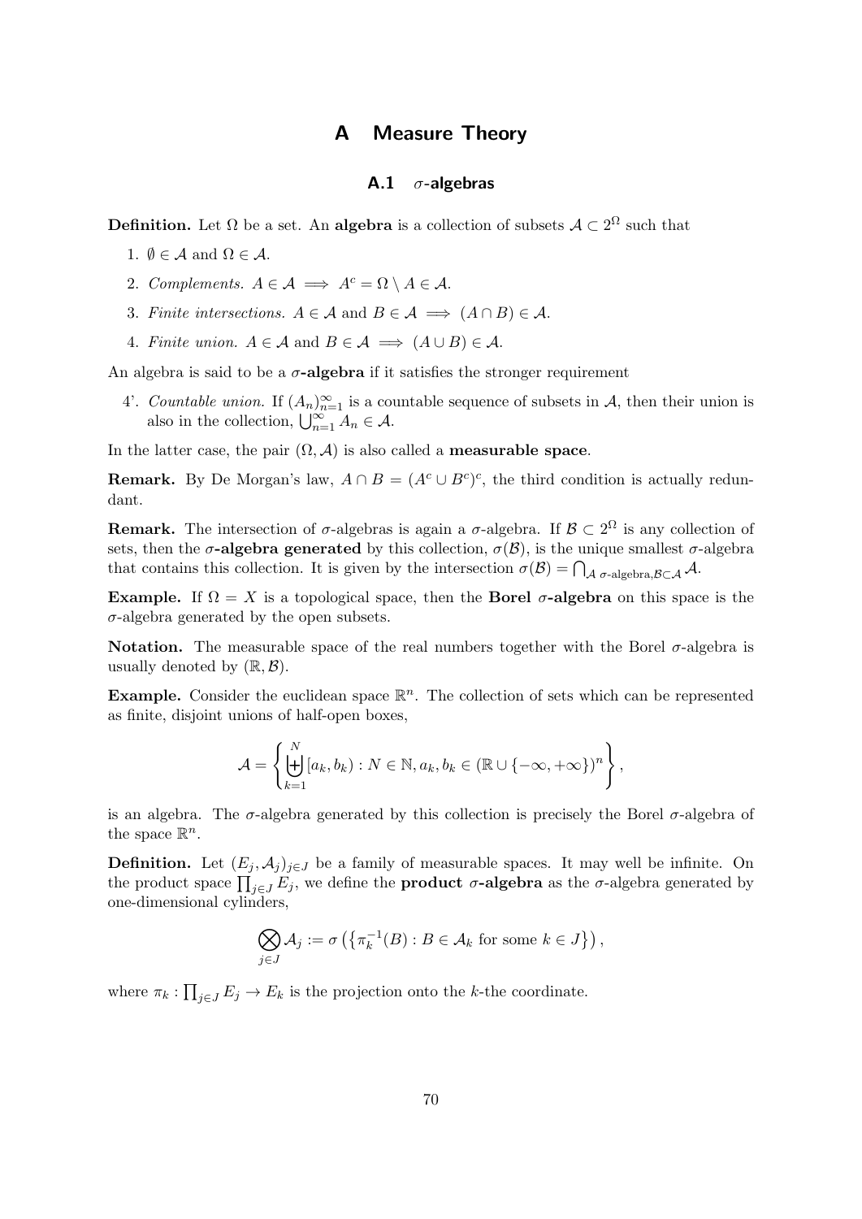# A Measure Theory

## A.1 $\sigma$-algebras

**Definition.** Let $\Omega$ be a set. An **algebra** is a collection of subsets $\mathcal{A} \subset 2^\Omega$ such that

1. $\emptyset \in \mathcal{A}$ and $\Omega \in \mathcal{A}$.
2. *Complements.* $A \in \mathcal{A} \implies A^c = \Omega \setminus A \in \mathcal{A}$.
3. *Finite intersections.* $A \in \mathcal{A}$ and $B \in \mathcal{A} \implies (A \cap B) \in \mathcal{A}$.
4. *Finite union.* $A \in \mathcal{A}$ and $B \in \mathcal{A} \implies (A \cup B) \in \mathcal{A}$.

An algebra is said to be a **$\sigma$-algebra** if it satisfies the stronger requirement

4'. *Countable union.* If $(A_n)_{n=1}^\infty$ is a countable sequence of subsets in $\mathcal{A}$, then their union is also in the collection, $\bigcup_{n=1}^\infty A_n \in \mathcal{A}$.

In the latter case, the pair $(\Omega, \mathcal{A})$ is also called a **measurable space**.

**Remark.** By De Morgan's law, $A \cap B = (A^c \cup B^c)^c$, the third condition is actually redundant.

**Remark.** The intersection of $\sigma$-algebras is again a $\sigma$-algebra. If $\mathcal{B} \subset 2^\Omega$ is any collection of sets, then the **$\sigma$-algebra generated** by this collection, $\sigma(\mathcal{B})$, is the unique smallest $\sigma$-algebra that contains this collection. It is given by the intersection $\sigma(\mathcal{B}) = \bigcap_{\mathcal{A}\ \sigma\text{-algebra}, \mathcal{B} \subset \mathcal{A}} \mathcal{A}$.

**Example.** If $\Omega = X$ is a topological space, then the **Borel $\sigma$-algebra** on this space is the $\sigma$-algebra generated by the open subsets.

**Notation.** The measurable space of the real numbers together with the Borel $\sigma$-algebra is usually denoted by $(\mathbb{R}, \mathcal{B})$.

**Example.** Consider the euclidean space $\mathbb{R}^n$. The collection of sets which can be represented as finite, disjoint unions of half-open boxes,

$$\mathcal{A} = \left\{ \biguplus_{k=1}^{N} [a_k, b_k) : N \in \mathbb{N}, a_k, b_k \in (\mathbb{R} \cup \{-\infty, +\infty\})^n \right\},$$

is an algebra. The $\sigma$-algebra generated by this collection is precisely the Borel $\sigma$-algebra of the space $\mathbb{R}^n$.

**Definition.** Let $(E_j, \mathcal{A}_j)_{j \in J}$ be a family of measurable spaces. It may well be infinite. On the product space $\prod_{j \in J} E_j$, we define the **product $\sigma$-algebra** as the $\sigma$-algebra generated by one-dimensional cylinders,

$$\bigotimes_{j \in J} \mathcal{A}_j := \sigma\left(\left\{\pi_k^{-1}(B) : B \in \mathcal{A}_k \text{ for some } k \in J\right\}\right),$$

where $\pi_k : \prod_{j \in J} E_j \to E_k$ is the projection onto the $k$-the coordinate.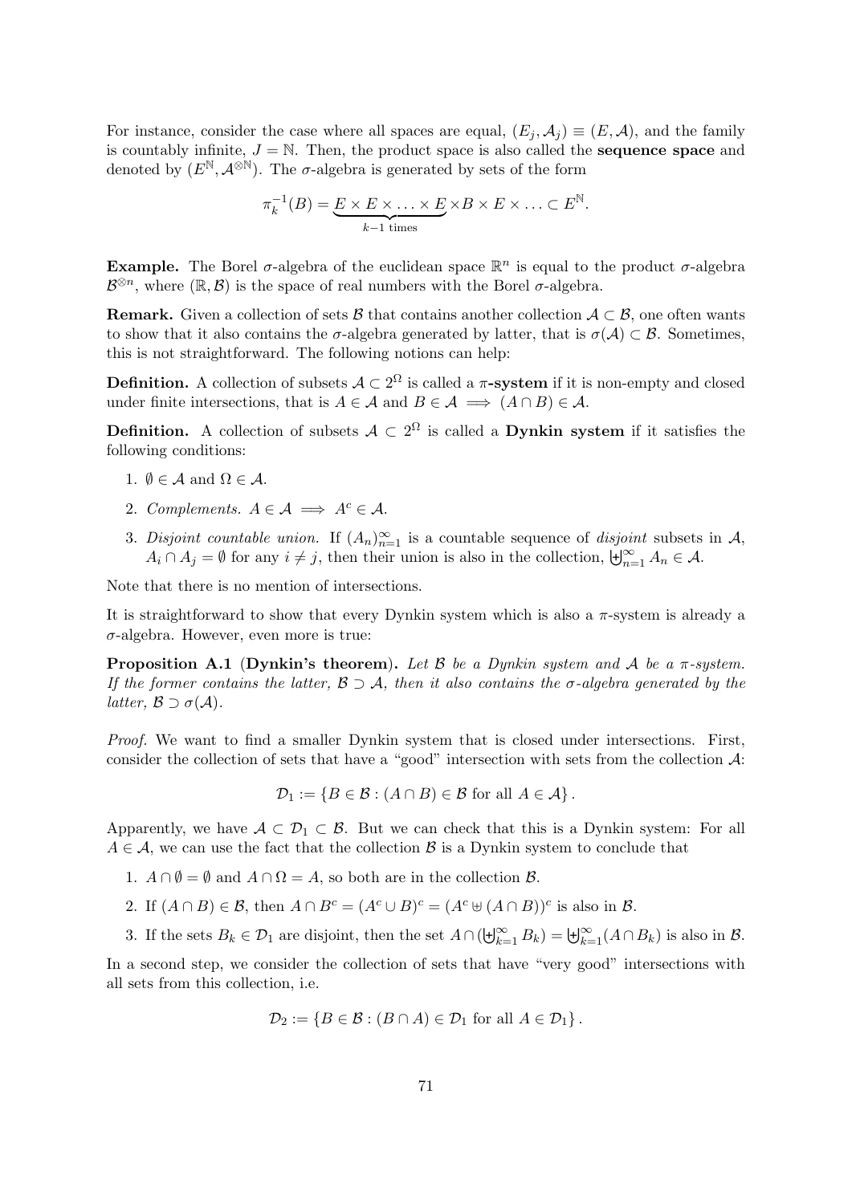For instance, consider the case where all spaces are equal, $(E_j, \mathcal{A}_j) \equiv (E, \mathcal{A})$, and the family is countably infinite, $J = \mathbb{N}$. Then, the product space is also called the **sequence space** and denoted by $(E^{\mathbb{N}}, \mathcal{A}^{\otimes \mathbb{N}})$. The $\sigma$-algebra is generated by sets of the form

$$\pi_k^{-1}(B) = \underbrace{E \times E \times \ldots \times E}_{k-1 \text{ times}} \times B \times E \times \ldots \subset E^{\mathbb{N}}.$$

**Example.** The Borel $\sigma$-algebra of the euclidean space $\mathbb{R}^n$ is equal to the product $\sigma$-algebra $\mathcal{B}^{\otimes n}$, where $(\mathbb{R}, \mathcal{B})$ is the space of real numbers with the Borel $\sigma$-algebra.

**Remark.** Given a collection of sets $\mathcal{B}$ that contains another collection $\mathcal{A} \subset \mathcal{B}$, one often wants to show that it also contains the $\sigma$-algebra generated by latter, that is $\sigma(\mathcal{A}) \subset \mathcal{B}$. Sometimes, this is not straightforward. The following notions can help:

**Definition.** A collection of subsets $\mathcal{A} \subset 2^{\Omega}$ is called a **$\pi$-system** if it is non-empty and closed under finite intersections, that is $A \in \mathcal{A}$ and $B \in \mathcal{A} \implies (A \cap B) \in \mathcal{A}$.

**Definition.** A collection of subsets $\mathcal{A} \subset 2^{\Omega}$ is called a **Dynkin system** if it satisfies the following conditions:

1. $\emptyset \in \mathcal{A}$ and $\Omega \in \mathcal{A}$.
2. *Complements.* $A \in \mathcal{A} \implies A^c \in \mathcal{A}$.
3. *Disjoint countable union.* If $(A_n)_{n=1}^{\infty}$ is a countable sequence of *disjoint* subsets in $\mathcal{A}$, $A_i \cap A_j = \emptyset$ for any $i \neq j$, then their union is also in the collection, $\biguplus_{n=1}^{\infty} A_n \in \mathcal{A}$.

Note that there is no mention of intersections.

It is straightforward to show that every Dynkin system which is also a $\pi$-system is already a $\sigma$-algebra. However, even more is true:

**Proposition A.1 (Dynkin's theorem).** *Let $\mathcal{B}$ be a Dynkin system and $\mathcal{A}$ be a $\pi$-system. If the former contains the latter, $\mathcal{B} \supset \mathcal{A}$, then it also contains the $\sigma$-algebra generated by the latter, $\mathcal{B} \supset \sigma(\mathcal{A})$.*

*Proof.* We want to find a smaller Dynkin system that is closed under intersections. First, consider the collection of sets that have a "good" intersection with sets from the collection $\mathcal{A}$:

$$\mathcal{D}_1 := \{B \in \mathcal{B} : (A \cap B) \in \mathcal{B} \text{ for all } A \in \mathcal{A}\}.$$

Apparently, we have $\mathcal{A} \subset \mathcal{D}_1 \subset \mathcal{B}$. But we can check that this is a Dynkin system: For all $A \in \mathcal{A}$, we can use the fact that the collection $\mathcal{B}$ is a Dynkin system to conclude that

1. $A \cap \emptyset = \emptyset$ and $A \cap \Omega = A$, so both are in the collection $\mathcal{B}$.
2. If $(A \cap B) \in \mathcal{B}$, then $A \cap B^c = (A^c \cup B)^c = (A^c \uplus (A \cap B))^c$ is also in $\mathcal{B}$.
3. If the sets $B_k \in \mathcal{D}_1$ are disjoint, then the set $A \cap (\biguplus_{k=1}^{\infty} B_k) = \biguplus_{k=1}^{\infty}(A \cap B_k)$ is also in $\mathcal{B}$.

In a second step, we consider the collection of sets that have "very good" intersections with all sets from this collection, i.e.

$$\mathcal{D}_2 := \{B \in \mathcal{B} : (B \cap A) \in \mathcal{D}_1 \text{ for all } A \in \mathcal{D}_1\}.$$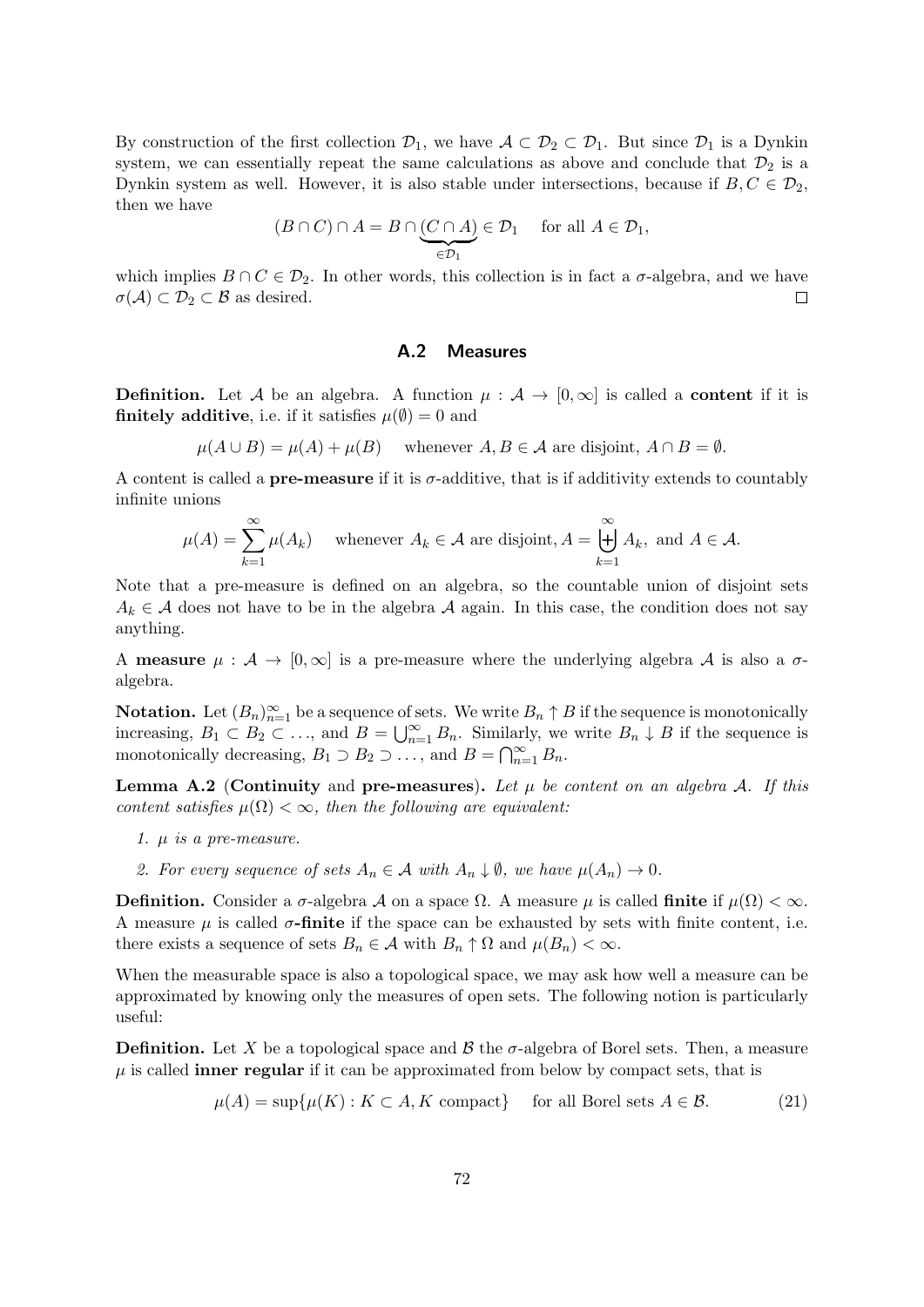By construction of the first collection $\mathcal{D}_1$, we have $\mathcal{A} \subset \mathcal{D}_2 \subset \mathcal{D}_1$. But since $\mathcal{D}_1$ is a Dynkin system, we can essentially repeat the same calculations as above and conclude that $\mathcal{D}_2$ is a Dynkin system as well. However, it is also stable under intersections, because if $B, C \in \mathcal{D}_2$, then we have

$$(B \cap C) \cap A = B \cap \underbrace{(C \cap A)}_{\in \mathcal{D}_1} \in \mathcal{D}_1 \quad \text{for all } A \in \mathcal{D}_1,$$

which implies $B \cap C \in \mathcal{D}_2$. In other words, this collection is in fact a $\sigma$-algebra, and we have $\sigma(\mathcal{A}) \subset \mathcal{D}_2 \subset \mathcal{B}$ as desired. $\square$

## A.2 Measures

**Definition.** Let $\mathcal{A}$ be an algebra. A function $\mu : \mathcal{A} \to [0, \infty]$ is called a **content** if it is **finitely additive**, i.e. if it satisfies $\mu(\emptyset) = 0$ and

$$\mu(A \cup B) = \mu(A) + \mu(B) \quad \text{whenever } A, B \in \mathcal{A} \text{ are disjoint, } A \cap B = \emptyset.$$

A content is called a **pre-measure** if it is $\sigma$-additive, that is if additivity extends to countably infinite unions

$$\mu(A) = \sum_{k=1}^{\infty} \mu(A_k) \quad \text{whenever } A_k \in \mathcal{A} \text{ are disjoint, } A = \biguplus_{k=1}^{\infty} A_k, \text{ and } A \in \mathcal{A}.$$

Note that a pre-measure is defined on an algebra, so the countable union of disjoint sets $A_k \in \mathcal{A}$ does not have to be in the algebra $\mathcal{A}$ again. In this case, the condition does not say anything.

A **measure** $\mu : \mathcal{A} \to [0, \infty]$ is a pre-measure where the underlying algebra $\mathcal{A}$ is also a $\sigma$-algebra.

**Notation.** Let $(B_n)_{n=1}^{\infty}$ be a sequence of sets. We write $B_n \uparrow B$ if the sequence is monotonically increasing, $B_1 \subset B_2 \subset \ldots$, and $B = \bigcup_{n=1}^{\infty} B_n$. Similarly, we write $B_n \downarrow B$ if the sequence is monotonically decreasing, $B_1 \supset B_2 \supset \ldots$, and $B = \bigcap_{n=1}^{\infty} B_n$.

**Lemma A.2** (**Continuity** and **pre-measures**). *Let $\mu$ be content on an algebra $\mathcal{A}$. If this content satisfies $\mu(\Omega) < \infty$, then the following are equivalent:*

1. *$\mu$ is a pre-measure.*
2. *For every sequence of sets $A_n \in \mathcal{A}$ with $A_n \downarrow \emptyset$, we have $\mu(A_n) \to 0$.*

**Definition.** Consider a $\sigma$-algebra $\mathcal{A}$ on a space $\Omega$. A measure $\mu$ is called **finite** if $\mu(\Omega) < \infty$. A measure $\mu$ is called **$\sigma$-finite** if the space can be exhausted by sets with finite content, i.e. there exists a sequence of sets $B_n \in \mathcal{A}$ with $B_n \uparrow \Omega$ and $\mu(B_n) < \infty$.

When the measurable space is also a topological space, we may ask how well a measure can be approximated by knowing only the measures of open sets. The following notion is particularly useful:

**Definition.** Let $X$ be a topological space and $\mathcal{B}$ the $\sigma$-algebra of Borel sets. Then, a measure $\mu$ is called **inner regular** if it can be approximated from below by compact sets, that is

$$\mu(A) = \sup\{\mu(K) : K \subset A, K \text{ compact}\} \quad \text{for all Borel sets } A \in \mathcal{B}. \tag{21}$$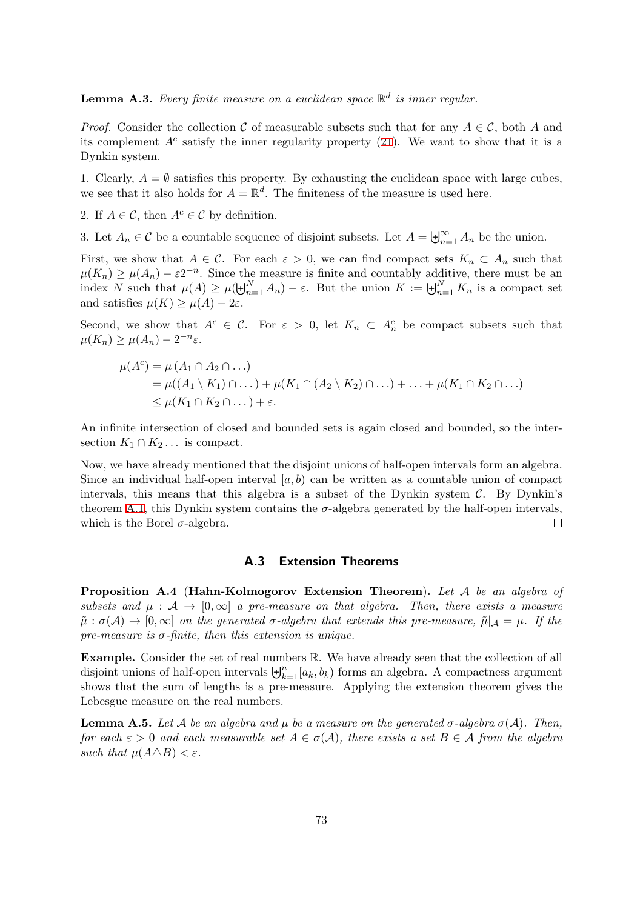**Lemma A.3.** *Every finite measure on a euclidean space $\mathbb{R}^d$ is inner regular.*

*Proof.* Consider the collection $\mathcal{C}$ of measurable subsets such that for any $A \in \mathcal{C}$, both $A$ and its complement $A^c$ satisfy the inner regularity property (21). We want to show that it is a Dynkin system.

1. Clearly, $A = \emptyset$ satisfies this property. By exhausting the euclidean space with large cubes, we see that it also holds for $A = \mathbb{R}^d$. The finiteness of the measure is used here.

2. If $A \in \mathcal{C}$, then $A^c \in \mathcal{C}$ by definition.

3. Let $A_n \in \mathcal{C}$ be a countable sequence of disjoint subsets. Let $A = \biguplus_{n=1}^{\infty} A_n$ be the union.

First, we show that $A \in \mathcal{C}$. For each $\varepsilon > 0$, we can find compact sets $K_n \subset A_n$ such that $\mu(K_n) \geq \mu(A_n) - \varepsilon 2^{-n}$. Since the measure is finite and countably additive, there must be an index $N$ such that $\mu(A) \geq \mu(\biguplus_{n=1}^{N} A_n) - \varepsilon$. But the union $K := \biguplus_{n=1}^{N} K_n$ is a compact set and satisfies $\mu(K) \geq \mu(A) - 2\varepsilon$.

Second, we show that $A^c \in \mathcal{C}$. For $\varepsilon > 0$, let $K_n \subset A_n^c$ be compact subsets such that $\mu(K_n) \geq \mu(A_n) - 2^{-n}\varepsilon$.

$$
\begin{aligned}
\mu(A^c) &= \mu\left(A_1 \cap A_2 \cap \ldots\right) \\
&= \mu((A_1 \setminus K_1) \cap \ldots) + \mu(K_1 \cap (A_2 \setminus K_2) \cap \ldots) + \ldots + \mu(K_1 \cap K_2 \cap \ldots) \\
&\leq \mu(K_1 \cap K_2 \cap \ldots) + \varepsilon.
\end{aligned}
$$

An infinite intersection of closed and bounded sets is again closed and bounded, so the intersection $K_1 \cap K_2 \ldots$ is compact.

Now, we have already mentioned that the disjoint unions of half-open intervals form an algebra. Since an individual half-open interval $[a, b)$ can be written as a countable union of compact intervals, this means that this algebra is a subset of the Dynkin system $\mathcal{C}$. By Dynkin's theorem A.1, this Dynkin system contains the $\sigma$-algebra generated by the half-open intervals, which is the Borel $\sigma$-algebra. □

### A.3 Extension Theorems

**Proposition A.4** (**Hahn-Kolmogorov Extension Theorem**)**.** *Let $\mathcal{A}$ be an algebra of subsets and $\mu : \mathcal{A} \to [0, \infty]$ a pre-measure on that algebra. Then, there exists a measure $\tilde{\mu} : \sigma(\mathcal{A}) \to [0, \infty]$ on the generated $\sigma$-algebra that extends this pre-measure, $\tilde{\mu}|_{\mathcal{A}} = \mu$. If the pre-measure is $\sigma$-finite, then this extension is unique.*

**Example.** Consider the set of real numbers $\mathbb{R}$. We have already seen that the collection of all disjoint unions of half-open intervals $\biguplus_{k=1}^{n} [a_k, b_k)$ forms an algebra. A compactness argument shows that the sum of lengths is a pre-measure. Applying the extension theorem gives the Lebesgue measure on the real numbers.

**Lemma A.5.** *Let $\mathcal{A}$ be an algebra and $\mu$ be a measure on the generated $\sigma$-algebra $\sigma(\mathcal{A})$. Then, for each $\varepsilon > 0$ and each measurable set $A \in \sigma(\mathcal{A})$, there exists a set $B \in \mathcal{A}$ from the algebra such that $\mu(A \triangle B) < \varepsilon$.*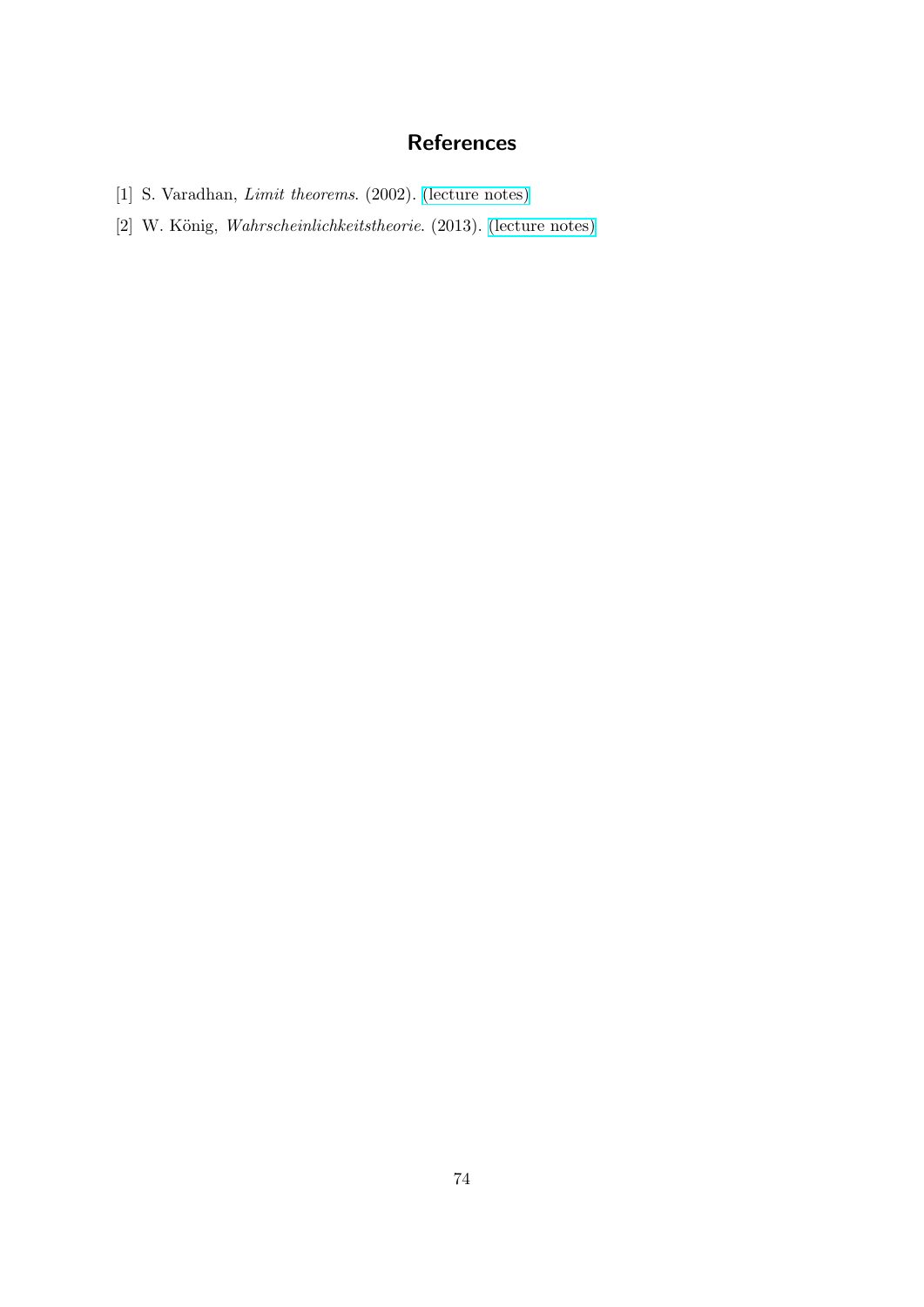# References

[1] S. Varadhan, *Limit theorems*. (2002). (lecture notes)

[2] W. König, *Wahrscheinlichkeitstheorie*. (2013). (lecture notes)